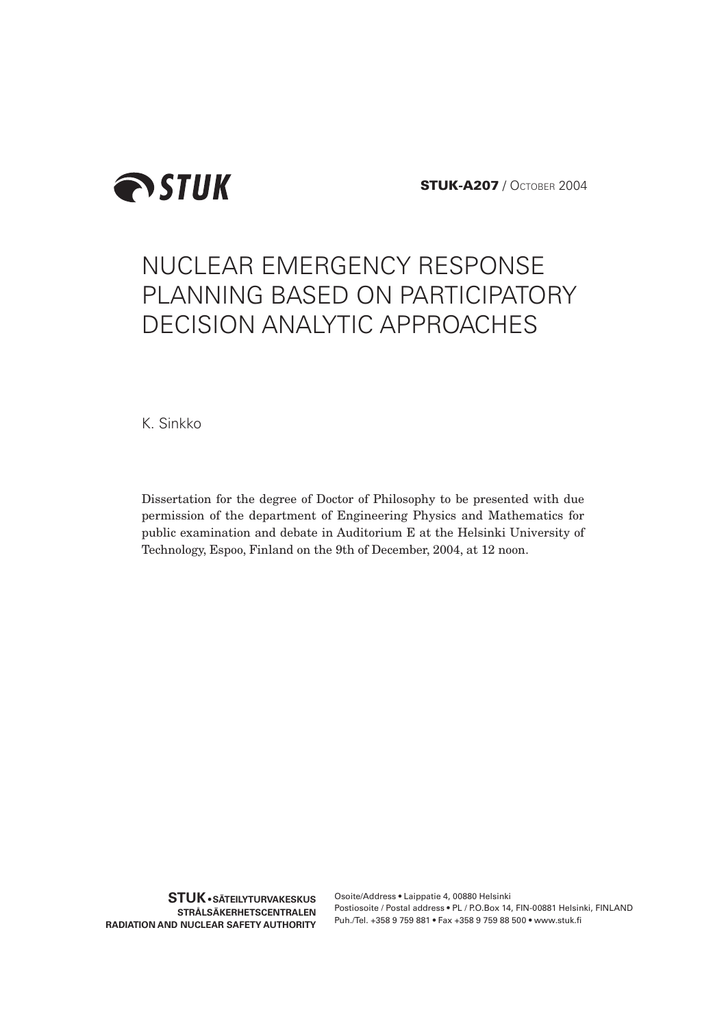STUK

**STUK-A207** / OCTOBER 2004

# NUCLEAR EMERGENCY RESPONSE PLANNING BASED ON PARTICIPATORY DECISION ANALYTIC APPROACHES

K. Sinkko

Dissertation for the degree of Doctor of Philosophy to be presented with due permission of the department of Engineering Physics and Mathematics for public examination and debate in Auditorium E at the Helsinki University of Technology, Espoo, Finland on the 9th of December, 2004, at 12 noon.

**STUK • SÄTEILYTURVAKESKUS**
**STRÅLSÄKERHETSCENTRALEN**
**RADIATION AND NUCLEAR SAFETY AUTHORITY**

Osoite/Address • Laippatie 4, 00880 Helsinki
Postiosoite / Postal address • PL / P.O.Box 14, FIN-00881 Helsinki, FINLAND
Puh./Tel. +358 9 759 881 • Fax +358 9 759 88 500 • www.stuk.fi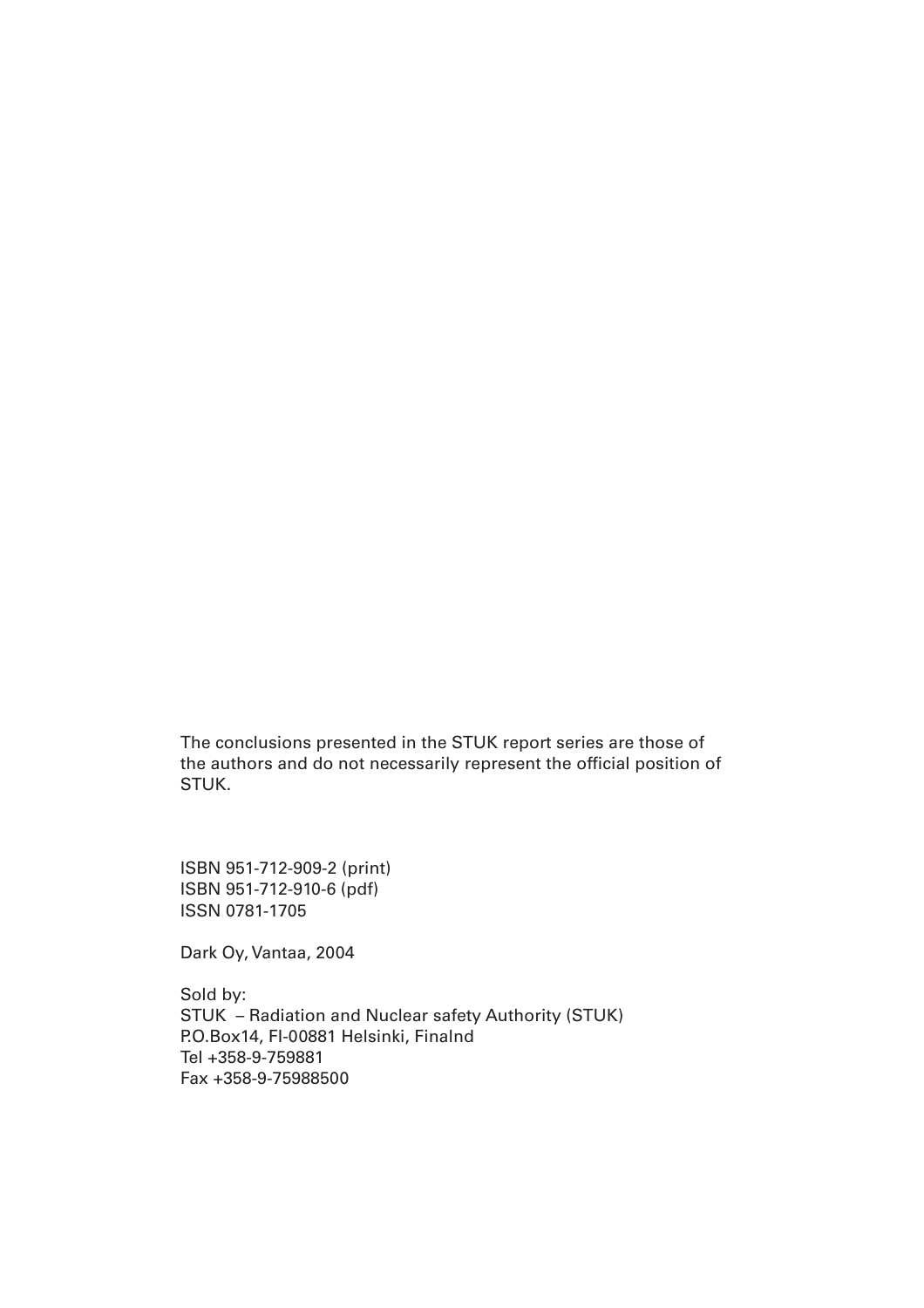The conclusions presented in the STUK report series are those of the authors and do not necessarily represent the official position of STUK.

ISBN 951-712-909-2 (print)
ISBN 951-712-910-6 (pdf)
ISSN 0781-1705

Dark Oy, Vantaa, 2004

Sold by:
STUK – Radiation and Nuclear safety Authority (STUK)
P.O.Box14, FI-00881 Helsinki, Finalnd
Tel +358-9-759881
Fax +358-9-75988500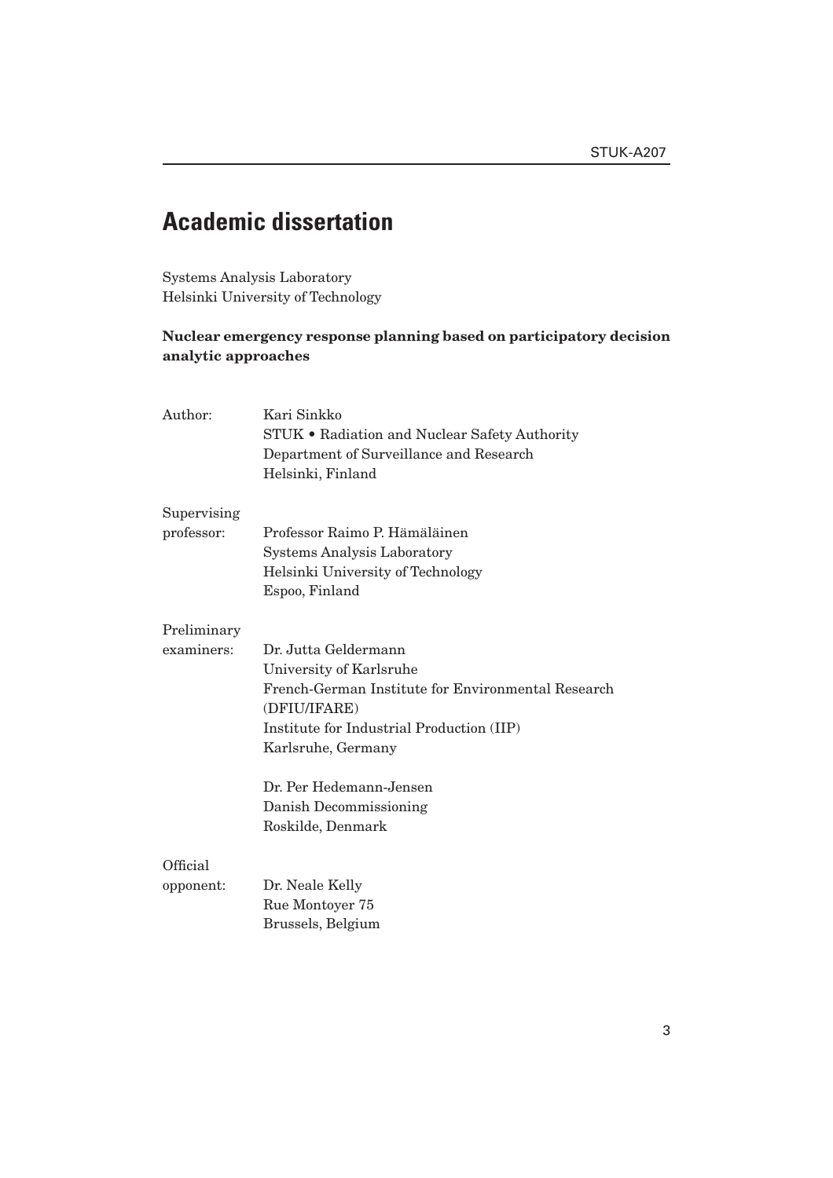# Academic dissertation

Systems Analysis Laboratory
Helsinki University of Technology

**Nuclear emergency response planning based on participatory decision analytic approaches**

| | |
|---|---|
| Author: | Kari Sinkko<br>STUK • Radiation and Nuclear Safety Authority<br>Department of Surveillance and Research<br>Helsinki, Finland |
| Supervising professor: | Professor Raimo P. Hämäläinen<br>Systems Analysis Laboratory<br>Helsinki University of Technology<br>Espoo, Finland |
| Preliminary examiners: | Dr. Jutta Geldermann<br>University of Karlsruhe<br>French-German Institute for Environmental Research (DFIU/IFARE)<br>Institute for Industrial Production (IIP)<br>Karlsruhe, Germany<br><br>Dr. Per Hedemann-Jensen<br>Danish Decommissioning<br>Roskilde, Denmark |
| Official opponent: | Dr. Neale Kelly<br>Rue Montoyer 75<br>Brussels, Belgium |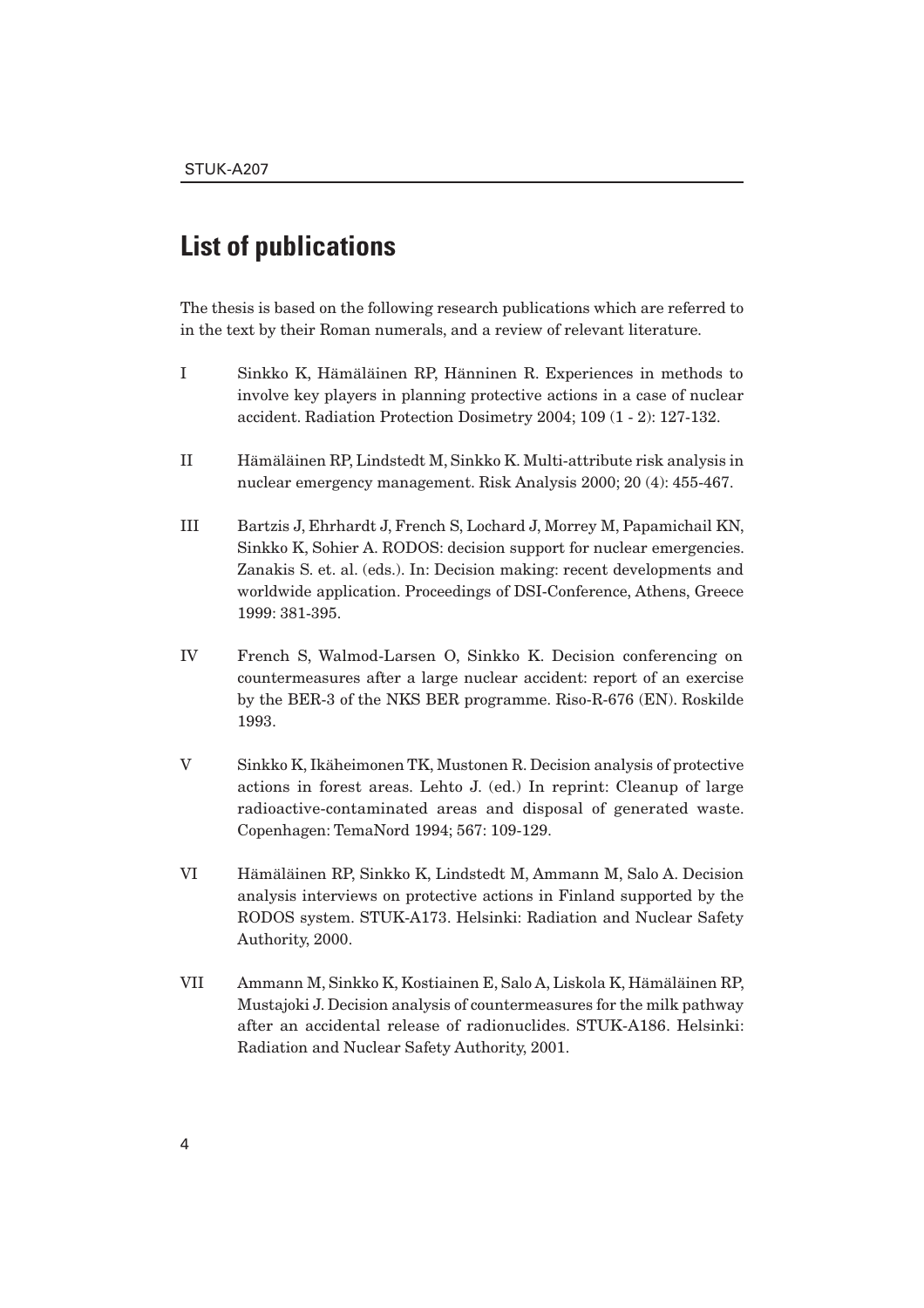# List of publications

The thesis is based on the following research publications which are referred to in the text by their Roman numerals, and a review of relevant literature.

I Sinkko K, Hämäläinen RP, Hänninen R. Experiences in methods to involve key players in planning protective actions in a case of nuclear accident. Radiation Protection Dosimetry 2004; 109 (1 - 2): 127-132.

II Hämäläinen RP, Lindstedt M, Sinkko K. Multi-attribute risk analysis in nuclear emergency management. Risk Analysis 2000; 20 (4): 455-467.

III Bartzis J, Ehrhardt J, French S, Lochard J, Morrey M, Papamichail KN, Sinkko K, Sohier A. RODOS: decision support for nuclear emergencies. Zanakis S. et. al. (eds.). In: Decision making: recent developments and worldwide application. Proceedings of DSI-Conference, Athens, Greece 1999: 381-395.

IV French S, Walmod-Larsen O, Sinkko K. Decision conferencing on countermeasures after a large nuclear accident: report of an exercise by the BER-3 of the NKS BER programme. Riso-R-676 (EN). Roskilde 1993.

V Sinkko K, Ikäheimonen TK, Mustonen R. Decision analysis of protective actions in forest areas. Lehto J. (ed.) In reprint: Cleanup of large radioactive-contaminated areas and disposal of generated waste. Copenhagen: TemaNord 1994; 567: 109-129.

VI Hämäläinen RP, Sinkko K, Lindstedt M, Ammann M, Salo A. Decision analysis interviews on protective actions in Finland supported by the RODOS system. STUK-A173. Helsinki: Radiation and Nuclear Safety Authority, 2000.

VII Ammann M, Sinkko K, Kostiainen E, Salo A, Liskola K, Hämäläinen RP, Mustajoki J. Decision analysis of countermeasures for the milk pathway after an accidental release of radionuclides. STUK-A186. Helsinki: Radiation and Nuclear Safety Authority, 2001.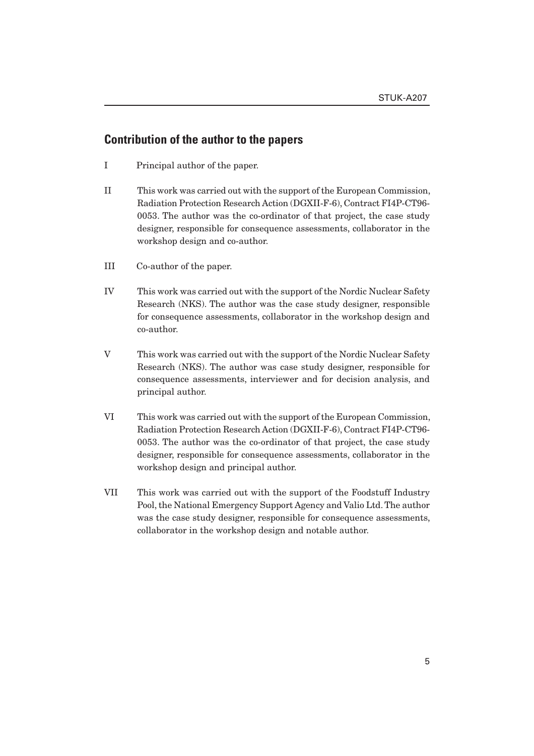## Contribution of the author to the papers

I Principal author of the paper.

II This work was carried out with the support of the European Commission, Radiation Protection Research Action (DGXII-F-6), Contract FI4P-CT96-0053. The author was the co-ordinator of that project, the case study designer, responsible for consequence assessments, collaborator in the workshop design and co-author.

III Co-author of the paper.

IV This work was carried out with the support of the Nordic Nuclear Safety Research (NKS). The author was the case study designer, responsible for consequence assessments, collaborator in the workshop design and co-author.

V This work was carried out with the support of the Nordic Nuclear Safety Research (NKS). The author was case study designer, responsible for consequence assessments, interviewer and for decision analysis, and principal author.

VI This work was carried out with the support of the European Commission, Radiation Protection Research Action (DGXII-F-6), Contract FI4P-CT96-0053. The author was the co-ordinator of that project, the case study designer, responsible for consequence assessments, collaborator in the workshop design and principal author.

VII This work was carried out with the support of the Foodstuff Industry Pool, the National Emergency Support Agency and Valio Ltd. The author was the case study designer, responsible for consequence assessments, collaborator in the workshop design and notable author.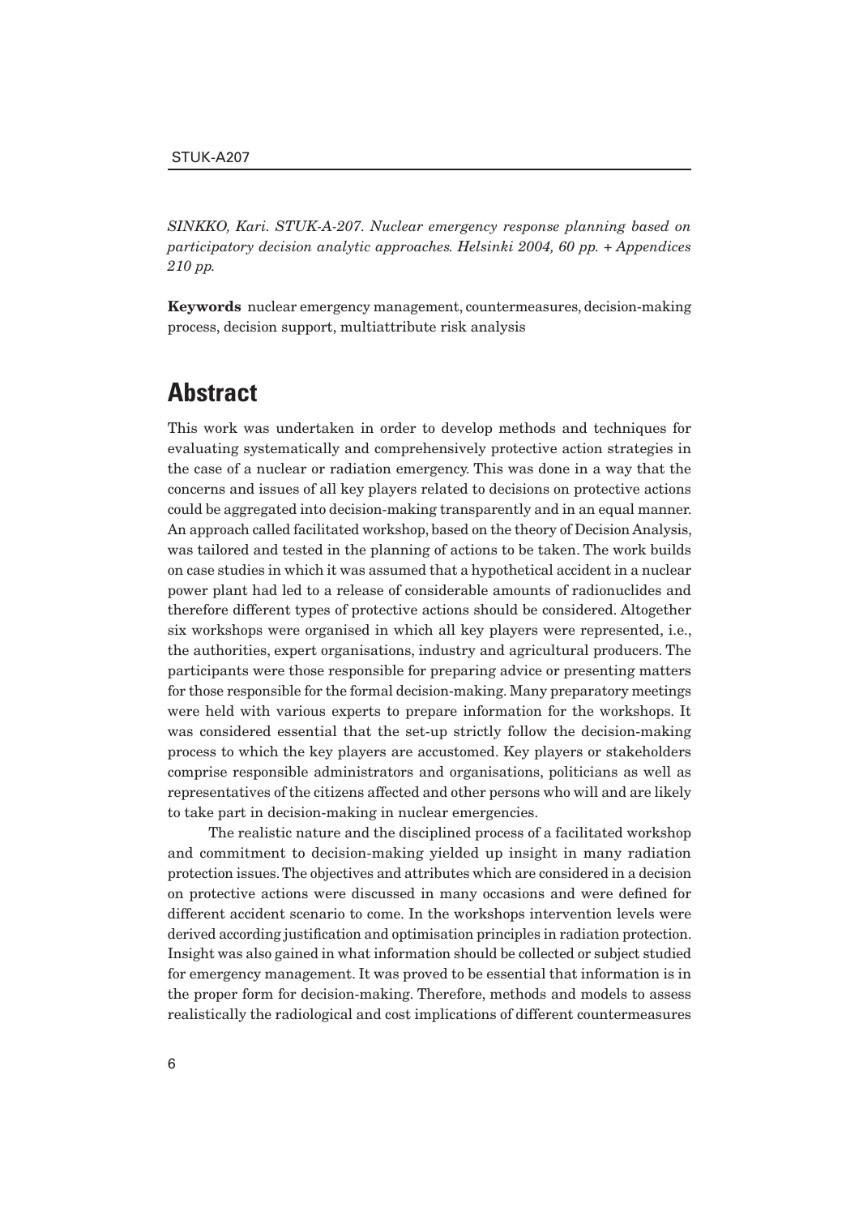*SINKKO, Kari. STUK-A-207. Nuclear emergency response planning based on participatory decision analytic approaches. Helsinki 2004, 60 pp. + Appendices 210 pp.*

**Keywords** nuclear emergency management, countermeasures, decision-making process, decision support, multiattribute risk analysis

# Abstract

This work was undertaken in order to develop methods and techniques for evaluating systematically and comprehensively protective action strategies in the case of a nuclear or radiation emergency. This was done in a way that the concerns and issues of all key players related to decisions on protective actions could be aggregated into decision-making transparently and in an equal manner. An approach called facilitated workshop, based on the theory of Decision Analysis, was tailored and tested in the planning of actions to be taken. The work builds on case studies in which it was assumed that a hypothetical accident in a nuclear power plant had led to a release of considerable amounts of radionuclides and therefore different types of protective actions should be considered. Altogether six workshops were organised in which all key players were represented, i.e., the authorities, expert organisations, industry and agricultural producers. The participants were those responsible for preparing advice or presenting matters for those responsible for the formal decision-making. Many preparatory meetings were held with various experts to prepare information for the workshops. It was considered essential that the set-up strictly follow the decision-making process to which the key players are accustomed. Key players or stakeholders comprise responsible administrators and organisations, politicians as well as representatives of the citizens affected and other persons who will and are likely to take part in decision-making in nuclear emergencies.

The realistic nature and the disciplined process of a facilitated workshop and commitment to decision-making yielded up insight in many radiation protection issues. The objectives and attributes which are considered in a decision on protective actions were discussed in many occasions and were defined for different accident scenario to come. In the workshops intervention levels were derived according justification and optimisation principles in radiation protection. Insight was also gained in what information should be collected or subject studied for emergency management. It was proved to be essential that information is in the proper form for decision-making. Therefore, methods and models to assess realistically the radiological and cost implications of different countermeasures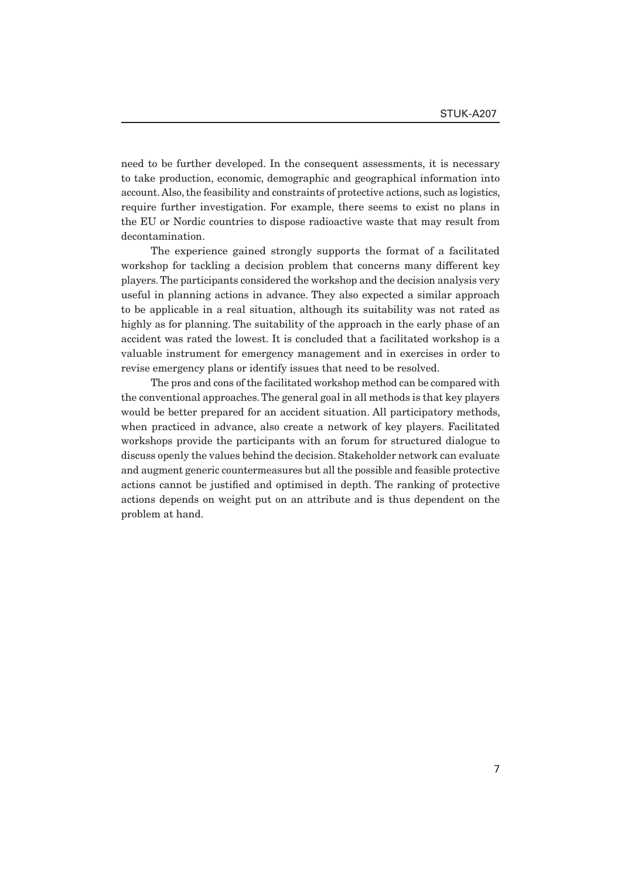need to be further developed. In the consequent assessments, it is necessary to take production, economic, demographic and geographical information into account. Also, the feasibility and constraints of protective actions, such as logistics, require further investigation. For example, there seems to exist no plans in the EU or Nordic countries to dispose radioactive waste that may result from decontamination.

The experience gained strongly supports the format of a facilitated workshop for tackling a decision problem that concerns many different key players. The participants considered the workshop and the decision analysis very useful in planning actions in advance. They also expected a similar approach to be applicable in a real situation, although its suitability was not rated as highly as for planning. The suitability of the approach in the early phase of an accident was rated the lowest. It is concluded that a facilitated workshop is a valuable instrument for emergency management and in exercises in order to revise emergency plans or identify issues that need to be resolved.

The pros and cons of the facilitated workshop method can be compared with the conventional approaches. The general goal in all methods is that key players would be better prepared for an accident situation. All participatory methods, when practiced in advance, also create a network of key players. Facilitated workshops provide the participants with an forum for structured dialogue to discuss openly the values behind the decision. Stakeholder network can evaluate and augment generic countermeasures but all the possible and feasible protective actions cannot be justified and optimised in depth. The ranking of protective actions depends on weight put on an attribute and is thus dependent on the problem at hand.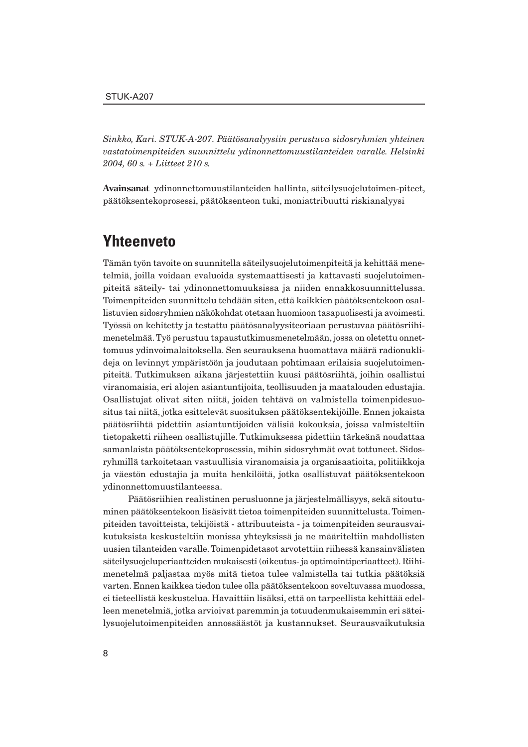*Sinkko, Kari. STUK-A-207. Päätösanalyysiin perustuva sidosryhmien yhteinen vastatoimenpiteiden suunnittelu ydinonnettomuustilanteiden varalle. Helsinki 2004, 60 s. + Liitteet 210 s.*

**Avainsanat** ydinonnettomuustilanteiden hallinta, säteilysuojelutoimen-piteet, päätöksentekoprosessi, päätöksenteon tuki, moniattribuutti riskianalyysi

# Yhteenveto

Tämän työn tavoite on suunnitella säteilysuojelutoimenpiteitä ja kehittää menetelmiä, joilla voidaan evaluoida systemaattisesti ja kattavasti suojelutoimenpiteitä säteily- tai ydinonnettomuuksissa ja niiden ennakkosuunnittelussa. Toimenpiteiden suunnittelu tehdään siten, että kaikkien päätöksentekoon osallistuvien sidosryhmien näkökohdat otetaan huomioon tasapuolisesti ja avoimesti. Työssä on kehitetty ja testattu päätösanalyysiteoriaan perustuvaa päätösriihimenetelmää. Työ perustuu tapaustutkimusmenetelmään, jossa on oletettu onnettomuus ydinvoimalaitoksella. Sen seurauksena huomattava määrä radionuklideja on levinnyt ympäristöön ja joudutaan pohtimaan erilaisia suojelutoimenpiteitä. Tutkimuksen aikana järjestettiin kuusi päätösriihtä, joihin osallistui viranomaisia, eri alojen asiantuntijoita, teollisuuden ja maatalouden edustajia. Osallistujat olivat siten niitä, joiden tehtävä on valmistella toimenpidesuositus tai niitä, jotka esittelevät suosituksen päätöksentekijöille. Ennen jokaista päätösriihtä pidettiin asiantuntijoiden välisiä kokouksia, joissa valmisteltiin tietopaketti riiheen osallistujille. Tutkimuksessa pidettiin tärkeänä noudattaa samanlaista päätöksentekoprosessia, mihin sidosryhmät ovat tottuneet. Sidosryhmillä tarkoitetaan vastuullisia viranomaisia ja organisaatioita, politiikkoja ja väestön edustajia ja muita henkilöitä, jotka osallistuvat päätöksentekoon ydinonnettomuustilanteessa.

Päätösriihien realistinen perusluonne ja järjestelmällisyys, sekä sitoutuminen päätöksentekoon lisäsivät tietoa toimenpiteiden suunnittelusta. Toimenpiteiden tavoitteista, tekijöistä - attribuuteista - ja toimenpiteiden seurausvaikutuksista keskusteltiin monissa yhteyksissä ja ne määriteltiin mahdollisten uusien tilanteiden varalle. Toimenpidetasot arvotettiin riihessä kansainvälisten säteilysuojeluperiaatteiden mukaisesti (oikeutus- ja optimointiperiaatteet). Riihimenetelmä paljastaa myös mitä tietoa tulee valmistella tai tutkia päätöksiä varten. Ennen kaikkea tiedon tulee olla päätöksentekoon soveltuvassa muodossa, ei tieteellistä keskustelua. Havaittiin lisäksi, että on tarpeellista kehittää edelleen menetelmiä, jotka arvioivat paremmin ja totuudenmukaisemmin eri säteilysuojelutoimenpiteiden annossäästöt ja kustannukset. Seurausvaikutuksia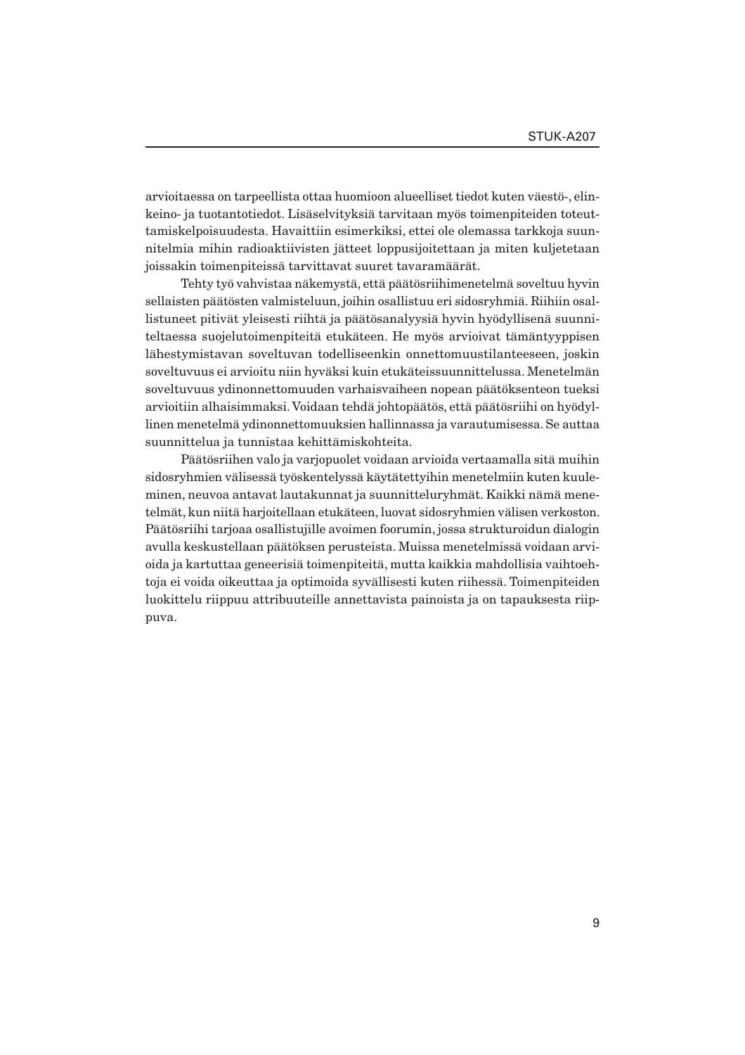arvioitaessa on tarpeellista ottaa huomioon alueelliset tiedot kuten väestö-, elinkeino- ja tuotantotiedot. Lisäselvityksiä tarvitaan myös toimenpiteiden toteuttamiskelpoisuudesta. Havaittiin esimerkiksi, ettei ole olemassa tarkkoja suunnitelmia mihin radioaktiivisten jätteet loppusijoitettaan ja miten kuljetetaan joissakin toimenpiteissä tarvittavat suuret tavaramäärät.

Tehty työ vahvistaa näkemystä, että päätösriihimenetelmä soveltuu hyvin sellaisten päätösten valmisteluun, joihin osallistuu eri sidosryhmiä. Riihiin osallistuneet pitivät yleisesti riihtä ja päätösanalyysiä hyvin hyödyllisenä suunniteltaessa suojelutoimenpiteitä etukäteen. He myös arvioivat tämäntyyppisen lähestymistavan soveltuvan todelliseenkin onnettomuustilanteeseen, joskin soveltuvuus ei arvioitu niin hyväksi kuin etukäteissuunnittelussa. Menetelmän soveltuvuus ydinonnettomuuden varhaisvaiheen nopean päätöksenteon tueksi arvioitiin alhaisimmaksi. Voidaan tehdä johtopäätös, että päätösriihi on hyödyllinen menetelmä ydinonnettomuuksien hallinnassa ja varautumisessa. Se auttaa suunnittelua ja tunnistaa kehittämiskohteita.

Päätösriihen valo ja varjopuolet voidaan arvioida vertaamalla sitä muihin sidosryhmien välisessä työskentelyssä käytätettyihin menetelmiin kuten kuuleminen, neuvoa antavat lautakunnat ja suunnitteluryhmät. Kaikki nämä menetelmät, kun niitä harjoitellaan etukäteen, luovat sidosryhmien välisen verkoston. Päätösriihi tarjoaa osallistujille avoimen foorumin, jossa strukturoidun dialogin avulla keskustellaan päätöksen perusteista. Muissa menetelmissä voidaan arvioida ja kartuttaa geneerisiä toimenpiteitä, mutta kaikkia mahdollisia vaihtoehtoja ei voida oikeuttaa ja optimoida syvällisesti kuten riihessä. Toimenpiteiden luokittelu riippuu attribuuteille annettavista painoista ja on tapauksesta riippuva.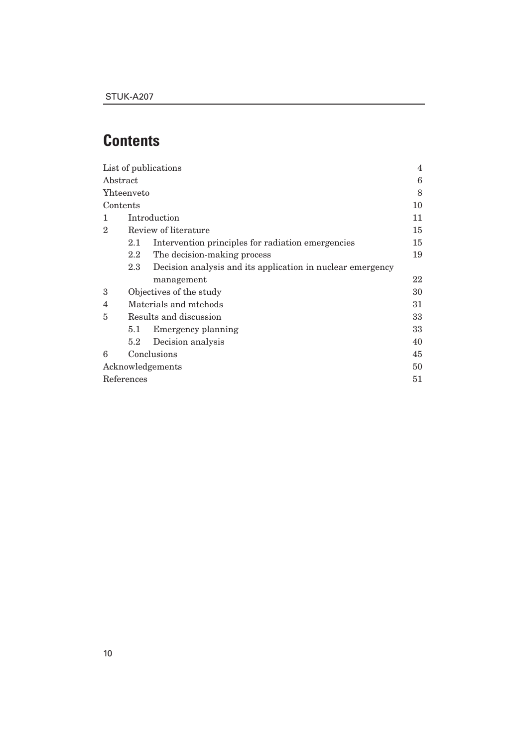# Contents

| | | |
|---|---|---|
| List of publications | | 4 |
| Abstract | | 6 |
| Yhteenveto | | 8 |
| Contents | | 10 |
| 1 | Introduction | 11 |
| 2 | Review of literature | 15 |
| | 2.1 Intervention principles for radiation emergencies | 15 |
| | 2.2 The decision-making process | 19 |
| | 2.3 Decision analysis and its application in nuclear emergency management | 22 |
| 3 | Objectives of the study | 30 |
| 4 | Materials and mtehods | 31 |
| 5 | Results and discussion | 33 |
| | 5.1 Emergency planning | 33 |
| | 5.2 Decision analysis | 40 |
| 6 | Conclusions | 45 |
| Acknowledgements | | 50 |
| References | | 51 |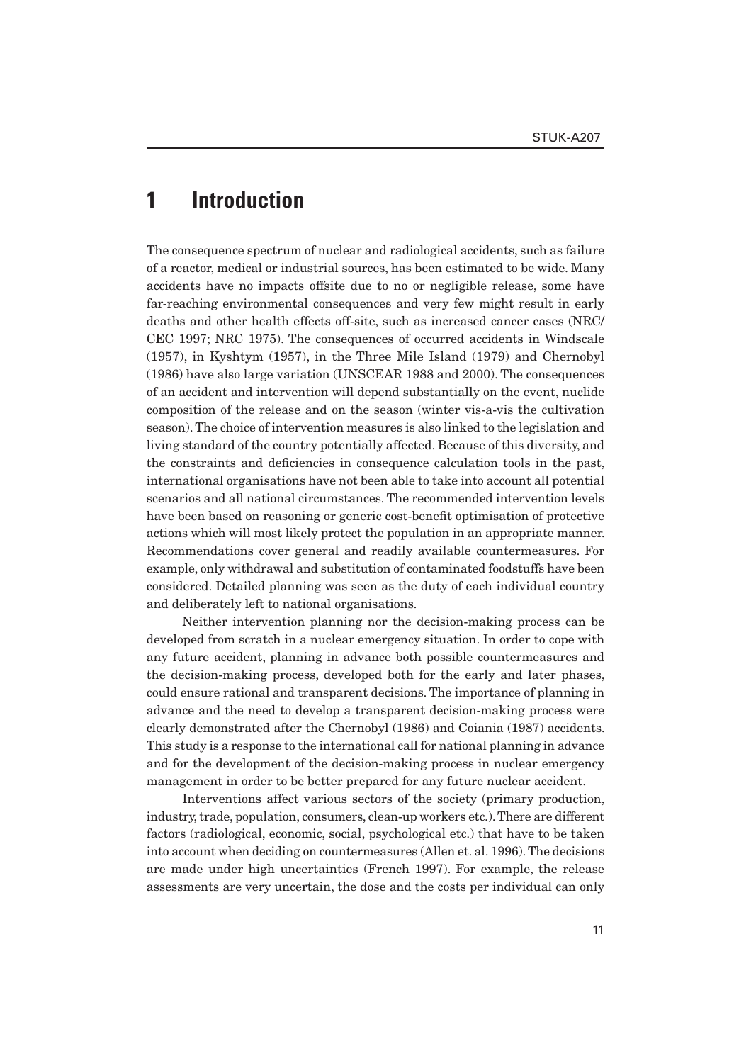# 1 Introduction

The consequence spectrum of nuclear and radiological accidents, such as failure of a reactor, medical or industrial sources, has been estimated to be wide. Many accidents have no impacts offsite due to no or negligible release, some have far-reaching environmental consequences and very few might result in early deaths and other health effects off-site, such as increased cancer cases (NRC/CEC 1997; NRC 1975). The consequences of occurred accidents in Windscale (1957), in Kyshtym (1957), in the Three Mile Island (1979) and Chernobyl (1986) have also large variation (UNSCEAR 1988 and 2000). The consequences of an accident and intervention will depend substantially on the event, nuclide composition of the release and on the season (winter vis-a-vis the cultivation season). The choice of intervention measures is also linked to the legislation and living standard of the country potentially affected. Because of this diversity, and the constraints and deficiencies in consequence calculation tools in the past, international organisations have not been able to take into account all potential scenarios and all national circumstances. The recommended intervention levels have been based on reasoning or generic cost-benefit optimisation of protective actions which will most likely protect the population in an appropriate manner. Recommendations cover general and readily available countermeasures. For example, only withdrawal and substitution of contaminated foodstuffs have been considered. Detailed planning was seen as the duty of each individual country and deliberately left to national organisations.

Neither intervention planning nor the decision-making process can be developed from scratch in a nuclear emergency situation. In order to cope with any future accident, planning in advance both possible countermeasures and the decision-making process, developed both for the early and later phases, could ensure rational and transparent decisions. The importance of planning in advance and the need to develop a transparent decision-making process were clearly demonstrated after the Chernobyl (1986) and Coiania (1987) accidents. This study is a response to the international call for national planning in advance and for the development of the decision-making process in nuclear emergency management in order to be better prepared for any future nuclear accident.

Interventions affect various sectors of the society (primary production, industry, trade, population, consumers, clean-up workers etc.). There are different factors (radiological, economic, social, psychological etc.) that have to be taken into account when deciding on countermeasures (Allen et. al. 1996). The decisions are made under high uncertainties (French 1997). For example, the release assessments are very uncertain, the dose and the costs per individual can only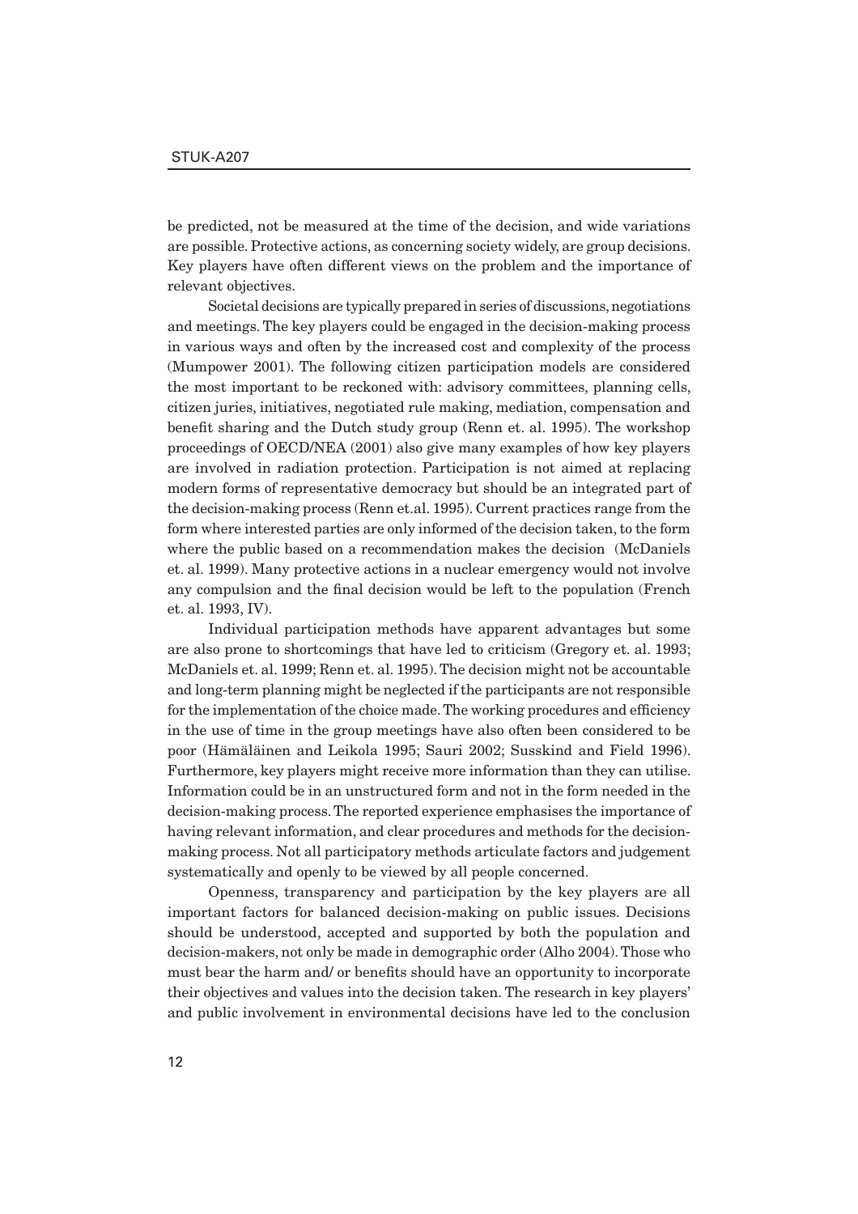be predicted, not be measured at the time of the decision, and wide variations are possible. Protective actions, as concerning society widely, are group decisions. Key players have often different views on the problem and the importance of relevant objectives.

Societal decisions are typically prepared in series of discussions, negotiations and meetings. The key players could be engaged in the decision-making process in various ways and often by the increased cost and complexity of the process (Mumpower 2001). The following citizen participation models are considered the most important to be reckoned with: advisory committees, planning cells, citizen juries, initiatives, negotiated rule making, mediation, compensation and benefit sharing and the Dutch study group (Renn et. al. 1995). The workshop proceedings of OECD/NEA (2001) also give many examples of how key players are involved in radiation protection. Participation is not aimed at replacing modern forms of representative democracy but should be an integrated part of the decision-making process (Renn et.al. 1995). Current practices range from the form where interested parties are only informed of the decision taken, to the form where the public based on a recommendation makes the decision (McDaniels et. al. 1999). Many protective actions in a nuclear emergency would not involve any compulsion and the final decision would be left to the population (French et. al. 1993, IV).

Individual participation methods have apparent advantages but some are also prone to shortcomings that have led to criticism (Gregory et. al. 1993; McDaniels et. al. 1999; Renn et. al. 1995). The decision might not be accountable and long-term planning might be neglected if the participants are not responsible for the implementation of the choice made. The working procedures and efficiency in the use of time in the group meetings have also often been considered to be poor (Hämäläinen and Leikola 1995; Sauri 2002; Susskind and Field 1996). Furthermore, key players might receive more information than they can utilise. Information could be in an unstructured form and not in the form needed in the decision-making process. The reported experience emphasises the importance of having relevant information, and clear procedures and methods for the decision-making process. Not all participatory methods articulate factors and judgement systematically and openly to be viewed by all people concerned.

Openness, transparency and participation by the key players are all important factors for balanced decision-making on public issues. Decisions should be understood, accepted and supported by both the population and decision-makers, not only be made in demographic order (Alho 2004). Those who must bear the harm and/ or benefits should have an opportunity to incorporate their objectives and values into the decision taken. The research in key players' and public involvement in environmental decisions have led to the conclusion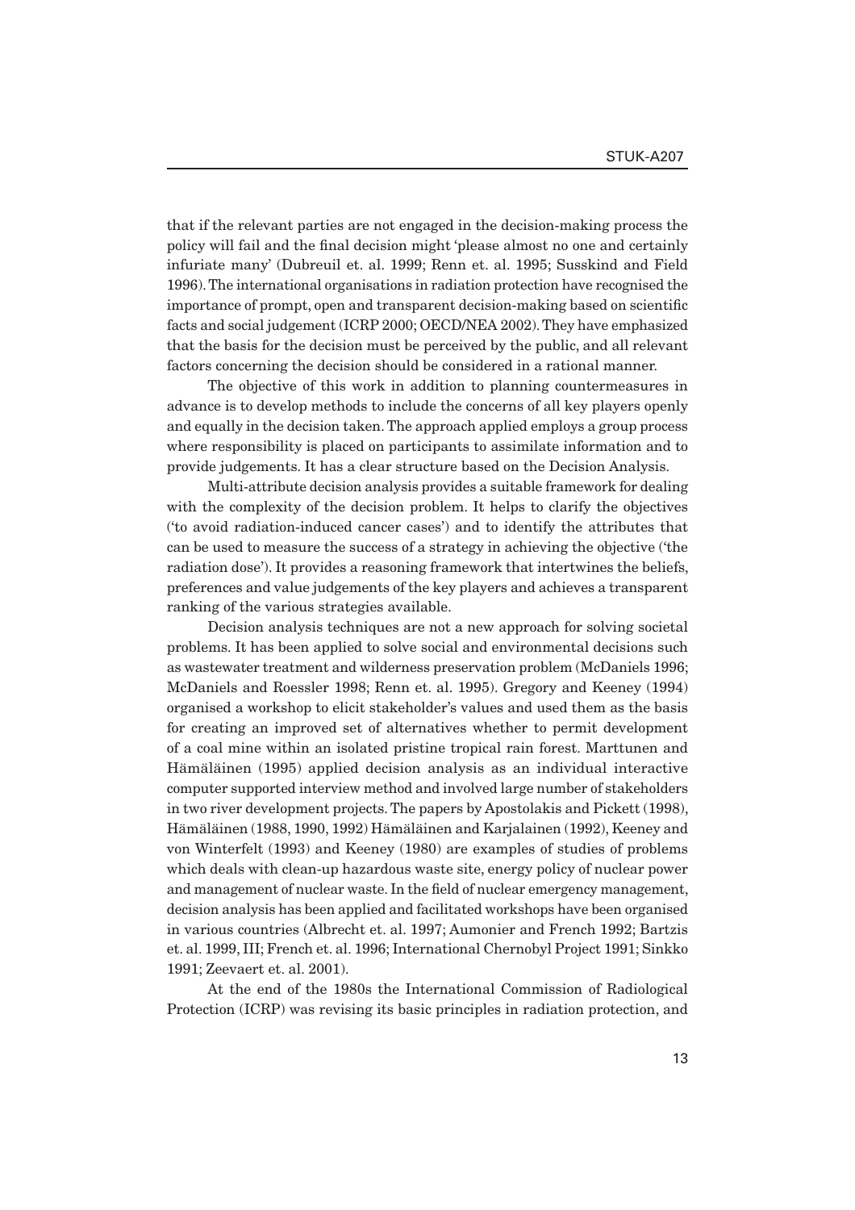that if the relevant parties are not engaged in the decision-making process the policy will fail and the final decision might 'please almost no one and certainly infuriate many' (Dubreuil et. al. 1999; Renn et. al. 1995; Susskind and Field 1996). The international organisations in radiation protection have recognised the importance of prompt, open and transparent decision-making based on scientific facts and social judgement (ICRP 2000; OECD/NEA 2002). They have emphasized that the basis for the decision must be perceived by the public, and all relevant factors concerning the decision should be considered in a rational manner.

The objective of this work in addition to planning countermeasures in advance is to develop methods to include the concerns of all key players openly and equally in the decision taken. The approach applied employs a group process where responsibility is placed on participants to assimilate information and to provide judgements. It has a clear structure based on the Decision Analysis.

Multi-attribute decision analysis provides a suitable framework for dealing with the complexity of the decision problem. It helps to clarify the objectives ('to avoid radiation-induced cancer cases') and to identify the attributes that can be used to measure the success of a strategy in achieving the objective ('the radiation dose'). It provides a reasoning framework that intertwines the beliefs, preferences and value judgements of the key players and achieves a transparent ranking of the various strategies available.

Decision analysis techniques are not a new approach for solving societal problems. It has been applied to solve social and environmental decisions such as wastewater treatment and wilderness preservation problem (McDaniels 1996; McDaniels and Roessler 1998; Renn et. al. 1995). Gregory and Keeney (1994) organised a workshop to elicit stakeholder's values and used them as the basis for creating an improved set of alternatives whether to permit development of a coal mine within an isolated pristine tropical rain forest. Marttunen and Hämäläinen (1995) applied decision analysis as an individual interactive computer supported interview method and involved large number of stakeholders in two river development projects. The papers by Apostolakis and Pickett (1998), Hämäläinen (1988, 1990, 1992) Hämäläinen and Karjalainen (1992), Keeney and von Winterfelt (1993) and Keeney (1980) are examples of studies of problems which deals with clean-up hazardous waste site, energy policy of nuclear power and management of nuclear waste. In the field of nuclear emergency management, decision analysis has been applied and facilitated workshops have been organised in various countries (Albrecht et. al. 1997; Aumonier and French 1992; Bartzis et. al. 1999, III; French et. al. 1996; International Chernobyl Project 1991; Sinkko 1991; Zeevaert et. al. 2001).

At the end of the 1980s the International Commission of Radiological Protection (ICRP) was revising its basic principles in radiation protection, and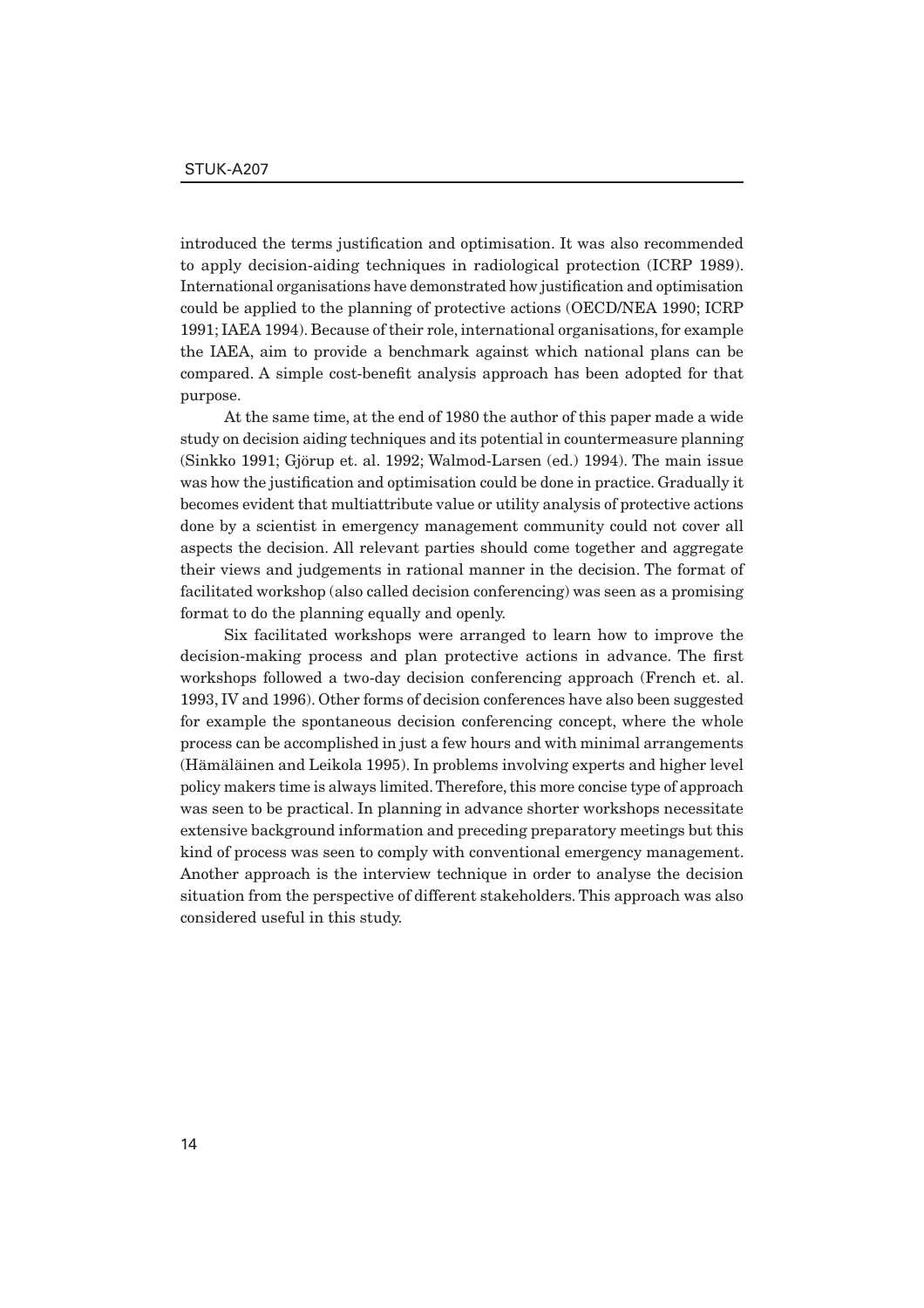introduced the terms justification and optimisation. It was also recommended to apply decision-aiding techniques in radiological protection (ICRP 1989). International organisations have demonstrated how justification and optimisation could be applied to the planning of protective actions (OECD/NEA 1990; ICRP 1991; IAEA 1994). Because of their role, international organisations, for example the IAEA, aim to provide a benchmark against which national plans can be compared. A simple cost-benefit analysis approach has been adopted for that purpose.

At the same time, at the end of 1980 the author of this paper made a wide study on decision aiding techniques and its potential in countermeasure planning (Sinkko 1991; Gjörup et. al. 1992; Walmod-Larsen (ed.) 1994). The main issue was how the justification and optimisation could be done in practice. Gradually it becomes evident that multiattribute value or utility analysis of protective actions done by a scientist in emergency management community could not cover all aspects the decision. All relevant parties should come together and aggregate their views and judgements in rational manner in the decision. The format of facilitated workshop (also called decision conferencing) was seen as a promising format to do the planning equally and openly.

Six facilitated workshops were arranged to learn how to improve the decision-making process and plan protective actions in advance. The first workshops followed a two-day decision conferencing approach (French et. al. 1993, IV and 1996). Other forms of decision conferences have also been suggested for example the spontaneous decision conferencing concept, where the whole process can be accomplished in just a few hours and with minimal arrangements (Hämäläinen and Leikola 1995). In problems involving experts and higher level policy makers time is always limited. Therefore, this more concise type of approach was seen to be practical. In planning in advance shorter workshops necessitate extensive background information and preceding preparatory meetings but this kind of process was seen to comply with conventional emergency management. Another approach is the interview technique in order to analyse the decision situation from the perspective of different stakeholders. This approach was also considered useful in this study.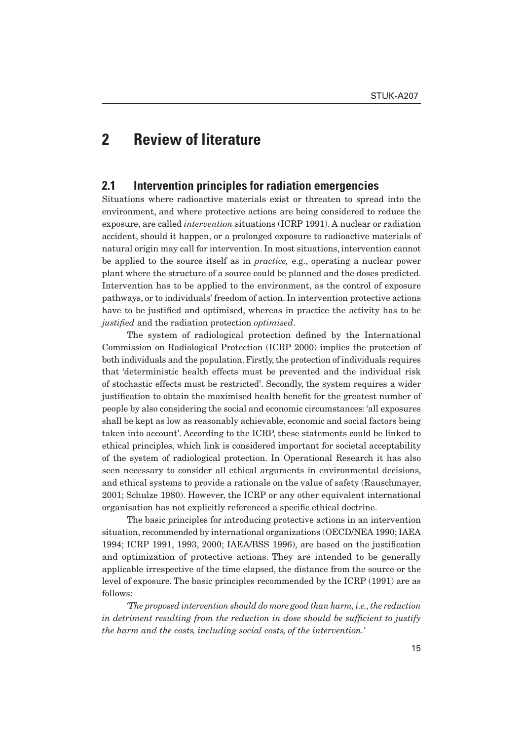# 2 Review of literature

## 2.1 Intervention principles for radiation emergencies

Situations where radioactive materials exist or threaten to spread into the environment, and where protective actions are being considered to reduce the exposure, are called *intervention* situations (ICRP 1991). A nuclear or radiation accident, should it happen, or a prolonged exposure to radioactive materials of natural origin may call for intervention. In most situations, intervention cannot be applied to the source itself as in *practice,* e.g., operating a nuclear power plant where the structure of a source could be planned and the doses predicted. Intervention has to be applied to the environment, as the control of exposure pathways, or to individuals' freedom of action. In intervention protective actions have to be justified and optimised, whereas in practice the activity has to be *justified* and the radiation protection *optimised*.

The system of radiological protection defined by the International Commission on Radiological Protection (ICRP 2000) implies the protection of both individuals and the population. Firstly, the protection of individuals requires that 'deterministic health effects must be prevented and the individual risk of stochastic effects must be restricted'. Secondly, the system requires a wider justification to obtain the maximised health benefit for the greatest number of people by also considering the social and economic circumstances: 'all exposures shall be kept as low as reasonably achievable, economic and social factors being taken into account'. According to the ICRP, these statements could be linked to ethical principles, which link is considered important for societal acceptability of the system of radiological protection. In Operational Research it has also seen necessary to consider all ethical arguments in environmental decisions, and ethical systems to provide a rationale on the value of safety (Rauschmayer, 2001; Schulze 1980). However, the ICRP or any other equivalent international organisation has not explicitly referenced a specific ethical doctrine.

The basic principles for introducing protective actions in an intervention situation, recommended by international organizations (OECD/NEA 1990; IAEA 1994; ICRP 1991, 1993, 2000; IAEA/BSS 1996), are based on the justification and optimization of protective actions. They are intended to be generally applicable irrespective of the time elapsed, the distance from the source or the level of exposure. The basic principles recommended by the ICRP (1991) are as follows:

*'The proposed intervention should do more good than harm, i.e., the reduction in detriment resulting from the reduction in dose should be sufficient to justify the harm and the costs, including social costs, of the intervention.'*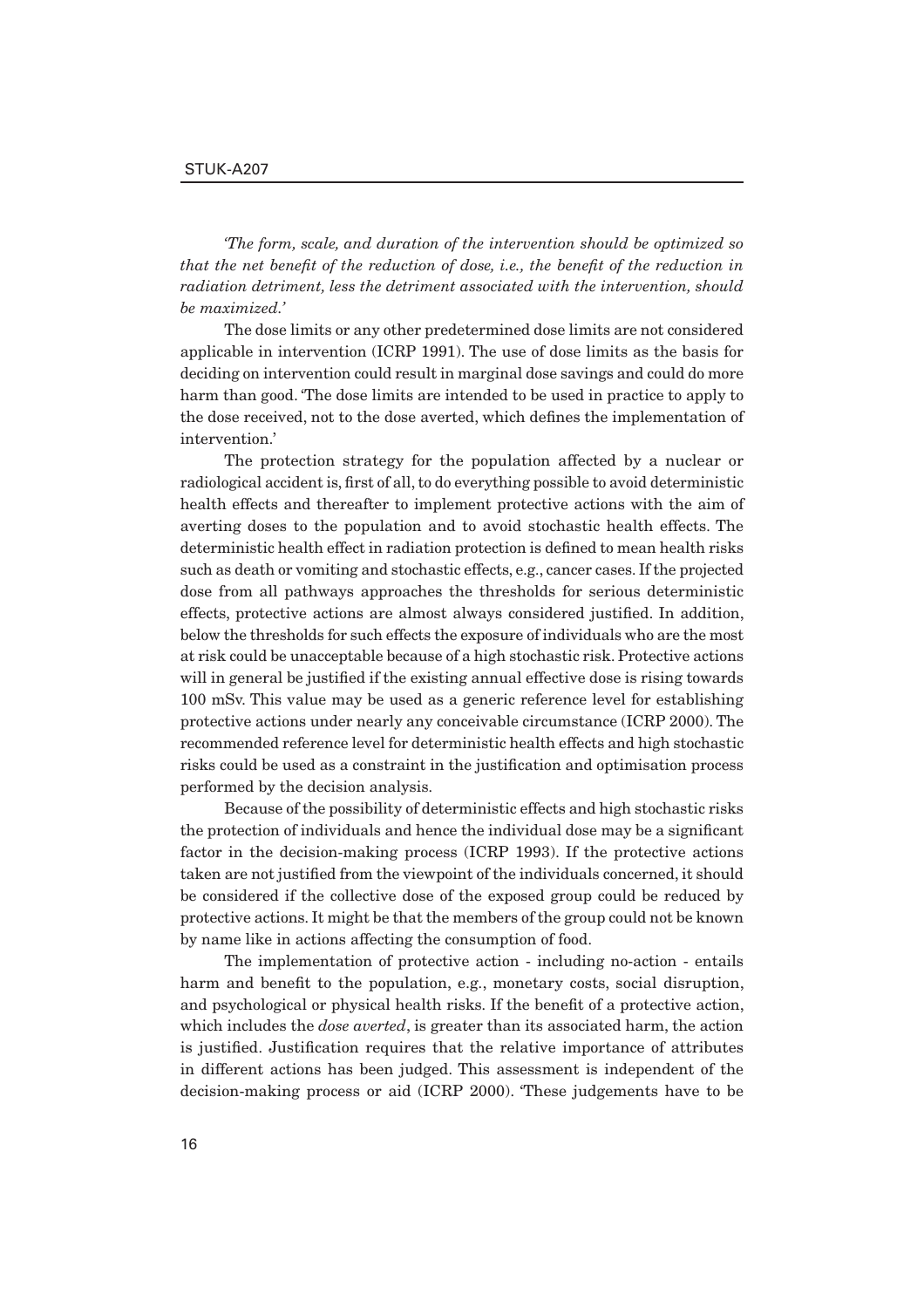*'The form, scale, and duration of the intervention should be optimized so that the net benefit of the reduction of dose, i.e., the benefit of the reduction in radiation detriment, less the detriment associated with the intervention, should be maximized.'*

The dose limits or any other predetermined dose limits are not considered applicable in intervention (ICRP 1991). The use of dose limits as the basis for deciding on intervention could result in marginal dose savings and could do more harm than good. 'The dose limits are intended to be used in practice to apply to the dose received, not to the dose averted, which defines the implementation of intervention.'

The protection strategy for the population affected by a nuclear or radiological accident is, first of all, to do everything possible to avoid deterministic health effects and thereafter to implement protective actions with the aim of averting doses to the population and to avoid stochastic health effects. The deterministic health effect in radiation protection is defined to mean health risks such as death or vomiting and stochastic effects, e.g., cancer cases. If the projected dose from all pathways approaches the thresholds for serious deterministic effects, protective actions are almost always considered justified. In addition, below the thresholds for such effects the exposure of individuals who are the most at risk could be unacceptable because of a high stochastic risk. Protective actions will in general be justified if the existing annual effective dose is rising towards 100 mSv. This value may be used as a generic reference level for establishing protective actions under nearly any conceivable circumstance (ICRP 2000). The recommended reference level for deterministic health effects and high stochastic risks could be used as a constraint in the justification and optimisation process performed by the decision analysis.

Because of the possibility of deterministic effects and high stochastic risks the protection of individuals and hence the individual dose may be a significant factor in the decision-making process (ICRP 1993). If the protective actions taken are not justified from the viewpoint of the individuals concerned, it should be considered if the collective dose of the exposed group could be reduced by protective actions. It might be that the members of the group could not be known by name like in actions affecting the consumption of food.

The implementation of protective action - including no-action - entails harm and benefit to the population, e.g., monetary costs, social disruption, and psychological or physical health risks. If the benefit of a protective action, which includes the *dose averted*, is greater than its associated harm, the action is justified. Justification requires that the relative importance of attributes in different actions has been judged. This assessment is independent of the decision-making process or aid (ICRP 2000). 'These judgements have to be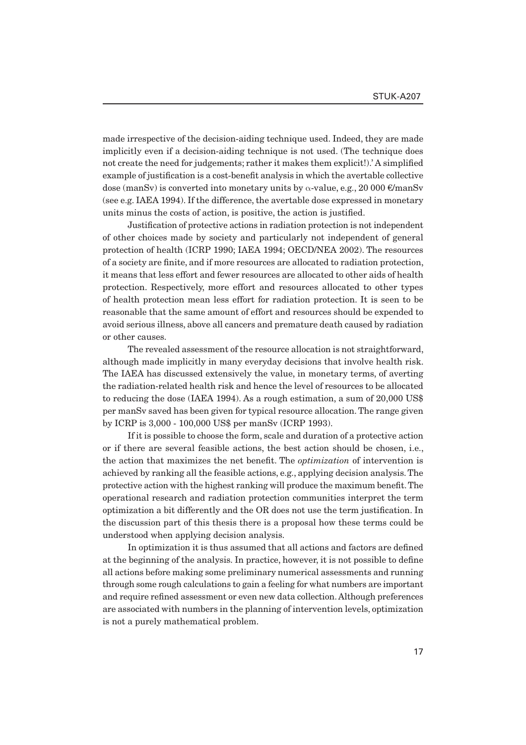made irrespective of the decision-aiding technique used. Indeed, they are made implicitly even if a decision-aiding technique is not used. (The technique does not create the need for judgements; rather it makes them explicit!).' A simplified example of justification is a cost-benefit analysis in which the avertable collective dose (manSv) is converted into monetary units by $\alpha$-value, e.g., 20 000 €/manSv (see e.g. IAEA 1994). If the difference, the avertable dose expressed in monetary units minus the costs of action, is positive, the action is justified.

Justification of protective actions in radiation protection is not independent of other choices made by society and particularly not independent of general protection of health (ICRP 1990; IAEA 1994; OECD/NEA 2002). The resources of a society are finite, and if more resources are allocated to radiation protection, it means that less effort and fewer resources are allocated to other aids of health protection. Respectively, more effort and resources allocated to other types of health protection mean less effort for radiation protection. It is seen to be reasonable that the same amount of effort and resources should be expended to avoid serious illness, above all cancers and premature death caused by radiation or other causes.

The revealed assessment of the resource allocation is not straightforward, although made implicitly in many everyday decisions that involve health risk. The IAEA has discussed extensively the value, in monetary terms, of averting the radiation-related health risk and hence the level of resources to be allocated to reducing the dose (IAEA 1994). As a rough estimation, a sum of 20,000 US$ per manSv saved has been given for typical resource allocation. The range given by ICRP is 3,000 - 100,000 US$ per manSv (ICRP 1993).

If it is possible to choose the form, scale and duration of a protective action or if there are several feasible actions, the best action should be chosen, i.e., the action that maximizes the net benefit. The *optimization* of intervention is achieved by ranking all the feasible actions, e.g., applying decision analysis. The protective action with the highest ranking will produce the maximum benefit. The operational research and radiation protection communities interpret the term optimization a bit differently and the OR does not use the term justification. In the discussion part of this thesis there is a proposal how these terms could be understood when applying decision analysis.

In optimization it is thus assumed that all actions and factors are defined at the beginning of the analysis. In practice, however, it is not possible to define all actions before making some preliminary numerical assessments and running through some rough calculations to gain a feeling for what numbers are important and require refined assessment or even new data collection. Although preferences are associated with numbers in the planning of intervention levels, optimization is not a purely mathematical problem.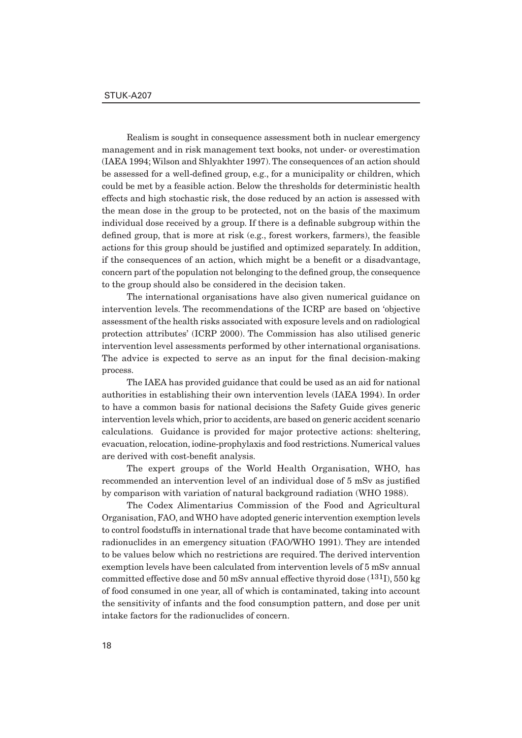Realism is sought in consequence assessment both in nuclear emergency management and in risk management text books, not under- or overestimation (IAEA 1994; Wilson and Shlyakhter 1997). The consequences of an action should be assessed for a well-defined group, e.g., for a municipality or children, which could be met by a feasible action. Below the thresholds for deterministic health effects and high stochastic risk, the dose reduced by an action is assessed with the mean dose in the group to be protected, not on the basis of the maximum individual dose received by a group. If there is a definable subgroup within the defined group, that is more at risk (e.g., forest workers, farmers), the feasible actions for this group should be justified and optimized separately. In addition, if the consequences of an action, which might be a benefit or a disadvantage, concern part of the population not belonging to the defined group, the consequence to the group should also be considered in the decision taken.

The international organisations have also given numerical guidance on intervention levels. The recommendations of the ICRP are based on 'objective assessment of the health risks associated with exposure levels and on radiological protection attributes' (ICRP 2000). The Commission has also utilised generic intervention level assessments performed by other international organisations. The advice is expected to serve as an input for the final decision-making process.

The IAEA has provided guidance that could be used as an aid for national authorities in establishing their own intervention levels (IAEA 1994). In order to have a common basis for national decisions the Safety Guide gives generic intervention levels which, prior to accidents, are based on generic accident scenario calculations. Guidance is provided for major protective actions: sheltering, evacuation, relocation, iodine-prophylaxis and food restrictions. Numerical values are derived with cost-benefit analysis.

The expert groups of the World Health Organisation, WHO, has recommended an intervention level of an individual dose of 5 mSv as justified by comparison with variation of natural background radiation (WHO 1988).

The Codex Alimentarius Commission of the Food and Agricultural Organisation, FAO, and WHO have adopted generic intervention exemption levels to control foodstuffs in international trade that have become contaminated with radionuclides in an emergency situation (FAO/WHO 1991). They are intended to be values below which no restrictions are required. The derived intervention exemption levels have been calculated from intervention levels of 5 mSv annual committed effective dose and 50 mSv annual effective thyroid dose ($^{131}$I), 550 kg of food consumed in one year, all of which is contaminated, taking into account the sensitivity of infants and the food consumption pattern, and dose per unit intake factors for the radionuclides of concern.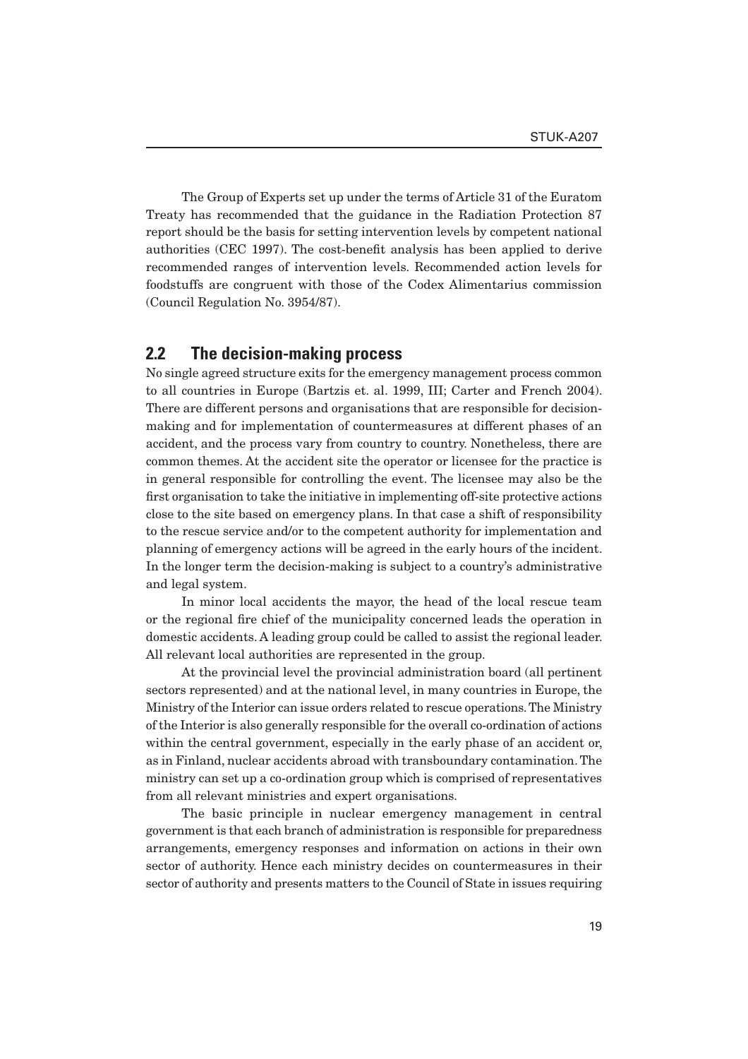The Group of Experts set up under the terms of Article 31 of the Euratom Treaty has recommended that the guidance in the Radiation Protection 87 report should be the basis for setting intervention levels by competent national authorities (CEC 1997). The cost-benefit analysis has been applied to derive recommended ranges of intervention levels. Recommended action levels for foodstuffs are congruent with those of the Codex Alimentarius commission (Council Regulation No. 3954/87).

## 2.2 The decision-making process

No single agreed structure exits for the emergency management process common to all countries in Europe (Bartzis et. al. 1999, III; Carter and French 2004). There are different persons and organisations that are responsible for decision-making and for implementation of countermeasures at different phases of an accident, and the process vary from country to country. Nonetheless, there are common themes. At the accident site the operator or licensee for the practice is in general responsible for controlling the event. The licensee may also be the first organisation to take the initiative in implementing off-site protective actions close to the site based on emergency plans. In that case a shift of responsibility to the rescue service and/or to the competent authority for implementation and planning of emergency actions will be agreed in the early hours of the incident. In the longer term the decision-making is subject to a country's administrative and legal system.

In minor local accidents the mayor, the head of the local rescue team or the regional fire chief of the municipality concerned leads the operation in domestic accidents. A leading group could be called to assist the regional leader. All relevant local authorities are represented in the group.

At the provincial level the provincial administration board (all pertinent sectors represented) and at the national level, in many countries in Europe, the Ministry of the Interior can issue orders related to rescue operations. The Ministry of the Interior is also generally responsible for the overall co-ordination of actions within the central government, especially in the early phase of an accident or, as in Finland, nuclear accidents abroad with transboundary contamination. The ministry can set up a co-ordination group which is comprised of representatives from all relevant ministries and expert organisations.

The basic principle in nuclear emergency management in central government is that each branch of administration is responsible for preparedness arrangements, emergency responses and information on actions in their own sector of authority. Hence each ministry decides on countermeasures in their sector of authority and presents matters to the Council of State in issues requiring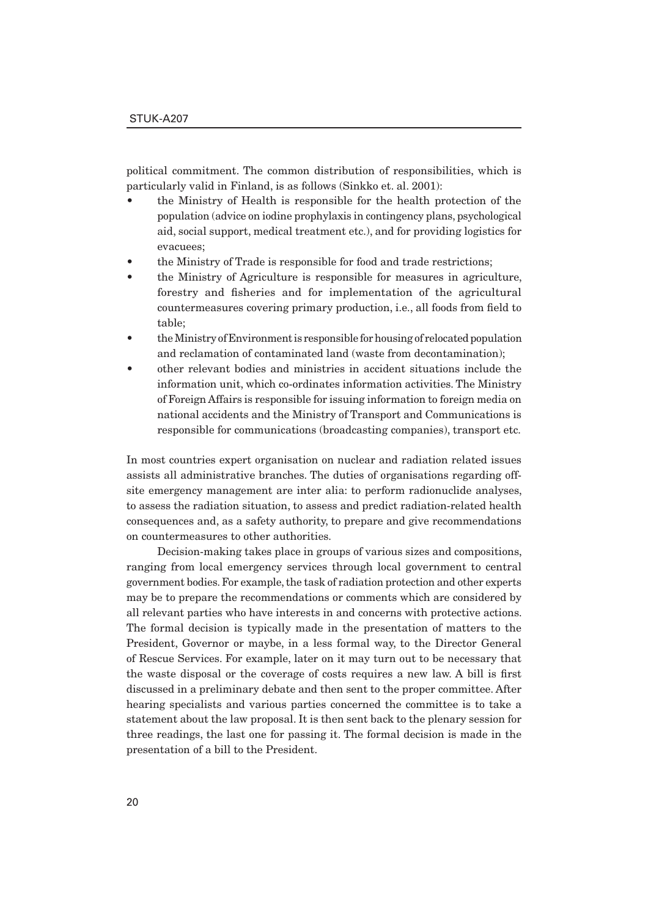political commitment. The common distribution of responsibilities, which is particularly valid in Finland, is as follows (Sinkko et. al. 2001):

- the Ministry of Health is responsible for the health protection of the population (advice on iodine prophylaxis in contingency plans, psychological aid, social support, medical treatment etc.), and for providing logistics for evacuees;
- the Ministry of Trade is responsible for food and trade restrictions;
- the Ministry of Agriculture is responsible for measures in agriculture, forestry and fisheries and for implementation of the agricultural countermeasures covering primary production, i.e., all foods from field to table;
- the Ministry of Environment is responsible for housing of relocated population and reclamation of contaminated land (waste from decontamination);
- other relevant bodies and ministries in accident situations include the information unit, which co-ordinates information activities. The Ministry of Foreign Affairs is responsible for issuing information to foreign media on national accidents and the Ministry of Transport and Communications is responsible for communications (broadcasting companies), transport etc.

In most countries expert organisation on nuclear and radiation related issues assists all administrative branches. The duties of organisations regarding off-site emergency management are inter alia: to perform radionuclide analyses, to assess the radiation situation, to assess and predict radiation-related health consequences and, as a safety authority, to prepare and give recommendations on countermeasures to other authorities.

Decision-making takes place in groups of various sizes and compositions, ranging from local emergency services through local government to central government bodies. For example, the task of radiation protection and other experts may be to prepare the recommendations or comments which are considered by all relevant parties who have interests in and concerns with protective actions. The formal decision is typically made in the presentation of matters to the President, Governor or maybe, in a less formal way, to the Director General of Rescue Services. For example, later on it may turn out to be necessary that the waste disposal or the coverage of costs requires a new law. A bill is first discussed in a preliminary debate and then sent to the proper committee. After hearing specialists and various parties concerned the committee is to take a statement about the law proposal. It is then sent back to the plenary session for three readings, the last one for passing it. The formal decision is made in the presentation of a bill to the President.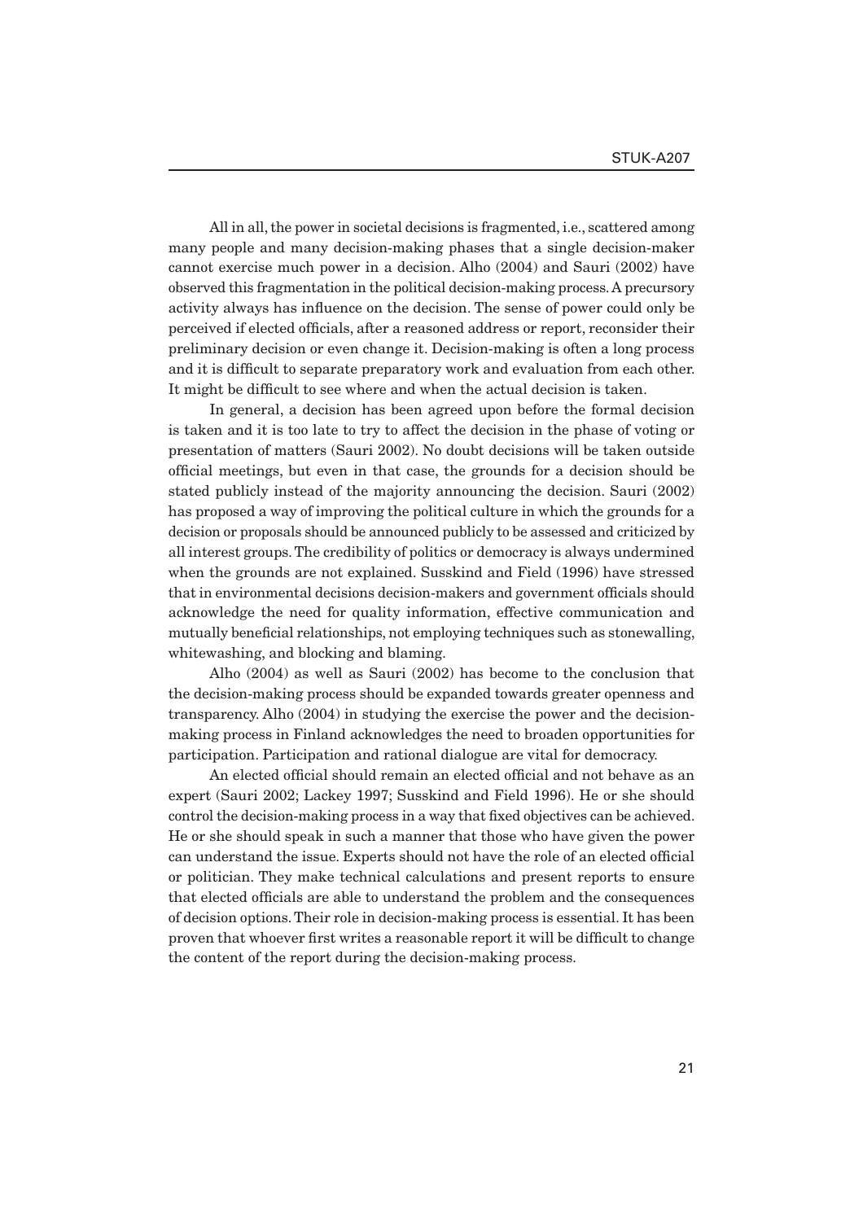All in all, the power in societal decisions is fragmented, i.e., scattered among many people and many decision-making phases that a single decision-maker cannot exercise much power in a decision. Alho (2004) and Sauri (2002) have observed this fragmentation in the political decision-making process. A precursory activity always has influence on the decision. The sense of power could only be perceived if elected officials, after a reasoned address or report, reconsider their preliminary decision or even change it. Decision-making is often a long process and it is difficult to separate preparatory work and evaluation from each other. It might be difficult to see where and when the actual decision is taken.

In general, a decision has been agreed upon before the formal decision is taken and it is too late to try to affect the decision in the phase of voting or presentation of matters (Sauri 2002). No doubt decisions will be taken outside official meetings, but even in that case, the grounds for a decision should be stated publicly instead of the majority announcing the decision. Sauri (2002) has proposed a way of improving the political culture in which the grounds for a decision or proposals should be announced publicly to be assessed and criticized by all interest groups. The credibility of politics or democracy is always undermined when the grounds are not explained. Susskind and Field (1996) have stressed that in environmental decisions decision-makers and government officials should acknowledge the need for quality information, effective communication and mutually beneficial relationships, not employing techniques such as stonewalling, whitewashing, and blocking and blaming.

Alho (2004) as well as Sauri (2002) has become to the conclusion that the decision-making process should be expanded towards greater openness and transparency. Alho (2004) in studying the exercise the power and the decision-making process in Finland acknowledges the need to broaden opportunities for participation. Participation and rational dialogue are vital for democracy.

An elected official should remain an elected official and not behave as an expert (Sauri 2002; Lackey 1997; Susskind and Field 1996). He or she should control the decision-making process in a way that fixed objectives can be achieved. He or she should speak in such a manner that those who have given the power can understand the issue. Experts should not have the role of an elected official or politician. They make technical calculations and present reports to ensure that elected officials are able to understand the problem and the consequences of decision options. Their role in decision-making process is essential. It has been proven that whoever first writes a reasonable report it will be difficult to change the content of the report during the decision-making process.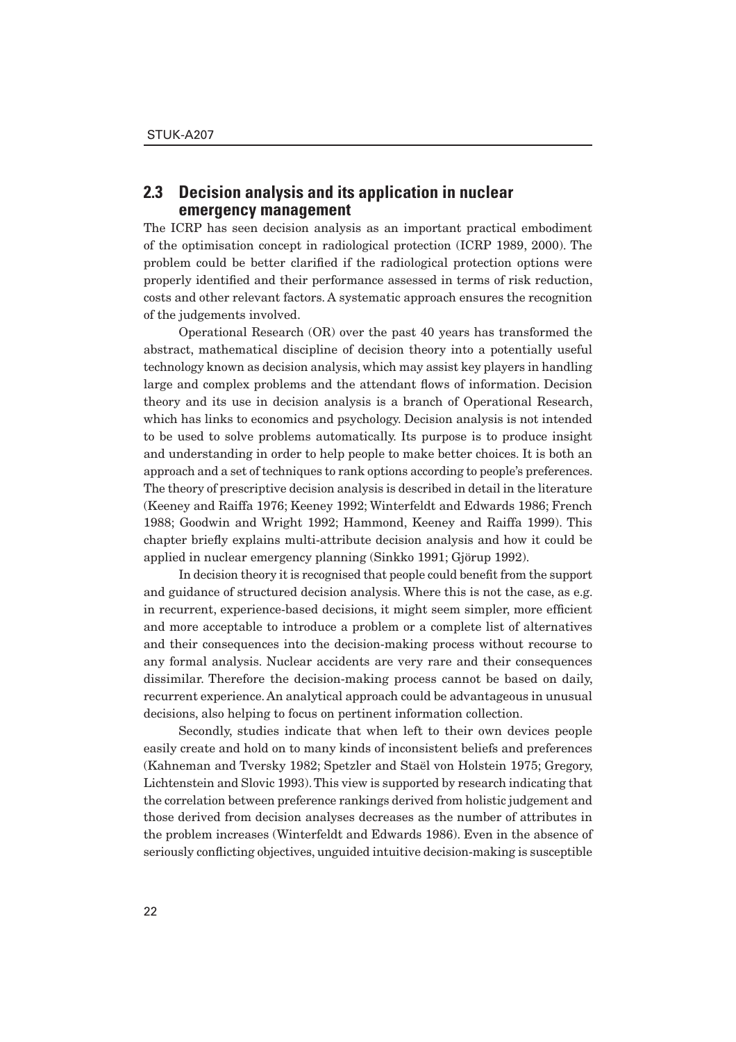## 2.3 Decision analysis and its application in nuclear emergency management

The ICRP has seen decision analysis as an important practical embodiment of the optimisation concept in radiological protection (ICRP 1989, 2000). The problem could be better clarified if the radiological protection options were properly identified and their performance assessed in terms of risk reduction, costs and other relevant factors. A systematic approach ensures the recognition of the judgements involved.

Operational Research (OR) over the past 40 years has transformed the abstract, mathematical discipline of decision theory into a potentially useful technology known as decision analysis, which may assist key players in handling large and complex problems and the attendant flows of information. Decision theory and its use in decision analysis is a branch of Operational Research, which has links to economics and psychology. Decision analysis is not intended to be used to solve problems automatically. Its purpose is to produce insight and understanding in order to help people to make better choices. It is both an approach and a set of techniques to rank options according to people's preferences. The theory of prescriptive decision analysis is described in detail in the literature (Keeney and Raiffa 1976; Keeney 1992; Winterfeldt and Edwards 1986; French 1988; Goodwin and Wright 1992; Hammond, Keeney and Raiffa 1999). This chapter briefly explains multi-attribute decision analysis and how it could be applied in nuclear emergency planning (Sinkko 1991; Gjörup 1992).

In decision theory it is recognised that people could benefit from the support and guidance of structured decision analysis. Where this is not the case, as e.g. in recurrent, experience-based decisions, it might seem simpler, more efficient and more acceptable to introduce a problem or a complete list of alternatives and their consequences into the decision-making process without recourse to any formal analysis. Nuclear accidents are very rare and their consequences dissimilar. Therefore the decision-making process cannot be based on daily, recurrent experience. An analytical approach could be advantageous in unusual decisions, also helping to focus on pertinent information collection.

Secondly, studies indicate that when left to their own devices people easily create and hold on to many kinds of inconsistent beliefs and preferences (Kahneman and Tversky 1982; Spetzler and Staël von Holstein 1975; Gregory, Lichtenstein and Slovic 1993). This view is supported by research indicating that the correlation between preference rankings derived from holistic judgement and those derived from decision analyses decreases as the number of attributes in the problem increases (Winterfeldt and Edwards 1986). Even in the absence of seriously conflicting objectives, unguided intuitive decision-making is susceptible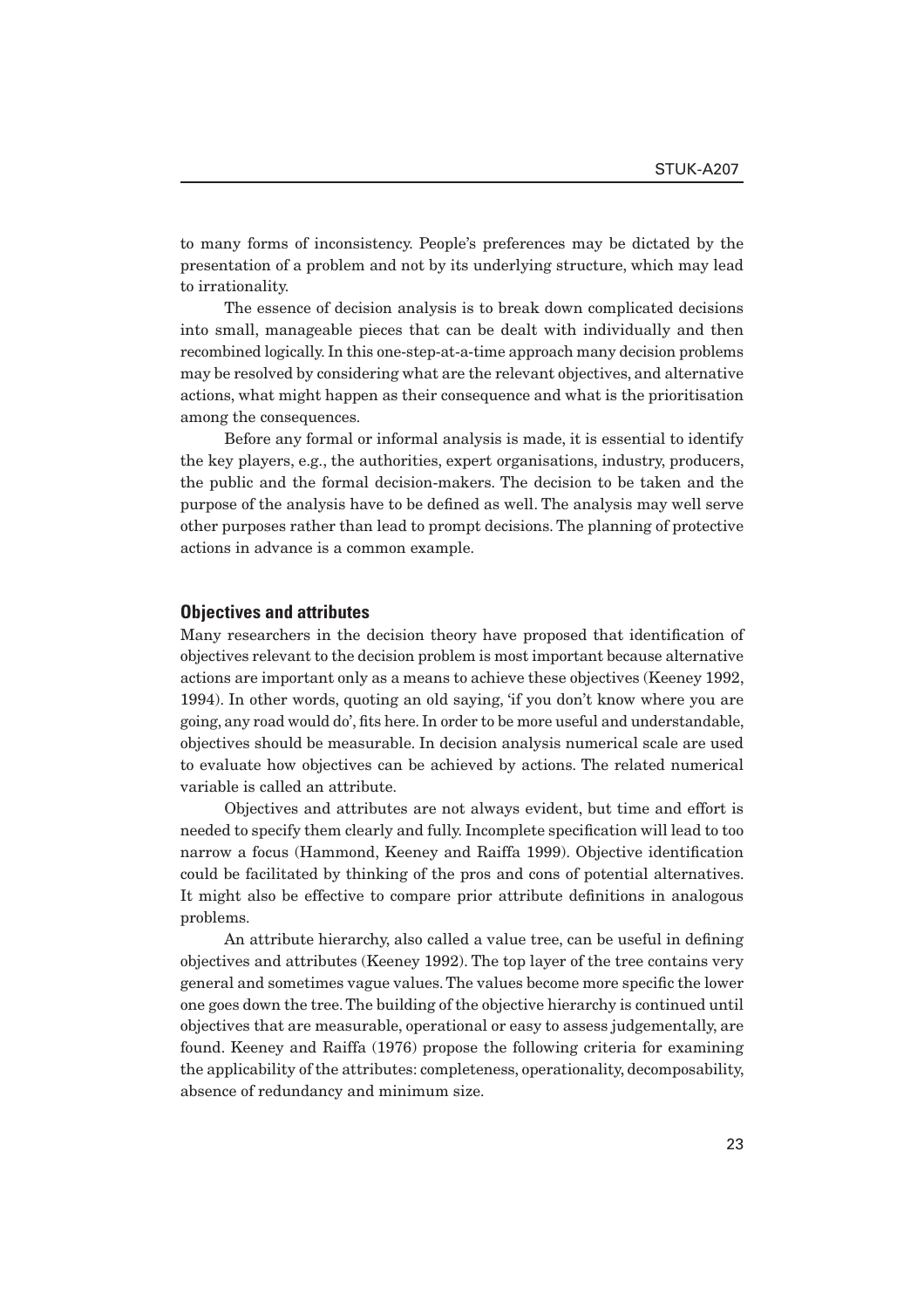to many forms of inconsistency. People's preferences may be dictated by the presentation of a problem and not by its underlying structure, which may lead to irrationality.

The essence of decision analysis is to break down complicated decisions into small, manageable pieces that can be dealt with individually and then recombined logically. In this one-step-at-a-time approach many decision problems may be resolved by considering what are the relevant objectives, and alternative actions, what might happen as their consequence and what is the prioritisation among the consequences.

Before any formal or informal analysis is made, it is essential to identify the key players, e.g., the authorities, expert organisations, industry, producers, the public and the formal decision-makers. The decision to be taken and the purpose of the analysis have to be defined as well. The analysis may well serve other purposes rather than lead to prompt decisions. The planning of protective actions in advance is a common example.

### Objectives and attributes

Many researchers in the decision theory have proposed that identification of objectives relevant to the decision problem is most important because alternative actions are important only as a means to achieve these objectives (Keeney 1992, 1994). In other words, quoting an old saying, 'if you don't know where you are going, any road would do', fits here. In order to be more useful and understandable, objectives should be measurable. In decision analysis numerical scale are used to evaluate how objectives can be achieved by actions. The related numerical variable is called an attribute.

Objectives and attributes are not always evident, but time and effort is needed to specify them clearly and fully. Incomplete specification will lead to too narrow a focus (Hammond, Keeney and Raiffa 1999). Objective identification could be facilitated by thinking of the pros and cons of potential alternatives. It might also be effective to compare prior attribute definitions in analogous problems.

An attribute hierarchy, also called a value tree, can be useful in defining objectives and attributes (Keeney 1992). The top layer of the tree contains very general and sometimes vague values. The values become more specific the lower one goes down the tree. The building of the objective hierarchy is continued until objectives that are measurable, operational or easy to assess judgementally, are found. Keeney and Raiffa (1976) propose the following criteria for examining the applicability of the attributes: completeness, operationality, decomposability, absence of redundancy and minimum size.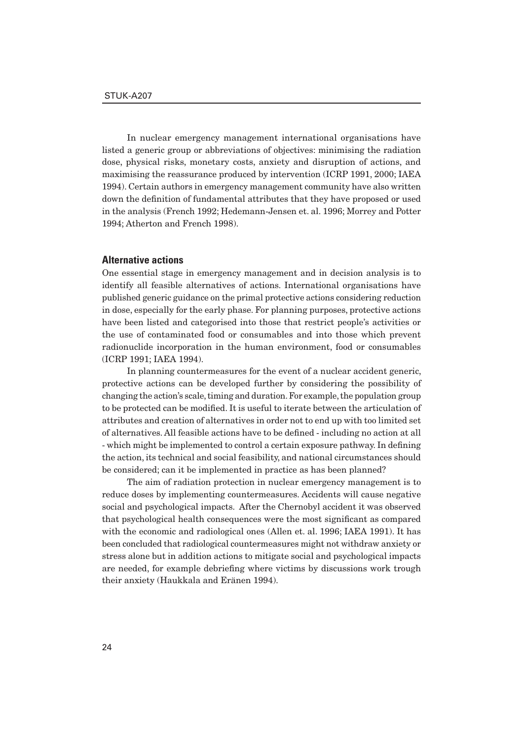In nuclear emergency management international organisations have listed a generic group or abbreviations of objectives: minimising the radiation dose, physical risks, monetary costs, anxiety and disruption of actions, and maximising the reassurance produced by intervention (ICRP 1991, 2000; IAEA 1994). Certain authors in emergency management community have also written down the definition of fundamental attributes that they have proposed or used in the analysis (French 1992; Hedemann-Jensen et. al. 1996; Morrey and Potter 1994; Atherton and French 1998).

### Alternative actions

One essential stage in emergency management and in decision analysis is to identify all feasible alternatives of actions. International organisations have published generic guidance on the primal protective actions considering reduction in dose, especially for the early phase. For planning purposes, protective actions have been listed and categorised into those that restrict people's activities or the use of contaminated food or consumables and into those which prevent radionuclide incorporation in the human environment, food or consumables (ICRP 1991; IAEA 1994).

In planning countermeasures for the event of a nuclear accident generic, protective actions can be developed further by considering the possibility of changing the action's scale, timing and duration. For example, the population group to be protected can be modified. It is useful to iterate between the articulation of attributes and creation of alternatives in order not to end up with too limited set of alternatives. All feasible actions have to be defined - including no action at all - which might be implemented to control a certain exposure pathway. In defining the action, its technical and social feasibility, and national circumstances should be considered; can it be implemented in practice as has been planned?

The aim of radiation protection in nuclear emergency management is to reduce doses by implementing countermeasures. Accidents will cause negative social and psychological impacts. After the Chernobyl accident it was observed that psychological health consequences were the most significant as compared with the economic and radiological ones (Allen et. al. 1996; IAEA 1991). It has been concluded that radiological countermeasures might not withdraw anxiety or stress alone but in addition actions to mitigate social and psychological impacts are needed, for example debriefing where victims by discussions work trough their anxiety (Haukkala and Eränen 1994).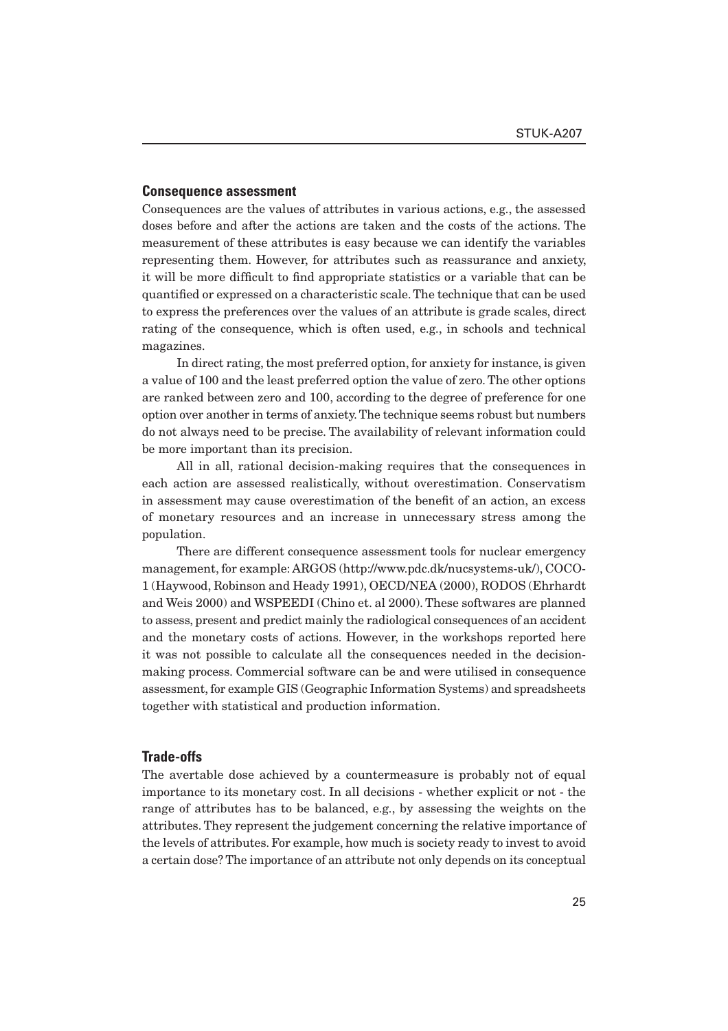### Consequence assessment

Consequences are the values of attributes in various actions, e.g., the assessed doses before and after the actions are taken and the costs of the actions. The measurement of these attributes is easy because we can identify the variables representing them. However, for attributes such as reassurance and anxiety, it will be more difficult to find appropriate statistics or a variable that can be quantified or expressed on a characteristic scale. The technique that can be used to express the preferences over the values of an attribute is grade scales, direct rating of the consequence, which is often used, e.g., in schools and technical magazines.

In direct rating, the most preferred option, for anxiety for instance, is given a value of 100 and the least preferred option the value of zero. The other options are ranked between zero and 100, according to the degree of preference for one option over another in terms of anxiety. The technique seems robust but numbers do not always need to be precise. The availability of relevant information could be more important than its precision.

All in all, rational decision-making requires that the consequences in each action are assessed realistically, without overestimation. Conservatism in assessment may cause overestimation of the benefit of an action, an excess of monetary resources and an increase in unnecessary stress among the population.

There are different consequence assessment tools for nuclear emergency management, for example: ARGOS (http://www.pdc.dk/nucsystems-uk/), COCO-1 (Haywood, Robinson and Heady 1991), OECD/NEA (2000), RODOS (Ehrhardt and Weis 2000) and WSPEEDI (Chino et. al 2000). These softwares are planned to assess, present and predict mainly the radiological consequences of an accident and the monetary costs of actions. However, in the workshops reported here it was not possible to calculate all the consequences needed in the decision-making process. Commercial software can be and were utilised in consequence assessment, for example GIS (Geographic Information Systems) and spreadsheets together with statistical and production information.

### Trade-offs

The avertable dose achieved by a countermeasure is probably not of equal importance to its monetary cost. In all decisions - whether explicit or not - the range of attributes has to be balanced, e.g., by assessing the weights on the attributes. They represent the judgement concerning the relative importance of the levels of attributes. For example, how much is society ready to invest to avoid a certain dose? The importance of an attribute not only depends on its conceptual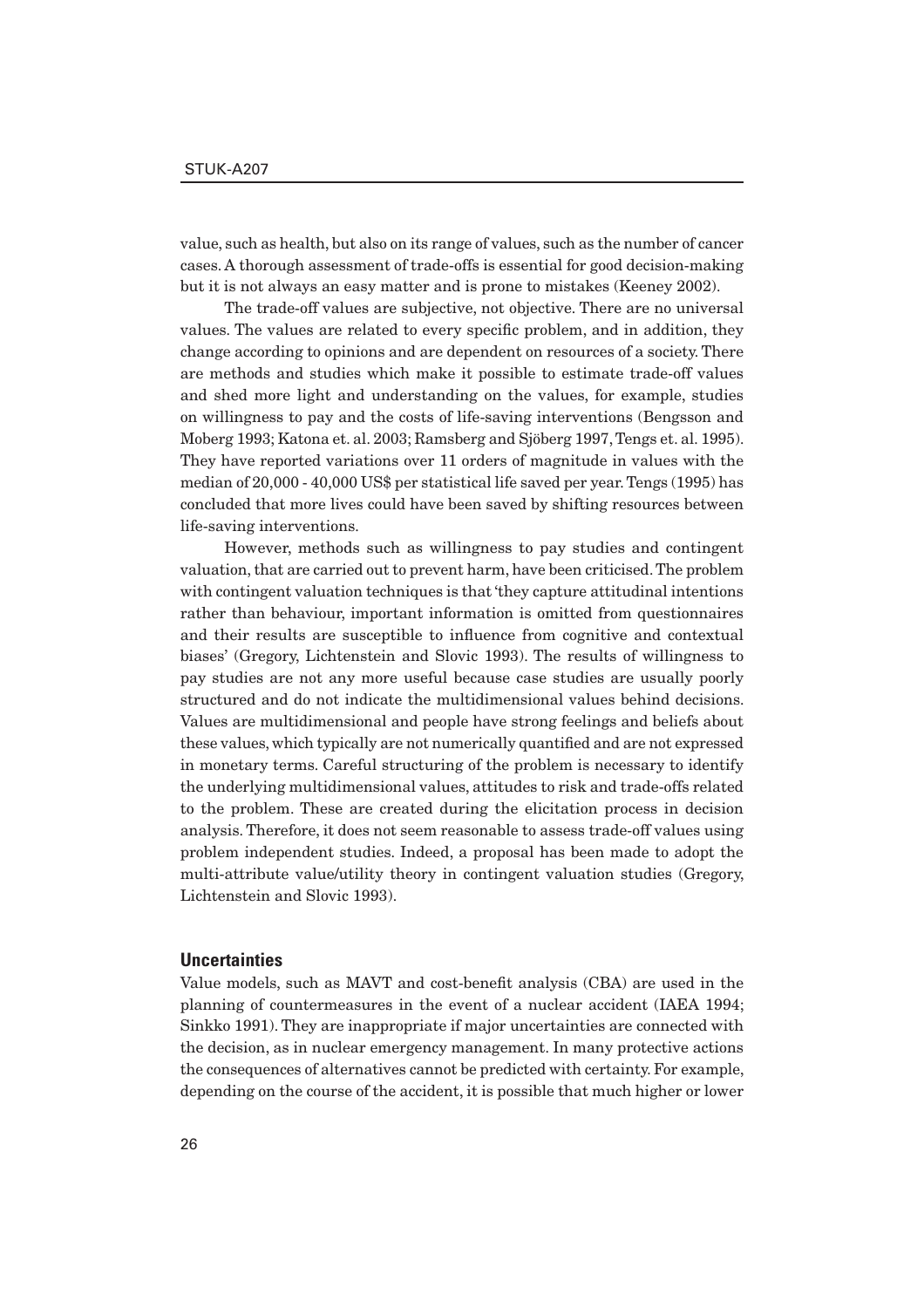value, such as health, but also on its range of values, such as the number of cancer cases. A thorough assessment of trade-offs is essential for good decision-making but it is not always an easy matter and is prone to mistakes (Keeney 2002).

The trade-off values are subjective, not objective. There are no universal values. The values are related to every specific problem, and in addition, they change according to opinions and are dependent on resources of a society. There are methods and studies which make it possible to estimate trade-off values and shed more light and understanding on the values, for example, studies on willingness to pay and the costs of life-saving interventions (Bengsson and Moberg 1993; Katona et. al. 2003; Ramsberg and Sjöberg 1997, Tengs et. al. 1995). They have reported variations over 11 orders of magnitude in values with the median of 20,000 - 40,000 US$ per statistical life saved per year. Tengs (1995) has concluded that more lives could have been saved by shifting resources between life-saving interventions.

However, methods such as willingness to pay studies and contingent valuation, that are carried out to prevent harm, have been criticised. The problem with contingent valuation techniques is that 'they capture attitudinal intentions rather than behaviour, important information is omitted from questionnaires and their results are susceptible to influence from cognitive and contextual biases' (Gregory, Lichtenstein and Slovic 1993). The results of willingness to pay studies are not any more useful because case studies are usually poorly structured and do not indicate the multidimensional values behind decisions. Values are multidimensional and people have strong feelings and beliefs about these values, which typically are not numerically quantified and are not expressed in monetary terms. Careful structuring of the problem is necessary to identify the underlying multidimensional values, attitudes to risk and trade-offs related to the problem. These are created during the elicitation process in decision analysis. Therefore, it does not seem reasonable to assess trade-off values using problem independent studies. Indeed, a proposal has been made to adopt the multi-attribute value/utility theory in contingent valuation studies (Gregory, Lichtenstein and Slovic 1993).

### Uncertainties

Value models, such as MAVT and cost-benefit analysis (CBA) are used in the planning of countermeasures in the event of a nuclear accident (IAEA 1994; Sinkko 1991). They are inappropriate if major uncertainties are connected with the decision, as in nuclear emergency management. In many protective actions the consequences of alternatives cannot be predicted with certainty. For example, depending on the course of the accident, it is possible that much higher or lower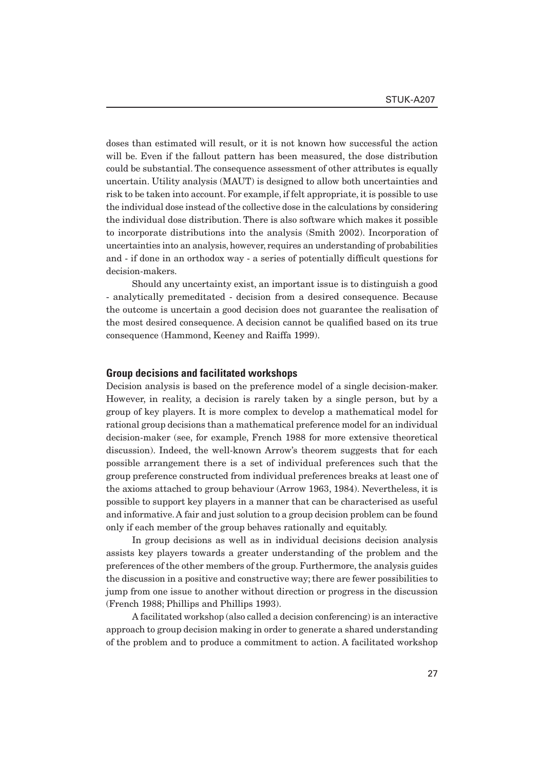doses than estimated will result, or it is not known how successful the action will be. Even if the fallout pattern has been measured, the dose distribution could be substantial. The consequence assessment of other attributes is equally uncertain. Utility analysis (MAUT) is designed to allow both uncertainties and risk to be taken into account. For example, if felt appropriate, it is possible to use the individual dose instead of the collective dose in the calculations by considering the individual dose distribution. There is also software which makes it possible to incorporate distributions into the analysis (Smith 2002). Incorporation of uncertainties into an analysis, however, requires an understanding of probabilities and - if done in an orthodox way - a series of potentially difficult questions for decision-makers.

Should any uncertainty exist, an important issue is to distinguish a good - analytically premeditated - decision from a desired consequence. Because the outcome is uncertain a good decision does not guarantee the realisation of the most desired consequence. A decision cannot be qualified based on its true consequence (Hammond, Keeney and Raiffa 1999).

## Group decisions and facilitated workshops

Decision analysis is based on the preference model of a single decision-maker. However, in reality, a decision is rarely taken by a single person, but by a group of key players. It is more complex to develop a mathematical model for rational group decisions than a mathematical preference model for an individual decision-maker (see, for example, French 1988 for more extensive theoretical discussion). Indeed, the well-known Arrow's theorem suggests that for each possible arrangement there is a set of individual preferences such that the group preference constructed from individual preferences breaks at least one of the axioms attached to group behaviour (Arrow 1963, 1984). Nevertheless, it is possible to support key players in a manner that can be characterised as useful and informative. A fair and just solution to a group decision problem can be found only if each member of the group behaves rationally and equitably.

In group decisions as well as in individual decisions decision analysis assists key players towards a greater understanding of the problem and the preferences of the other members of the group. Furthermore, the analysis guides the discussion in a positive and constructive way; there are fewer possibilities to jump from one issue to another without direction or progress in the discussion (French 1988; Phillips and Phillips 1993).

A facilitated workshop (also called a decision conferencing) is an interactive approach to group decision making in order to generate a shared understanding of the problem and to produce a commitment to action. A facilitated workshop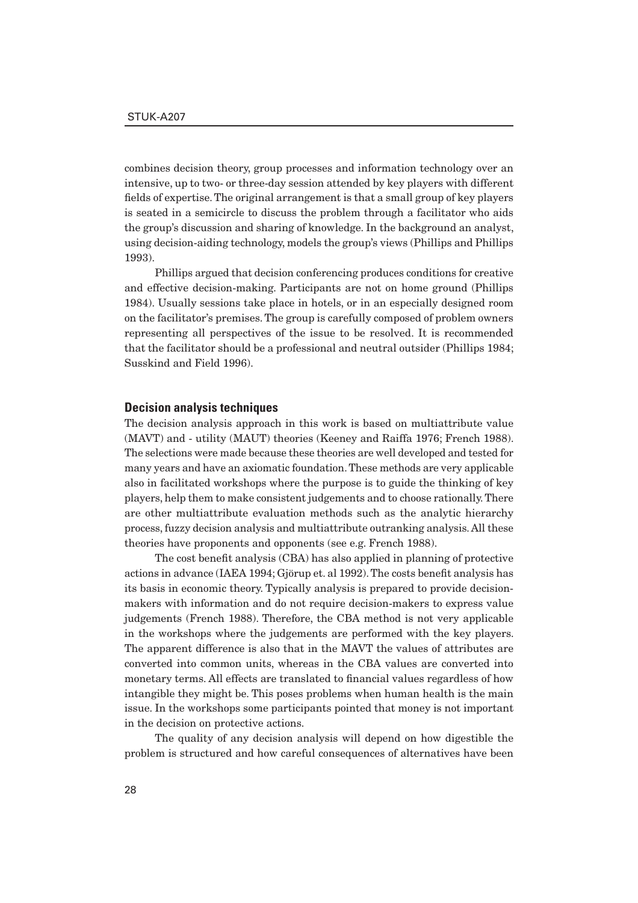combines decision theory, group processes and information technology over an intensive, up to two- or three-day session attended by key players with different fields of expertise. The original arrangement is that a small group of key players is seated in a semicircle to discuss the problem through a facilitator who aids the group's discussion and sharing of knowledge. In the background an analyst, using decision-aiding technology, models the group's views (Phillips and Phillips 1993).

Phillips argued that decision conferencing produces conditions for creative and effective decision-making. Participants are not on home ground (Phillips 1984). Usually sessions take place in hotels, or in an especially designed room on the facilitator's premises. The group is carefully composed of problem owners representing all perspectives of the issue to be resolved. It is recommended that the facilitator should be a professional and neutral outsider (Phillips 1984; Susskind and Field 1996).

### Decision analysis techniques

The decision analysis approach in this work is based on multiattribute value (MAVT) and - utility (MAUT) theories (Keeney and Raiffa 1976; French 1988). The selections were made because these theories are well developed and tested for many years and have an axiomatic foundation. These methods are very applicable also in facilitated workshops where the purpose is to guide the thinking of key players, help them to make consistent judgements and to choose rationally. There are other multiattribute evaluation methods such as the analytic hierarchy process, fuzzy decision analysis and multiattribute outranking analysis. All these theories have proponents and opponents (see e.g. French 1988).

The cost benefit analysis (CBA) has also applied in planning of protective actions in advance (IAEA 1994; Gjörup et. al 1992). The costs benefit analysis has its basis in economic theory. Typically analysis is prepared to provide decision-makers with information and do not require decision-makers to express value judgements (French 1988). Therefore, the CBA method is not very applicable in the workshops where the judgements are performed with the key players. The apparent difference is also that in the MAVT the values of attributes are converted into common units, whereas in the CBA values are converted into monetary terms. All effects are translated to financial values regardless of how intangible they might be. This poses problems when human health is the main issue. In the workshops some participants pointed that money is not important in the decision on protective actions.

The quality of any decision analysis will depend on how digestible the problem is structured and how careful consequences of alternatives have been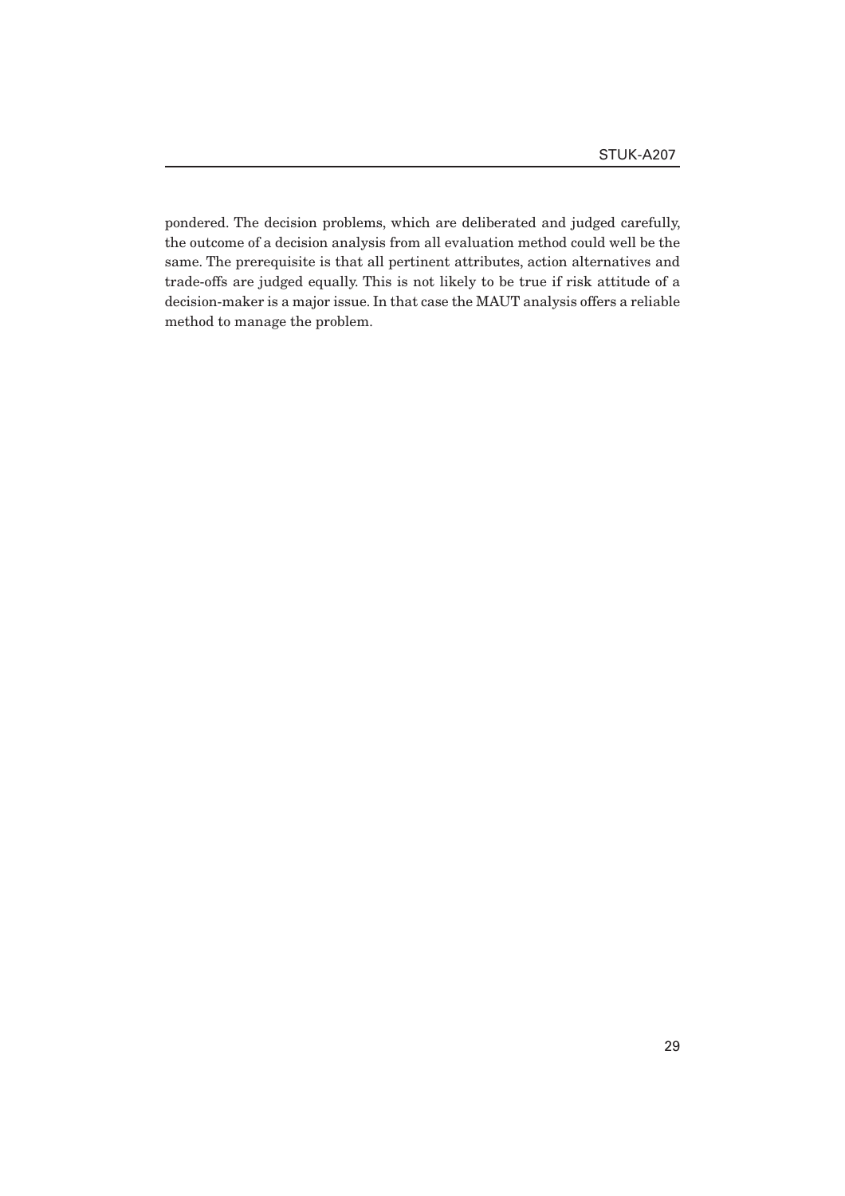pondered. The decision problems, which are deliberated and judged carefully, the outcome of a decision analysis from all evaluation method could well be the same. The prerequisite is that all pertinent attributes, action alternatives and trade-offs are judged equally. This is not likely to be true if risk attitude of a decision-maker is a major issue. In that case the MAUT analysis offers a reliable method to manage the problem.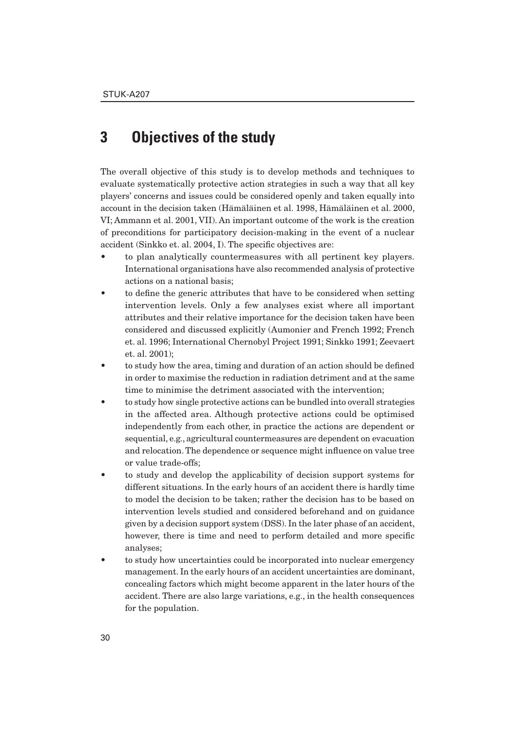# 3 Objectives of the study

The overall objective of this study is to develop methods and techniques to evaluate systematically protective action strategies in such a way that all key players' concerns and issues could be considered openly and taken equally into account in the decision taken (Hämäläinen et al. 1998, Hämäläinen et al. 2000, VI; Ammann et al. 2001, VII). An important outcome of the work is the creation of preconditions for participatory decision-making in the event of a nuclear accident (Sinkko et. al. 2004, I). The specific objectives are:

- to plan analytically countermeasures with all pertinent key players. International organisations have also recommended analysis of protective actions on a national basis;
- to define the generic attributes that have to be considered when setting intervention levels. Only a few analyses exist where all important attributes and their relative importance for the decision taken have been considered and discussed explicitly (Aumonier and French 1992; French et. al. 1996; International Chernobyl Project 1991; Sinkko 1991; Zeevaert et. al. 2001);
- to study how the area, timing and duration of an action should be defined in order to maximise the reduction in radiation detriment and at the same time to minimise the detriment associated with the intervention;
- to study how single protective actions can be bundled into overall strategies in the affected area. Although protective actions could be optimised independently from each other, in practice the actions are dependent or sequential, e.g., agricultural countermeasures are dependent on evacuation and relocation. The dependence or sequence might influence on value tree or value trade-offs;
- to study and develop the applicability of decision support systems for different situations. In the early hours of an accident there is hardly time to model the decision to be taken; rather the decision has to be based on intervention levels studied and considered beforehand and on guidance given by a decision support system (DSS). In the later phase of an accident, however, there is time and need to perform detailed and more specific analyses;
- to study how uncertainties could be incorporated into nuclear emergency management. In the early hours of an accident uncertainties are dominant, concealing factors which might become apparent in the later hours of the accident. There are also large variations, e.g., in the health consequences for the population.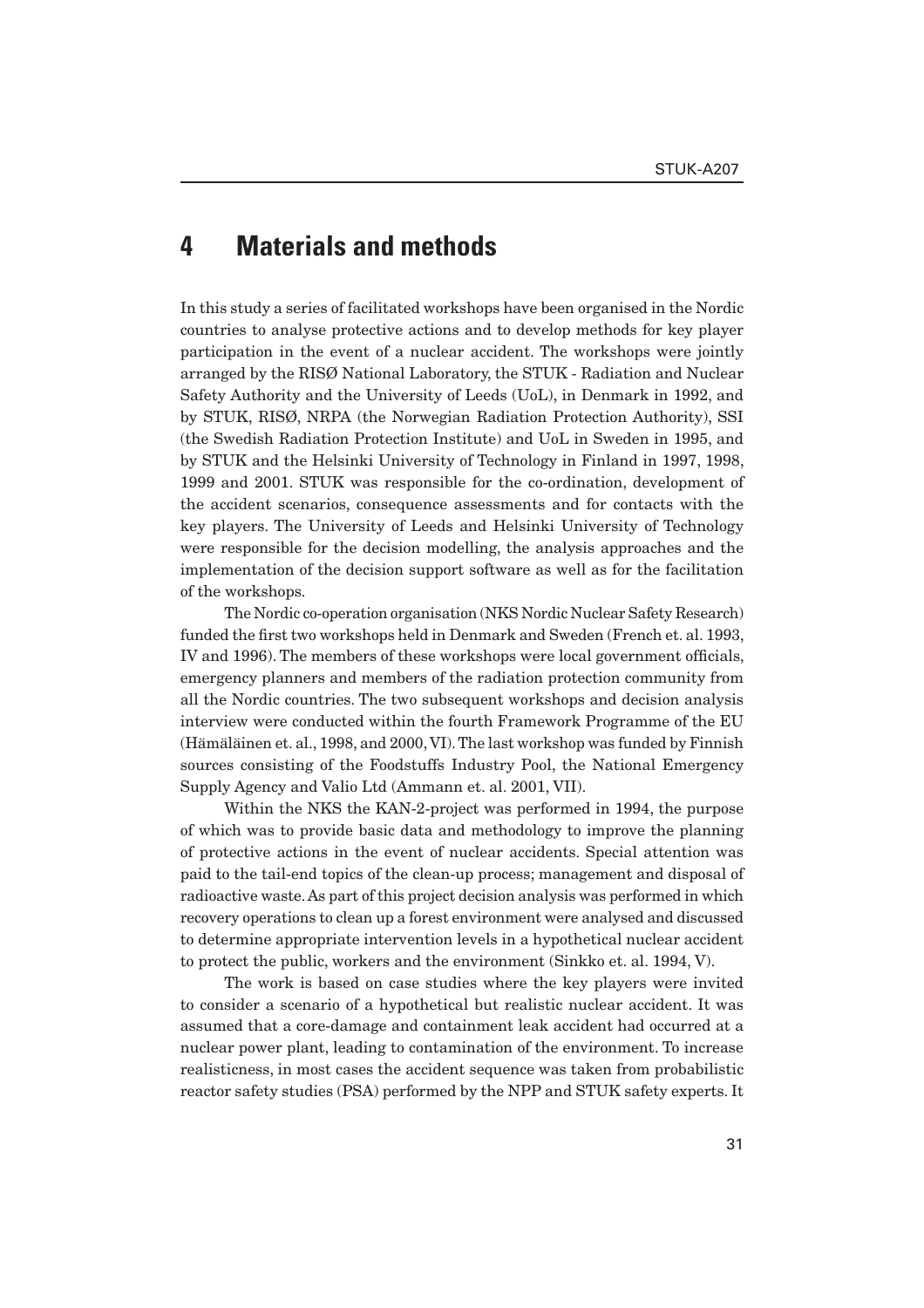# 4 Materials and methods

In this study a series of facilitated workshops have been organised in the Nordic countries to analyse protective actions and to develop methods for key player participation in the event of a nuclear accident. The workshops were jointly arranged by the RISØ National Laboratory, the STUK - Radiation and Nuclear Safety Authority and the University of Leeds (UoL), in Denmark in 1992, and by STUK, RISØ, NRPA (the Norwegian Radiation Protection Authority), SSI (the Swedish Radiation Protection Institute) and UoL in Sweden in 1995, and by STUK and the Helsinki University of Technology in Finland in 1997, 1998, 1999 and 2001. STUK was responsible for the co-ordination, development of the accident scenarios, consequence assessments and for contacts with the key players. The University of Leeds and Helsinki University of Technology were responsible for the decision modelling, the analysis approaches and the implementation of the decision support software as well as for the facilitation of the workshops.

The Nordic co-operation organisation (NKS Nordic Nuclear Safety Research) funded the first two workshops held in Denmark and Sweden (French et. al. 1993, IV and 1996). The members of these workshops were local government officials, emergency planners and members of the radiation protection community from all the Nordic countries. The two subsequent workshops and decision analysis interview were conducted within the fourth Framework Programme of the EU (Hämäläinen et. al., 1998, and 2000, VI). The last workshop was funded by Finnish sources consisting of the Foodstuffs Industry Pool, the National Emergency Supply Agency and Valio Ltd (Ammann et. al. 2001, VII).

Within the NKS the KAN-2-project was performed in 1994, the purpose of which was to provide basic data and methodology to improve the planning of protective actions in the event of nuclear accidents. Special attention was paid to the tail-end topics of the clean-up process; management and disposal of radioactive waste. As part of this project decision analysis was performed in which recovery operations to clean up a forest environment were analysed and discussed to determine appropriate intervention levels in a hypothetical nuclear accident to protect the public, workers and the environment (Sinkko et. al. 1994, V).

The work is based on case studies where the key players were invited to consider a scenario of a hypothetical but realistic nuclear accident. It was assumed that a core-damage and containment leak accident had occurred at a nuclear power plant, leading to contamination of the environment. To increase realisticness, in most cases the accident sequence was taken from probabilistic reactor safety studies (PSA) performed by the NPP and STUK safety experts. It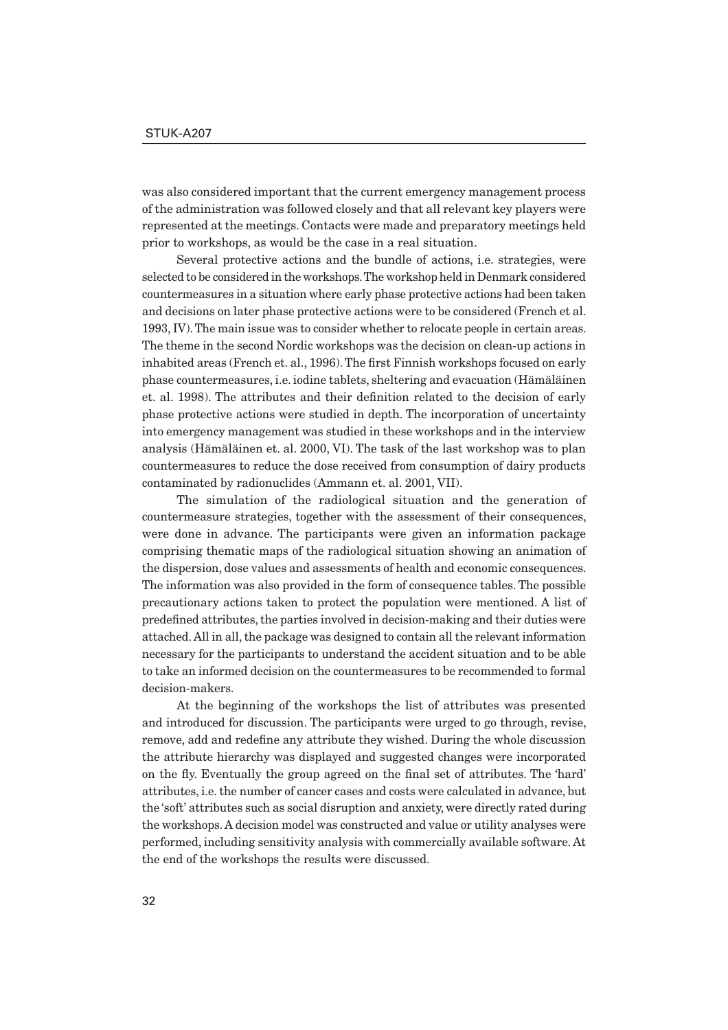was also considered important that the current emergency management process of the administration was followed closely and that all relevant key players were represented at the meetings. Contacts were made and preparatory meetings held prior to workshops, as would be the case in a real situation.

Several protective actions and the bundle of actions, i.e. strategies, were selected to be considered in the workshops. The workshop held in Denmark considered countermeasures in a situation where early phase protective actions had been taken and decisions on later phase protective actions were to be considered (French et al. 1993, IV). The main issue was to consider whether to relocate people in certain areas. The theme in the second Nordic workshops was the decision on clean-up actions in inhabited areas (French et. al., 1996). The first Finnish workshops focused on early phase countermeasures, i.e. iodine tablets, sheltering and evacuation (Hämäläinen et. al. 1998). The attributes and their definition related to the decision of early phase protective actions were studied in depth. The incorporation of uncertainty into emergency management was studied in these workshops and in the interview analysis (Hämäläinen et. al. 2000, VI). The task of the last workshop was to plan countermeasures to reduce the dose received from consumption of dairy products contaminated by radionuclides (Ammann et. al. 2001, VII).

The simulation of the radiological situation and the generation of countermeasure strategies, together with the assessment of their consequences, were done in advance. The participants were given an information package comprising thematic maps of the radiological situation showing an animation of the dispersion, dose values and assessments of health and economic consequences. The information was also provided in the form of consequence tables. The possible precautionary actions taken to protect the population were mentioned. A list of predefined attributes, the parties involved in decision-making and their duties were attached. All in all, the package was designed to contain all the relevant information necessary for the participants to understand the accident situation and to be able to take an informed decision on the countermeasures to be recommended to formal decision-makers.

At the beginning of the workshops the list of attributes was presented and introduced for discussion. The participants were urged to go through, revise, remove, add and redefine any attribute they wished. During the whole discussion the attribute hierarchy was displayed and suggested changes were incorporated on the fly. Eventually the group agreed on the final set of attributes. The 'hard' attributes, i.e. the number of cancer cases and costs were calculated in advance, but the 'soft' attributes such as social disruption and anxiety, were directly rated during the workshops. A decision model was constructed and value or utility analyses were performed, including sensitivity analysis with commercially available software. At the end of the workshops the results were discussed.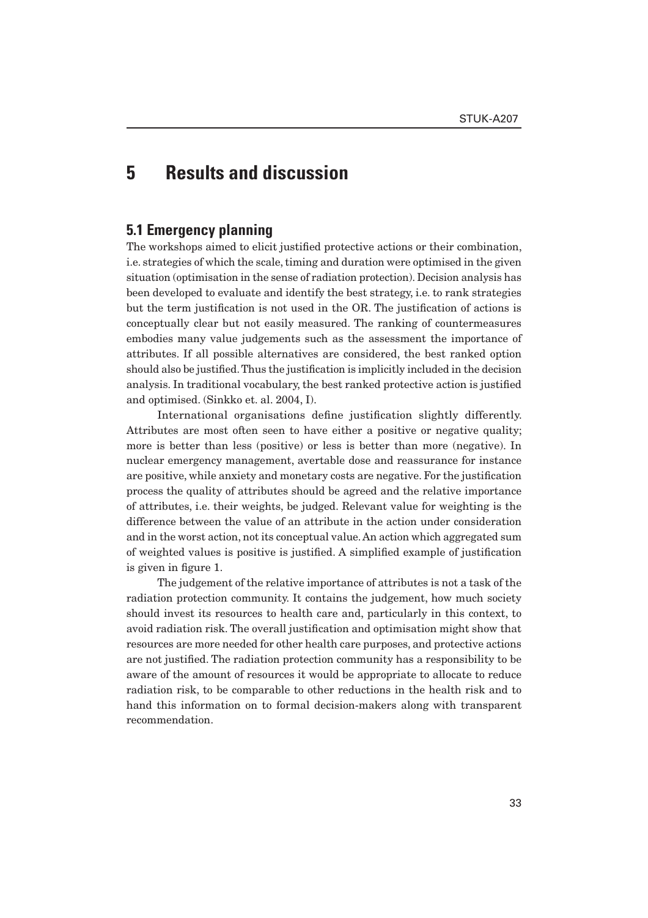# 5 Results and discussion

## 5.1 Emergency planning

The workshops aimed to elicit justified protective actions or their combination, i.e. strategies of which the scale, timing and duration were optimised in the given situation (optimisation in the sense of radiation protection). Decision analysis has been developed to evaluate and identify the best strategy, i.e. to rank strategies but the term justification is not used in the OR. The justification of actions is conceptually clear but not easily measured. The ranking of countermeasures embodies many value judgements such as the assessment the importance of attributes. If all possible alternatives are considered, the best ranked option should also be justified. Thus the justification is implicitly included in the decision analysis. In traditional vocabulary, the best ranked protective action is justified and optimised. (Sinkko et. al. 2004, I).

International organisations define justification slightly differently. Attributes are most often seen to have either a positive or negative quality; more is better than less (positive) or less is better than more (negative). In nuclear emergency management, avertable dose and reassurance for instance are positive, while anxiety and monetary costs are negative. For the justification process the quality of attributes should be agreed and the relative importance of attributes, i.e. their weights, be judged. Relevant value for weighting is the difference between the value of an attribute in the action under consideration and in the worst action, not its conceptual value. An action which aggregated sum of weighted values is positive is justified. A simplified example of justification is given in figure 1.

The judgement of the relative importance of attributes is not a task of the radiation protection community. It contains the judgement, how much society should invest its resources to health care and, particularly in this context, to avoid radiation risk. The overall justification and optimisation might show that resources are more needed for other health care purposes, and protective actions are not justified. The radiation protection community has a responsibility to be aware of the amount of resources it would be appropriate to allocate to reduce radiation risk, to be comparable to other reductions in the health risk and to hand this information on to formal decision-makers along with transparent recommendation.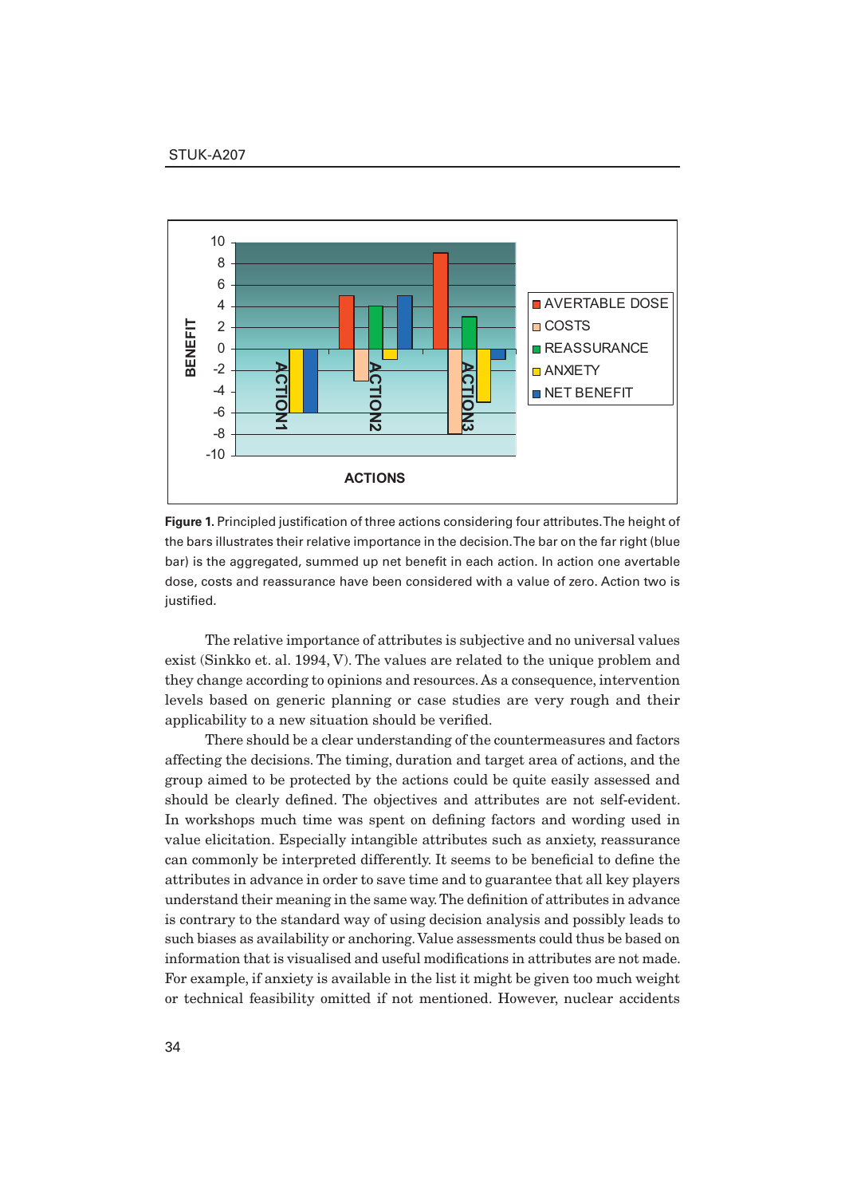**Figure 1.** Principled justification of three actions considering four attributes. The height of the bars illustrates their relative importance in the decision. The bar on the far right (blue bar) is the aggregated, summed up net benefit in each action. In action one avertable dose, costs and reassurance have been considered with a value of zero. Action two is justified.

The relative importance of attributes is subjective and no universal values exist (Sinkko et. al. 1994, V). The values are related to the unique problem and they change according to opinions and resources. As a consequence, intervention levels based on generic planning or case studies are very rough and their applicability to a new situation should be verified.

There should be a clear understanding of the countermeasures and factors affecting the decisions. The timing, duration and target area of actions, and the group aimed to be protected by the actions could be quite easily assessed and should be clearly defined. The objectives and attributes are not self-evident. In workshops much time was spent on defining factors and wording used in value elicitation. Especially intangible attributes such as anxiety, reassurance can commonly be interpreted differently. It seems to be beneficial to define the attributes in advance in order to save time and to guarantee that all key players understand their meaning in the same way. The definition of attributes in advance is contrary to the standard way of using decision analysis and possibly leads to such biases as availability or anchoring. Value assessments could thus be based on information that is visualised and useful modifications in attributes are not made. For example, if anxiety is available in the list it might be given too much weight or technical feasibility omitted if not mentioned. However, nuclear accidents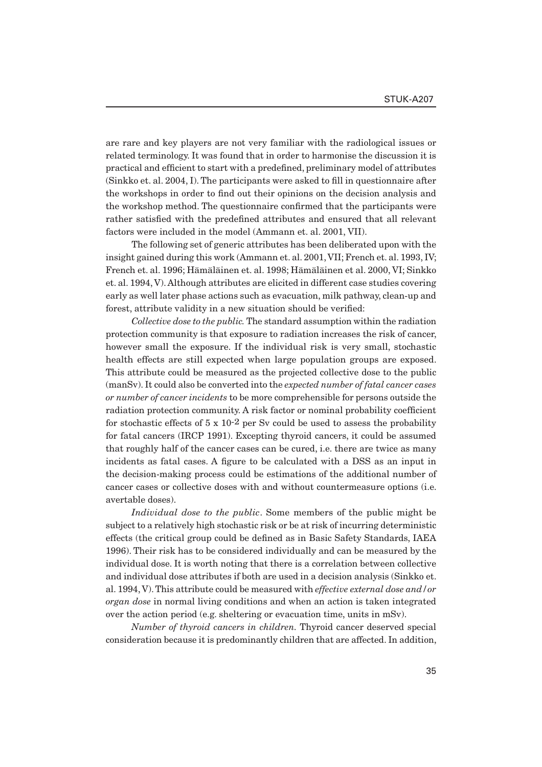are rare and key players are not very familiar with the radiological issues or related terminology. It was found that in order to harmonise the discussion it is practical and efficient to start with a predefined, preliminary model of attributes (Sinkko et. al. 2004, I). The participants were asked to fill in questionnaire after the workshops in order to find out their opinions on the decision analysis and the workshop method. The questionnaire confirmed that the participants were rather satisfied with the predefined attributes and ensured that all relevant factors were included in the model (Ammann et. al. 2001, VII).

The following set of generic attributes has been deliberated upon with the insight gained during this work (Ammann et. al. 2001, VII; French et. al. 1993, IV; French et. al. 1996; Hämäläinen et. al. 1998; Hämäläinen et al. 2000, VI; Sinkko et. al. 1994, V). Although attributes are elicited in different case studies covering early as well later phase actions such as evacuation, milk pathway, clean-up and forest, attribute validity in a new situation should be verified:

*Collective dose to the public.* The standard assumption within the radiation protection community is that exposure to radiation increases the risk of cancer, however small the exposure. If the individual risk is very small, stochastic health effects are still expected when large population groups are exposed. This attribute could be measured as the projected collective dose to the public (manSv). It could also be converted into the *expected number of fatal cancer cases or number of cancer incidents* to be more comprehensible for persons outside the radiation protection community. A risk factor or nominal probability coefficient for stochastic effects of $5 \times 10^{-2}$ per Sv could be used to assess the probability for fatal cancers (IRCP 1991). Excepting thyroid cancers, it could be assumed that roughly half of the cancer cases can be cured, i.e. there are twice as many incidents as fatal cases. A figure to be calculated with a DSS as an input in the decision-making process could be estimations of the additional number of cancer cases or collective doses with and without countermeasure options (i.e. avertable doses).

*Individual dose to the public*. Some members of the public might be subject to a relatively high stochastic risk or be at risk of incurring deterministic effects (the critical group could be defined as in Basic Safety Standards, IAEA 1996). Their risk has to be considered individually and can be measured by the individual dose. It is worth noting that there is a correlation between collective and individual dose attributes if both are used in a decision analysis (Sinkko et. al. 1994, V). This attribute could be measured with *effective external dose and/or organ dose* in normal living conditions and when an action is taken integrated over the action period (e.g. sheltering or evacuation time, units in mSv).

*Number of thyroid cancers in children.* Thyroid cancer deserved special consideration because it is predominantly children that are affected. In addition,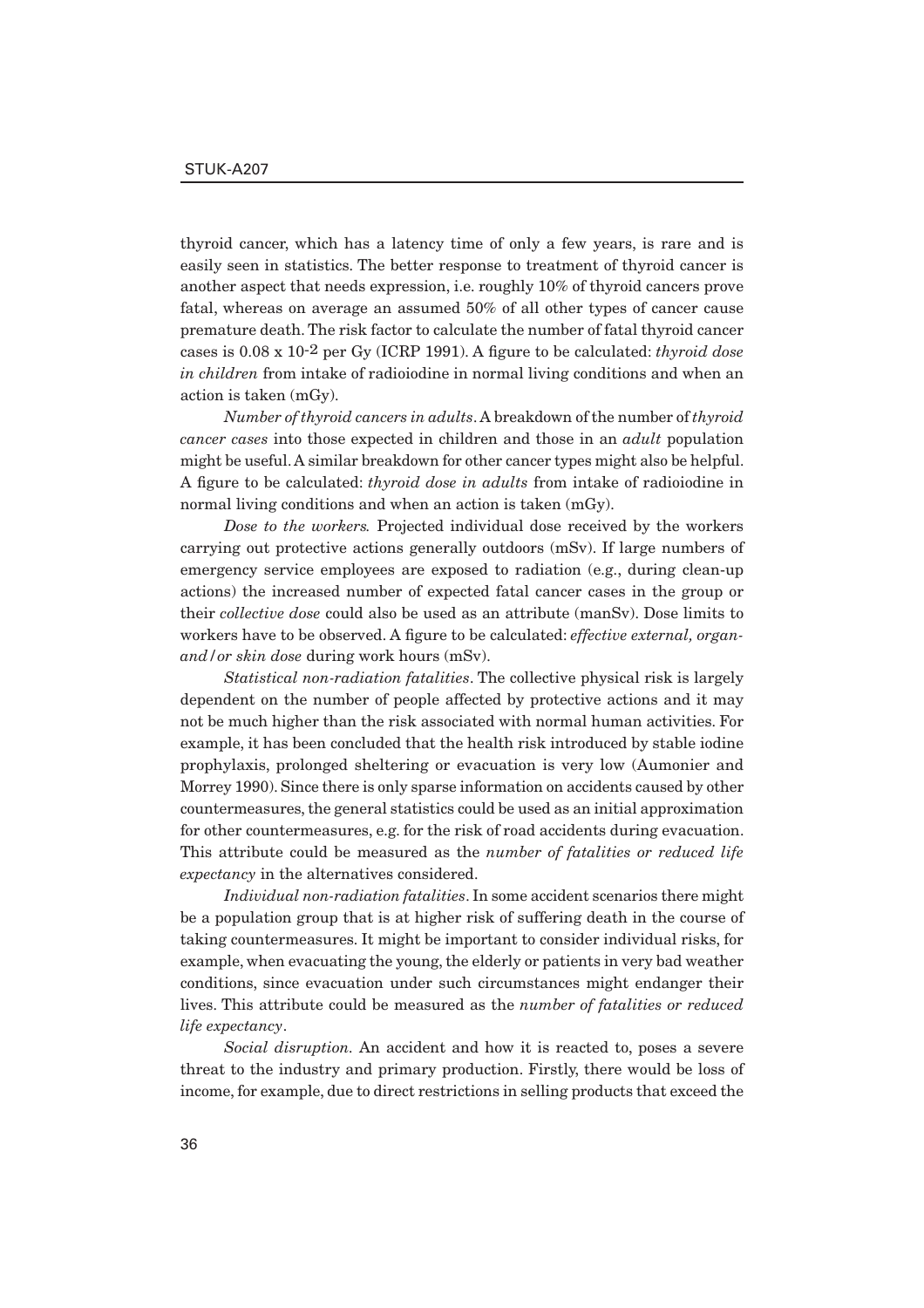thyroid cancer, which has a latency time of only a few years, is rare and is easily seen in statistics. The better response to treatment of thyroid cancer is another aspect that needs expression, i.e. roughly 10% of thyroid cancers prove fatal, whereas on average an assumed 50% of all other types of cancer cause premature death. The risk factor to calculate the number of fatal thyroid cancer cases is $0.08 \times 10^{-2}$ per Gy (ICRP 1991). A figure to be calculated: *thyroid dose in children* from intake of radioiodine in normal living conditions and when an action is taken (mGy).

*Number of thyroid cancers in adults*. A breakdown of the number of *thyroid cancer cases* into those expected in children and those in an *adult* population might be useful. A similar breakdown for other cancer types might also be helpful. A figure to be calculated: *thyroid dose in adults* from intake of radioiodine in normal living conditions and when an action is taken (mGy).

*Dose to the workers.* Projected individual dose received by the workers carrying out protective actions generally outdoors (mSv). If large numbers of emergency service employees are exposed to radiation (e.g., during clean-up actions) the increased number of expected fatal cancer cases in the group or their *collective dose* could also be used as an attribute (manSv). Dose limits to workers have to be observed. A figure to be calculated: *effective external, organ- and/or skin dose* during work hours (mSv).

*Statistical non-radiation fatalities*. The collective physical risk is largely dependent on the number of people affected by protective actions and it may not be much higher than the risk associated with normal human activities. For example, it has been concluded that the health risk introduced by stable iodine prophylaxis, prolonged sheltering or evacuation is very low (Aumonier and Morrey 1990). Since there is only sparse information on accidents caused by other countermeasures, the general statistics could be used as an initial approximation for other countermeasures, e.g. for the risk of road accidents during evacuation. This attribute could be measured as the *number of fatalities or reduced life expectancy* in the alternatives considered.

*Individual non-radiation fatalities*. In some accident scenarios there might be a population group that is at higher risk of suffering death in the course of taking countermeasures. It might be important to consider individual risks, for example, when evacuating the young, the elderly or patients in very bad weather conditions, since evacuation under such circumstances might endanger their lives. This attribute could be measured as the *number of fatalities or reduced life expectancy*.

*Social disruption.* An accident and how it is reacted to, poses a severe threat to the industry and primary production. Firstly, there would be loss of income, for example, due to direct restrictions in selling products that exceed the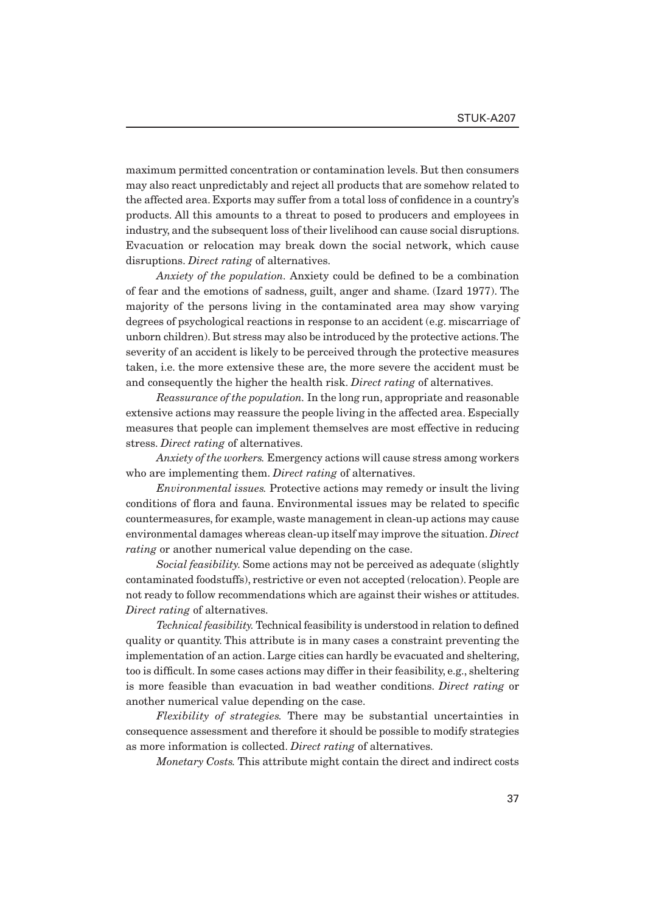maximum permitted concentration or contamination levels. But then consumers may also react unpredictably and reject all products that are somehow related to the affected area. Exports may suffer from a total loss of confidence in a country's products. All this amounts to a threat to posed to producers and employees in industry, and the subsequent loss of their livelihood can cause social disruptions. Evacuation or relocation may break down the social network, which cause disruptions. *Direct rating* of alternatives.

*Anxiety of the population.* Anxiety could be defined to be a combination of fear and the emotions of sadness, guilt, anger and shame. (Izard 1977). The majority of the persons living in the contaminated area may show varying degrees of psychological reactions in response to an accident (e.g. miscarriage of unborn children). But stress may also be introduced by the protective actions. The severity of an accident is likely to be perceived through the protective measures taken, i.e. the more extensive these are, the more severe the accident must be and consequently the higher the health risk. *Direct rating* of alternatives.

*Reassurance of the population.* In the long run, appropriate and reasonable extensive actions may reassure the people living in the affected area. Especially measures that people can implement themselves are most effective in reducing stress. *Direct rating* of alternatives.

*Anxiety of the workers.* Emergency actions will cause stress among workers who are implementing them. *Direct rating* of alternatives.

*Environmental issues.* Protective actions may remedy or insult the living conditions of flora and fauna. Environmental issues may be related to specific countermeasures, for example, waste management in clean-up actions may cause environmental damages whereas clean-up itself may improve the situation. *Direct rating* or another numerical value depending on the case.

*Social feasibility.* Some actions may not be perceived as adequate (slightly contaminated foodstuffs), restrictive or even not accepted (relocation). People are not ready to follow recommendations which are against their wishes or attitudes. *Direct rating* of alternatives.

*Technical feasibility.* Technical feasibility is understood in relation to defined quality or quantity. This attribute is in many cases a constraint preventing the implementation of an action. Large cities can hardly be evacuated and sheltering, too is difficult. In some cases actions may differ in their feasibility, e.g., sheltering is more feasible than evacuation in bad weather conditions. *Direct rating* or another numerical value depending on the case.

*Flexibility of strategies.* There may be substantial uncertainties in consequence assessment and therefore it should be possible to modify strategies as more information is collected. *Direct rating* of alternatives.

*Monetary Costs.* This attribute might contain the direct and indirect costs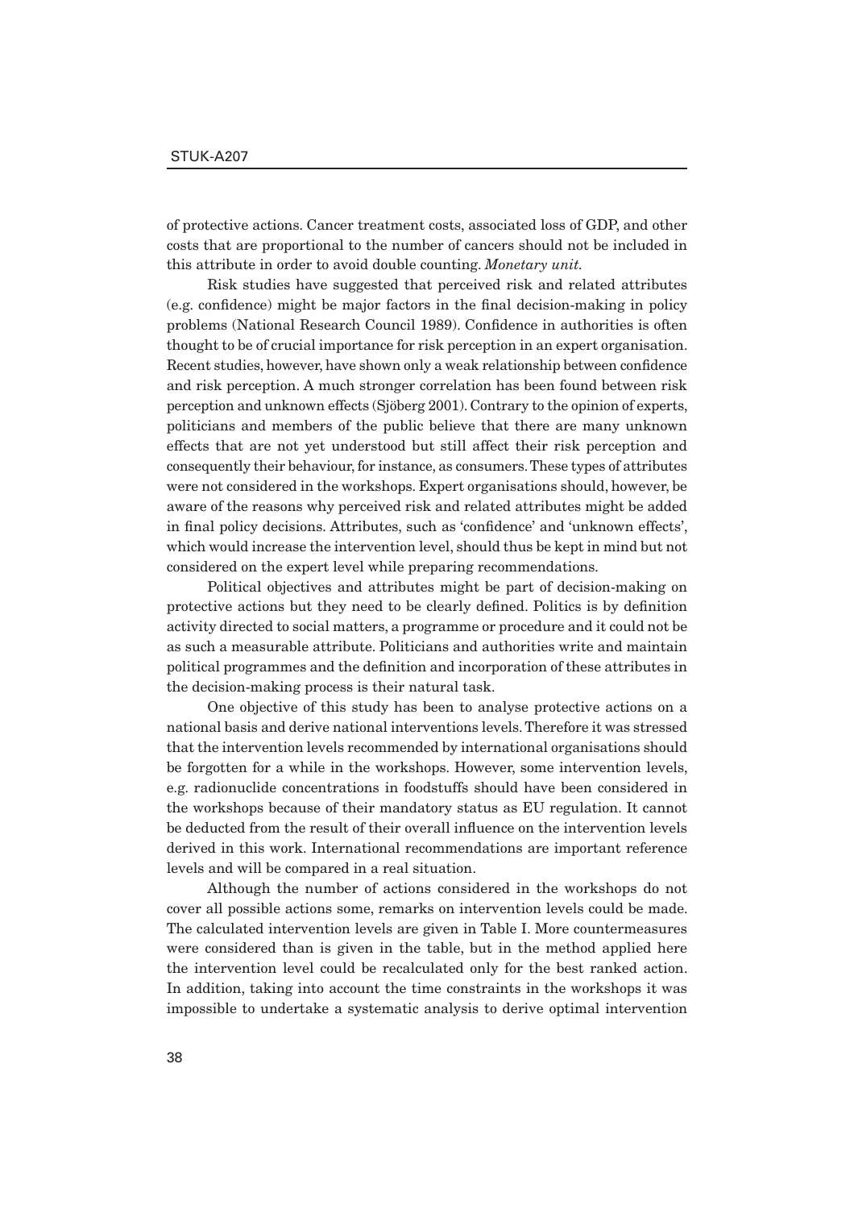of protective actions. Cancer treatment costs, associated loss of GDP, and other costs that are proportional to the number of cancers should not be included in this attribute in order to avoid double counting. *Monetary unit.*

Risk studies have suggested that perceived risk and related attributes (e.g. confidence) might be major factors in the final decision-making in policy problems (National Research Council 1989). Confidence in authorities is often thought to be of crucial importance for risk perception in an expert organisation. Recent studies, however, have shown only a weak relationship between confidence and risk perception. A much stronger correlation has been found between risk perception and unknown effects (Sjöberg 2001). Contrary to the opinion of experts, politicians and members of the public believe that there are many unknown effects that are not yet understood but still affect their risk perception and consequently their behaviour, for instance, as consumers. These types of attributes were not considered in the workshops. Expert organisations should, however, be aware of the reasons why perceived risk and related attributes might be added in final policy decisions. Attributes, such as 'confidence' and 'unknown effects', which would increase the intervention level, should thus be kept in mind but not considered on the expert level while preparing recommendations.

Political objectives and attributes might be part of decision-making on protective actions but they need to be clearly defined. Politics is by definition activity directed to social matters, a programme or procedure and it could not be as such a measurable attribute. Politicians and authorities write and maintain political programmes and the definition and incorporation of these attributes in the decision-making process is their natural task.

One objective of this study has been to analyse protective actions on a national basis and derive national interventions levels. Therefore it was stressed that the intervention levels recommended by international organisations should be forgotten for a while in the workshops. However, some intervention levels, e.g. radionuclide concentrations in foodstuffs should have been considered in the workshops because of their mandatory status as EU regulation. It cannot be deducted from the result of their overall influence on the intervention levels derived in this work. International recommendations are important reference levels and will be compared in a real situation.

Although the number of actions considered in the workshops do not cover all possible actions some, remarks on intervention levels could be made. The calculated intervention levels are given in Table I. More countermeasures were considered than is given in the table, but in the method applied here the intervention level could be recalculated only for the best ranked action. In addition, taking into account the time constraints in the workshops it was impossible to undertake a systematic analysis to derive optimal intervention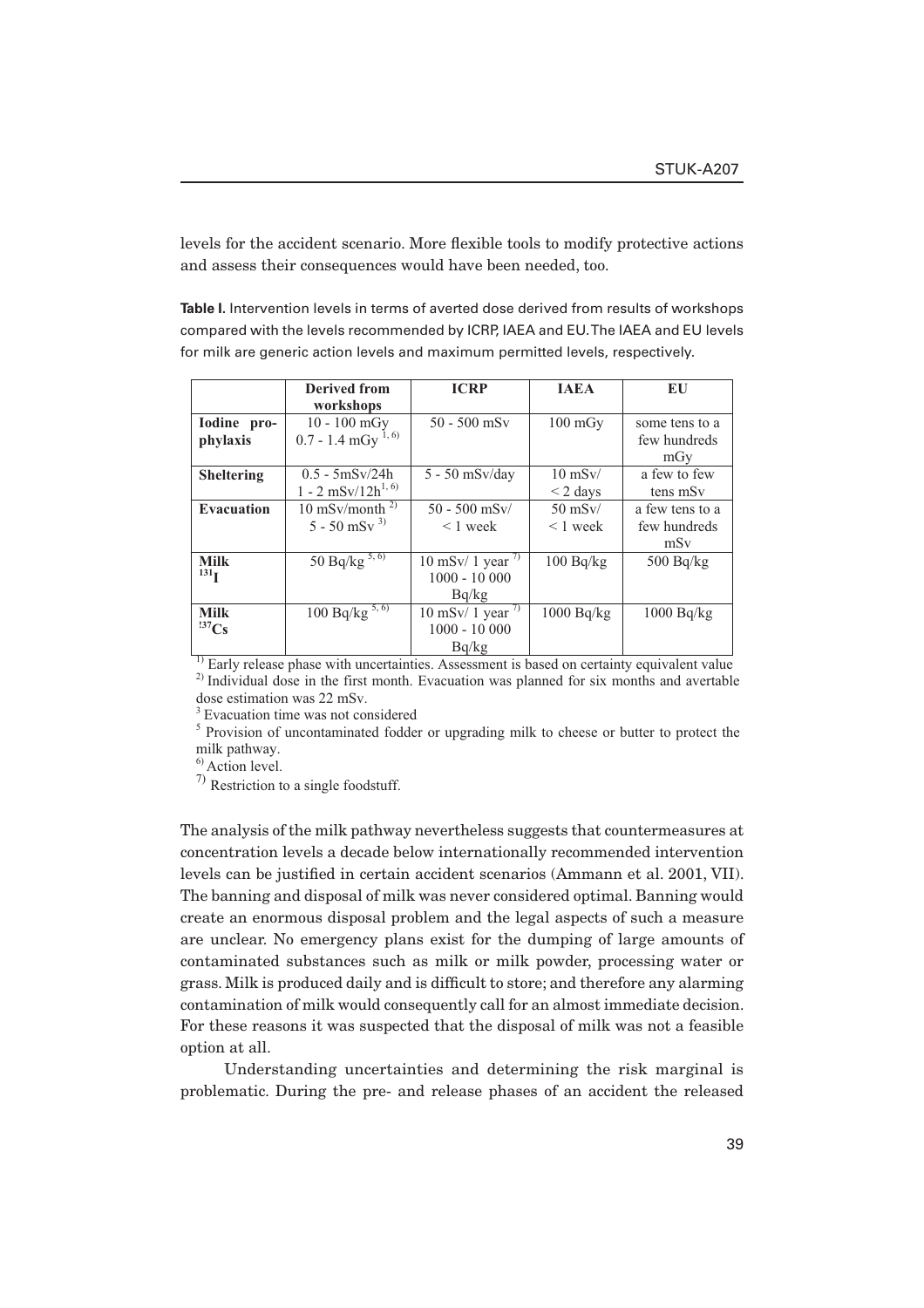levels for the accident scenario. More flexible tools to modify protective actions and assess their consequences would have been needed, too.

**Table I.** Intervention levels in terms of averted dose derived from results of workshops compared with the levels recommended by ICRP, IAEA and EU. The IAEA and EU levels for milk are generic action levels and maximum permitted levels, respectively.

| | Derived from workshops | ICRP | IAEA | EU |
|---|---|---|---|---|
| **Iodine prophylaxis** | 10 - 100 mGy<br>0.7 - 1.4 mGy [1, 6)] | 50 - 500 mSv | 100 mGy | some tens to a few hundreds mGy |
| **Sheltering** | 0.5 - 5mSv/24h<br>1 - 2 mSv/12h [1, 6)] | 5 - 50 mSv/day | 10 mSv/ < 2 days | a few to few tens mSv |
| **Evacuation** | 10 mSv/month [2)]<br>5 - 50 mSv [3)] | 50 - 500 mSv/ < 1 week | 50 mSv/ < 1 week | a few tens to a few hundreds mSv |
| **Milk $^{131}I$** | 50 Bq/kg [5, 6)] | 10 mSv/ 1 year [7)]<br>1000 - 10 000 Bq/kg | 100 Bq/kg | 500 Bq/kg |
| **Milk $^{137}Cs$** | 100 Bq/kg [5, 6)] | 10 mSv/ 1 year [7)]<br>1000 - 10 000 Bq/kg | 1000 Bq/kg | 1000 Bq/kg |

[1)] Early release phase with uncertainties. Assessment is based on certainty equivalent value
[2)] Individual dose in the first month. Evacuation was planned for six months and avertable dose estimation was 22 mSv.
[3] Evacuation time was not considered
[5] Provision of uncontaminated fodder or upgrading milk to cheese or butter to protect the milk pathway.
[6)] Action level.
[7)] Restriction to a single foodstuff.

The analysis of the milk pathway nevertheless suggests that countermeasures at concentration levels a decade below internationally recommended intervention levels can be justified in certain accident scenarios (Ammann et al. 2001, VII). The banning and disposal of milk was never considered optimal. Banning would create an enormous disposal problem and the legal aspects of such a measure are unclear. No emergency plans exist for the dumping of large amounts of contaminated substances such as milk or milk powder, processing water or grass. Milk is produced daily and is difficult to store; and therefore any alarming contamination of milk would consequently call for an almost immediate decision. For these reasons it was suspected that the disposal of milk was not a feasible option at all.

Understanding uncertainties and determining the risk marginal is problematic. During the pre- and release phases of an accident the released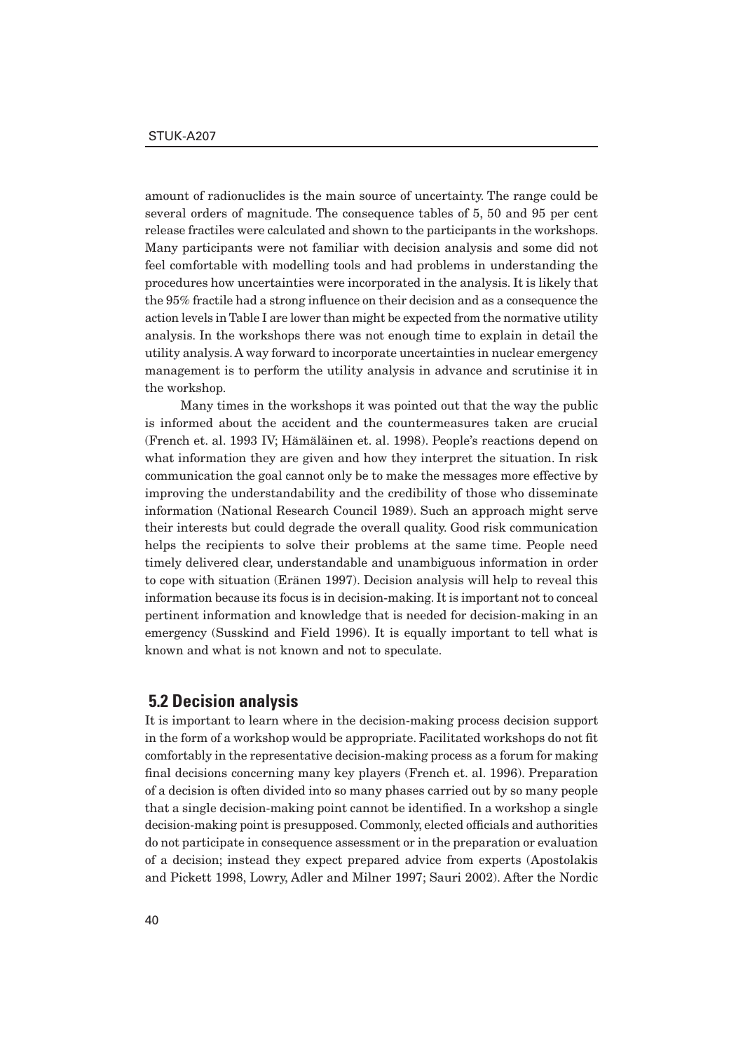amount of radionuclides is the main source of uncertainty. The range could be several orders of magnitude. The consequence tables of 5, 50 and 95 per cent release fractiles were calculated and shown to the participants in the workshops. Many participants were not familiar with decision analysis and some did not feel comfortable with modelling tools and had problems in understanding the procedures how uncertainties were incorporated in the analysis. It is likely that the 95% fractile had a strong influence on their decision and as a consequence the action levels in Table I are lower than might be expected from the normative utility analysis. In the workshops there was not enough time to explain in detail the utility analysis. A way forward to incorporate uncertainties in nuclear emergency management is to perform the utility analysis in advance and scrutinise it in the workshop.

Many times in the workshops it was pointed out that the way the public is informed about the accident and the countermeasures taken are crucial (French et. al. 1993 IV; Hämäläinen et. al. 1998). People's reactions depend on what information they are given and how they interpret the situation. In risk communication the goal cannot only be to make the messages more effective by improving the understandability and the credibility of those who disseminate information (National Research Council 1989). Such an approach might serve their interests but could degrade the overall quality. Good risk communication helps the recipients to solve their problems at the same time. People need timely delivered clear, understandable and unambiguous information in order to cope with situation (Eränen 1997). Decision analysis will help to reveal this information because its focus is in decision-making. It is important not to conceal pertinent information and knowledge that is needed for decision-making in an emergency (Susskind and Field 1996). It is equally important to tell what is known and what is not known and not to speculate.

## 5.2 Decision analysis

It is important to learn where in the decision-making process decision support in the form of a workshop would be appropriate. Facilitated workshops do not fit comfortably in the representative decision-making process as a forum for making final decisions concerning many key players (French et. al. 1996). Preparation of a decision is often divided into so many phases carried out by so many people that a single decision-making point cannot be identified. In a workshop a single decision-making point is presupposed. Commonly, elected officials and authorities do not participate in consequence assessment or in the preparation or evaluation of a decision; instead they expect prepared advice from experts (Apostolakis and Pickett 1998, Lowry, Adler and Milner 1997; Sauri 2002). After the Nordic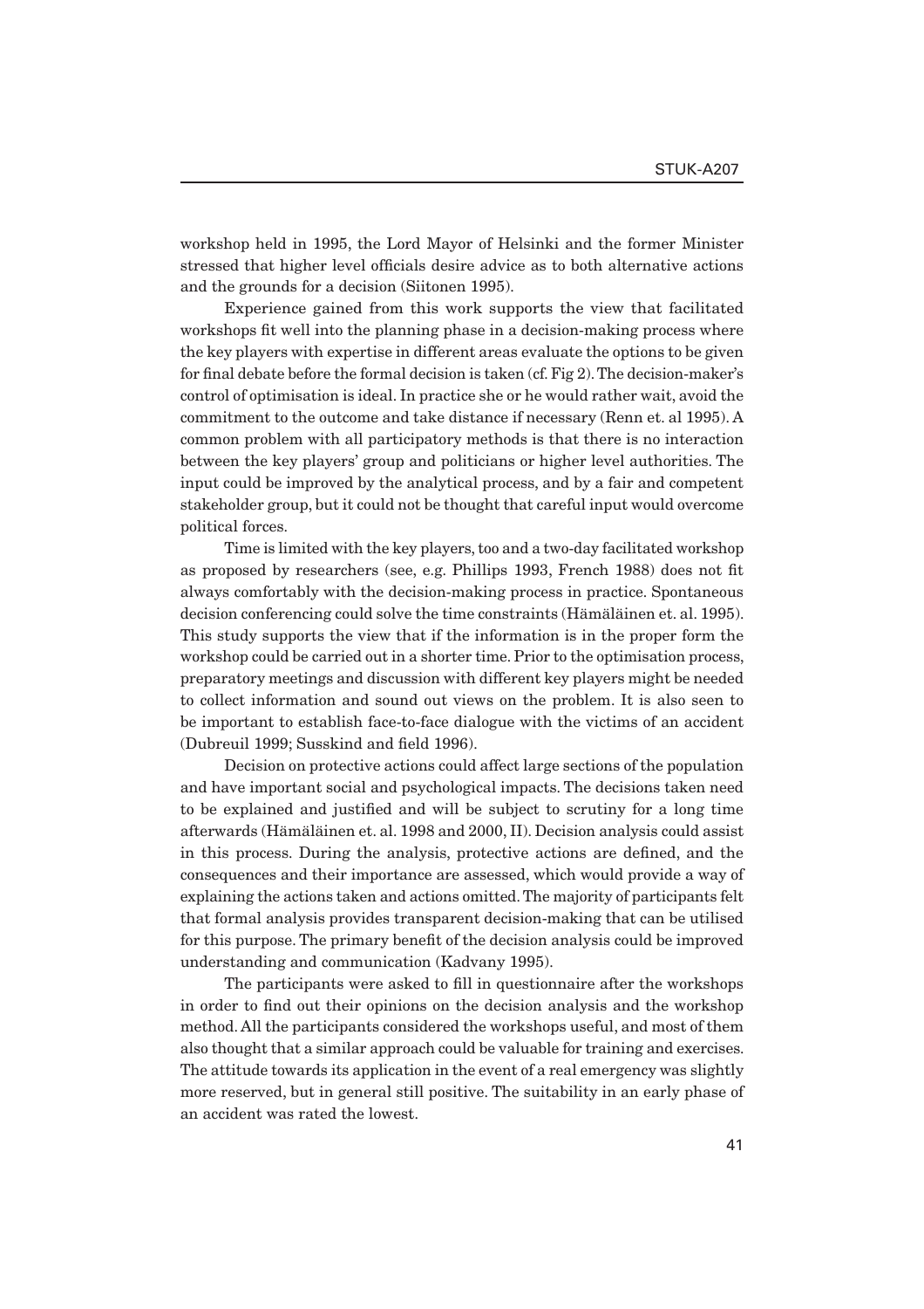workshop held in 1995, the Lord Mayor of Helsinki and the former Minister stressed that higher level officials desire advice as to both alternative actions and the grounds for a decision (Siitonen 1995).

Experience gained from this work supports the view that facilitated workshops fit well into the planning phase in a decision-making process where the key players with expertise in different areas evaluate the options to be given for final debate before the formal decision is taken (cf. Fig 2). The decision-maker's control of optimisation is ideal. In practice she or he would rather wait, avoid the commitment to the outcome and take distance if necessary (Renn et. al 1995). A common problem with all participatory methods is that there is no interaction between the key players' group and politicians or higher level authorities. The input could be improved by the analytical process, and by a fair and competent stakeholder group, but it could not be thought that careful input would overcome political forces.

Time is limited with the key players, too and a two-day facilitated workshop as proposed by researchers (see, e.g. Phillips 1993, French 1988) does not fit always comfortably with the decision-making process in practice. Spontaneous decision conferencing could solve the time constraints (Hämäläinen et. al. 1995). This study supports the view that if the information is in the proper form the workshop could be carried out in a shorter time. Prior to the optimisation process, preparatory meetings and discussion with different key players might be needed to collect information and sound out views on the problem. It is also seen to be important to establish face-to-face dialogue with the victims of an accident (Dubreuil 1999; Susskind and field 1996).

Decision on protective actions could affect large sections of the population and have important social and psychological impacts. The decisions taken need to be explained and justified and will be subject to scrutiny for a long time afterwards (Hämäläinen et. al. 1998 and 2000, II). Decision analysis could assist in this process. During the analysis, protective actions are defined, and the consequences and their importance are assessed, which would provide a way of explaining the actions taken and actions omitted. The majority of participants felt that formal analysis provides transparent decision-making that can be utilised for this purpose. The primary benefit of the decision analysis could be improved understanding and communication (Kadvany 1995).

The participants were asked to fill in questionnaire after the workshops in order to find out their opinions on the decision analysis and the workshop method. All the participants considered the workshops useful, and most of them also thought that a similar approach could be valuable for training and exercises. The attitude towards its application in the event of a real emergency was slightly more reserved, but in general still positive. The suitability in an early phase of an accident was rated the lowest.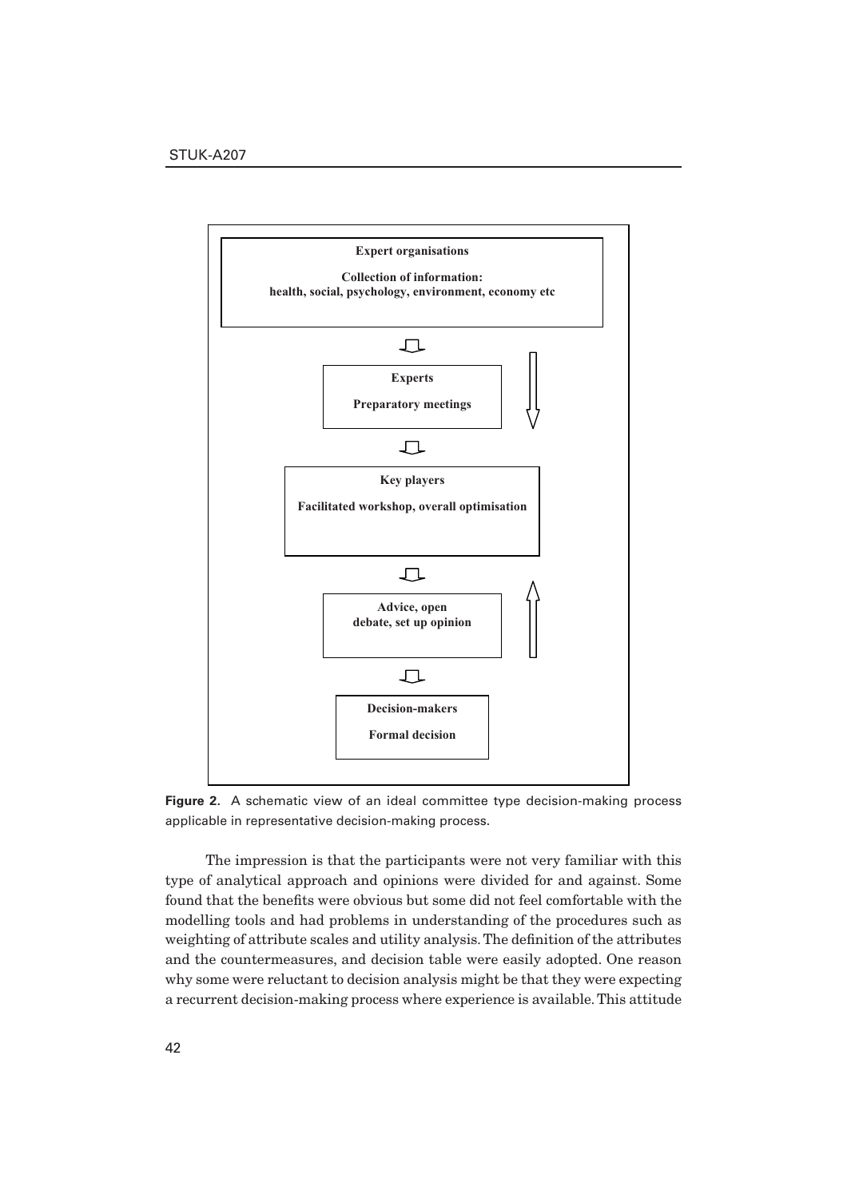**Expert organisations**

**Collection of information: health, social, psychology, environment, economy etc**

**Experts**

**Preparatory meetings**

**Key players**

**Facilitated workshop, overall optimisation**

**Advice, open debate, set up opinion**

**Decision-makers**

**Formal decision**

**Figure 2.** A schematic view of an ideal committee type decision-making process applicable in representative decision-making process.

The impression is that the participants were not very familiar with this type of analytical approach and opinions were divided for and against. Some found that the benefits were obvious but some did not feel comfortable with the modelling tools and had problems in understanding of the procedures such as weighting of attribute scales and utility analysis. The definition of the attributes and the countermeasures, and decision table were easily adopted. One reason why some were reluctant to decision analysis might be that they were expecting a recurrent decision-making process where experience is available. This attitude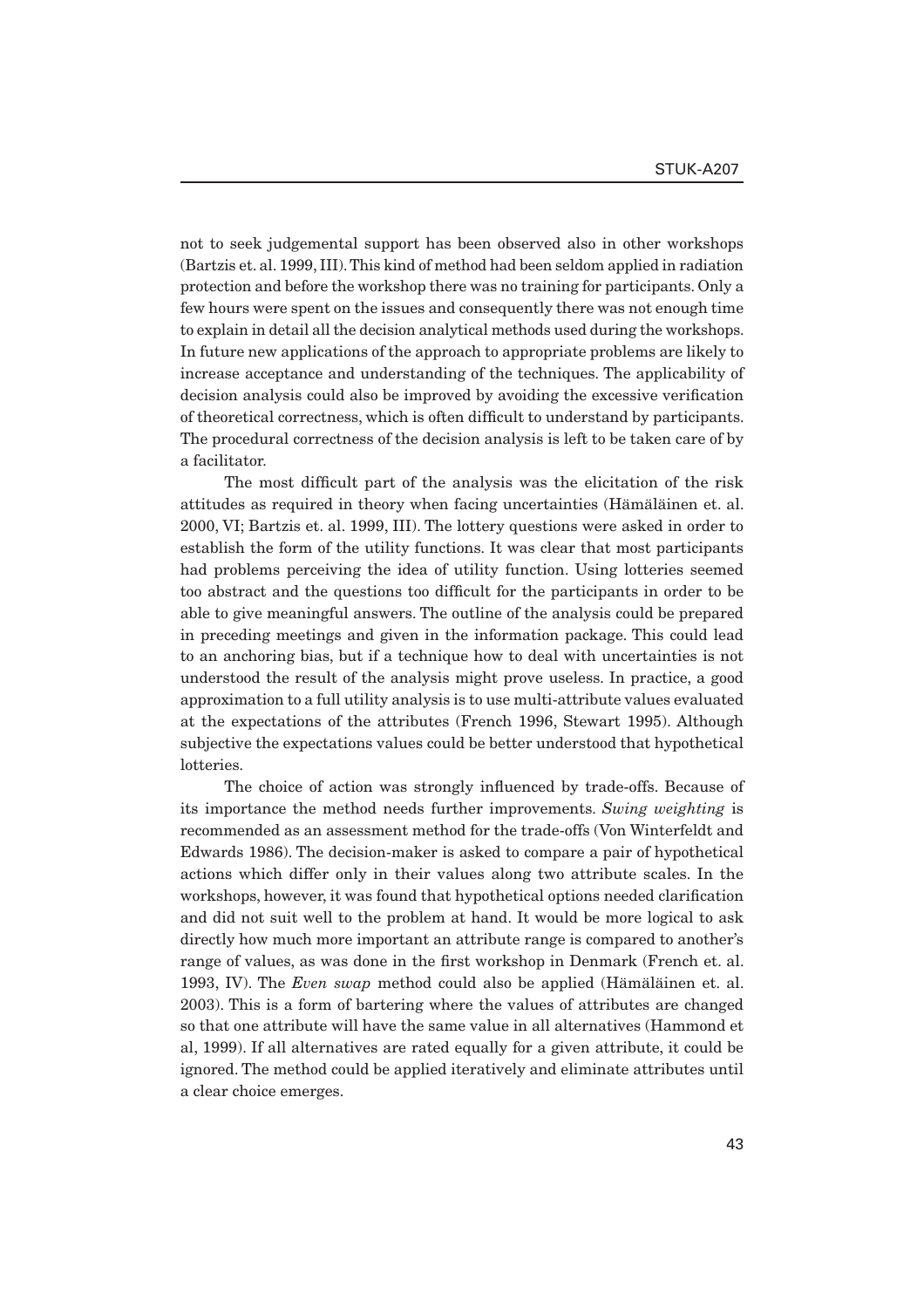not to seek judgemental support has been observed also in other workshops (Bartzis et. al. 1999, III). This kind of method had been seldom applied in radiation protection and before the workshop there was no training for participants. Only a few hours were spent on the issues and consequently there was not enough time to explain in detail all the decision analytical methods used during the workshops. In future new applications of the approach to appropriate problems are likely to increase acceptance and understanding of the techniques. The applicability of decision analysis could also be improved by avoiding the excessive verification of theoretical correctness, which is often difficult to understand by participants. The procedural correctness of the decision analysis is left to be taken care of by a facilitator.

The most difficult part of the analysis was the elicitation of the risk attitudes as required in theory when facing uncertainties (Hämäläinen et. al. 2000, VI; Bartzis et. al. 1999, III). The lottery questions were asked in order to establish the form of the utility functions. It was clear that most participants had problems perceiving the idea of utility function. Using lotteries seemed too abstract and the questions too difficult for the participants in order to be able to give meaningful answers. The outline of the analysis could be prepared in preceding meetings and given in the information package. This could lead to an anchoring bias, but if a technique how to deal with uncertainties is not understood the result of the analysis might prove useless. In practice, a good approximation to a full utility analysis is to use multi-attribute values evaluated at the expectations of the attributes (French 1996, Stewart 1995). Although subjective the expectations values could be better understood that hypothetical lotteries.

The choice of action was strongly influenced by trade-offs. Because of its importance the method needs further improvements. *Swing weighting* is recommended as an assessment method for the trade-offs (Von Winterfeldt and Edwards 1986). The decision-maker is asked to compare a pair of hypothetical actions which differ only in their values along two attribute scales. In the workshops, however, it was found that hypothetical options needed clarification and did not suit well to the problem at hand. It would be more logical to ask directly how much more important an attribute range is compared to another's range of values, as was done in the first workshop in Denmark (French et. al. 1993, IV). The *Even swap* method could also be applied (Hämäläinen et. al. 2003). This is a form of bartering where the values of attributes are changed so that one attribute will have the same value in all alternatives (Hammond et al, 1999). If all alternatives are rated equally for a given attribute, it could be ignored. The method could be applied iteratively and eliminate attributes until a clear choice emerges.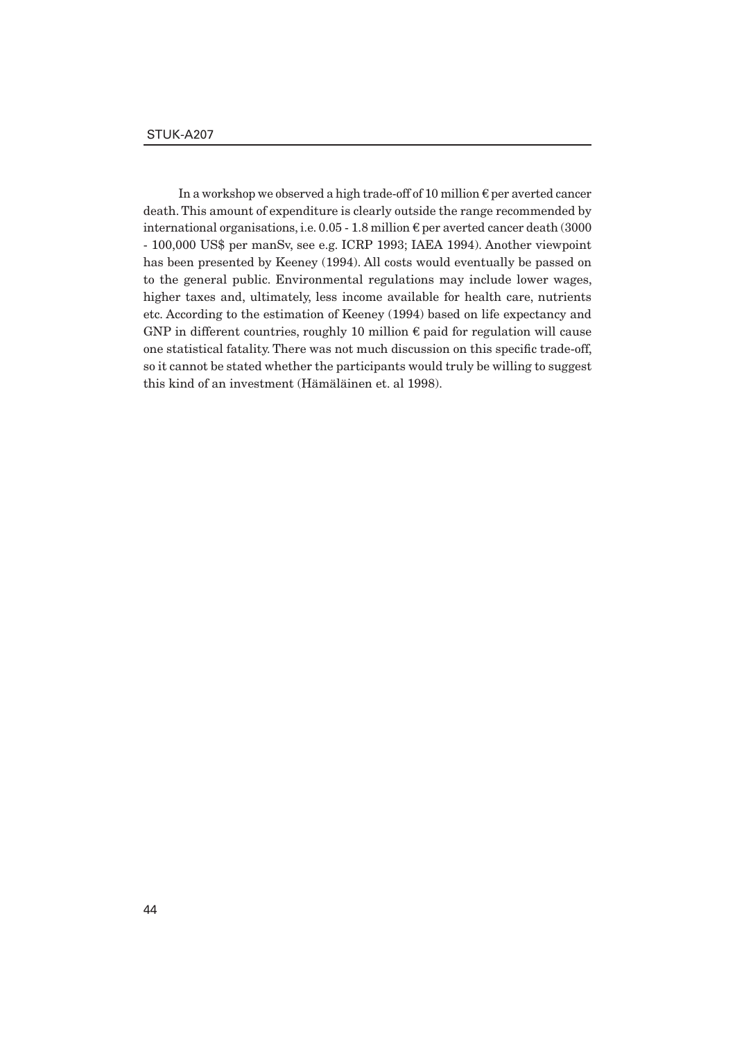In a workshop we observed a high trade-off of 10 million € per averted cancer death. This amount of expenditure is clearly outside the range recommended by international organisations, i.e. 0.05 - 1.8 million € per averted cancer death (3000 - 100,000 US$ per manSv, see e.g. ICRP 1993; IAEA 1994). Another viewpoint has been presented by Keeney (1994). All costs would eventually be passed on to the general public. Environmental regulations may include lower wages, higher taxes and, ultimately, less income available for health care, nutrients etc. According to the estimation of Keeney (1994) based on life expectancy and GNP in different countries, roughly 10 million € paid for regulation will cause one statistical fatality. There was not much discussion on this specific trade-off, so it cannot be stated whether the participants would truly be willing to suggest this kind of an investment (Hämäläinen et. al 1998).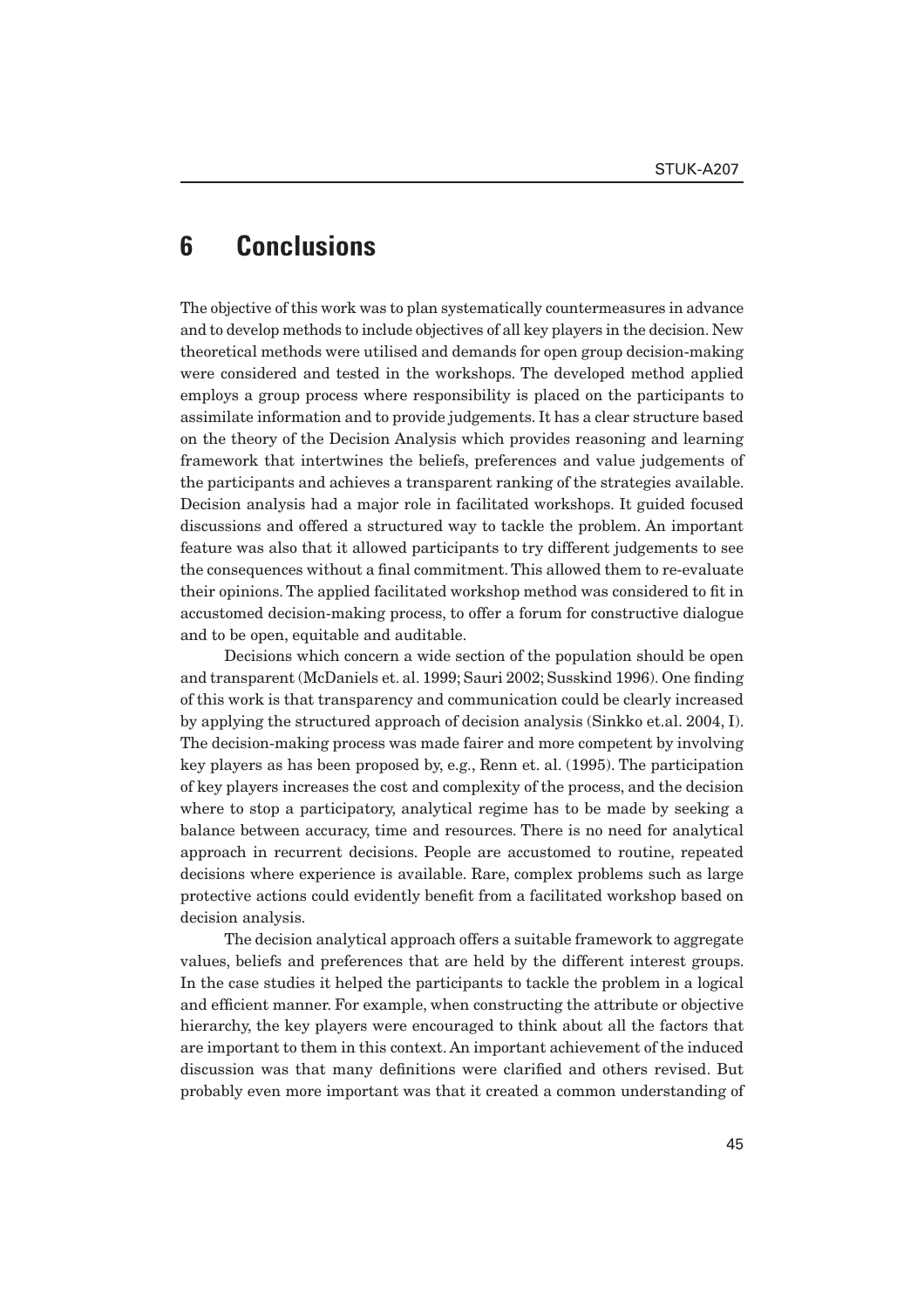# 6 Conclusions

The objective of this work was to plan systematically countermeasures in advance and to develop methods to include objectives of all key players in the decision. New theoretical methods were utilised and demands for open group decision-making were considered and tested in the workshops. The developed method applied employs a group process where responsibility is placed on the participants to assimilate information and to provide judgements. It has a clear structure based on the theory of the Decision Analysis which provides reasoning and learning framework that intertwines the beliefs, preferences and value judgements of the participants and achieves a transparent ranking of the strategies available. Decision analysis had a major role in facilitated workshops. It guided focused discussions and offered a structured way to tackle the problem. An important feature was also that it allowed participants to try different judgements to see the consequences without a final commitment. This allowed them to re-evaluate their opinions. The applied facilitated workshop method was considered to fit in accustomed decision-making process, to offer a forum for constructive dialogue and to be open, equitable and auditable.

Decisions which concern a wide section of the population should be open and transparent (McDaniels et. al. 1999; Sauri 2002; Susskind 1996). One finding of this work is that transparency and communication could be clearly increased by applying the structured approach of decision analysis (Sinkko et.al. 2004, I). The decision-making process was made fairer and more competent by involving key players as has been proposed by, e.g., Renn et. al. (1995). The participation of key players increases the cost and complexity of the process, and the decision where to stop a participatory, analytical regime has to be made by seeking a balance between accuracy, time and resources. There is no need for analytical approach in recurrent decisions. People are accustomed to routine, repeated decisions where experience is available. Rare, complex problems such as large protective actions could evidently benefit from a facilitated workshop based on decision analysis.

The decision analytical approach offers a suitable framework to aggregate values, beliefs and preferences that are held by the different interest groups. In the case studies it helped the participants to tackle the problem in a logical and efficient manner. For example, when constructing the attribute or objective hierarchy, the key players were encouraged to think about all the factors that are important to them in this context. An important achievement of the induced discussion was that many definitions were clarified and others revised. But probably even more important was that it created a common understanding of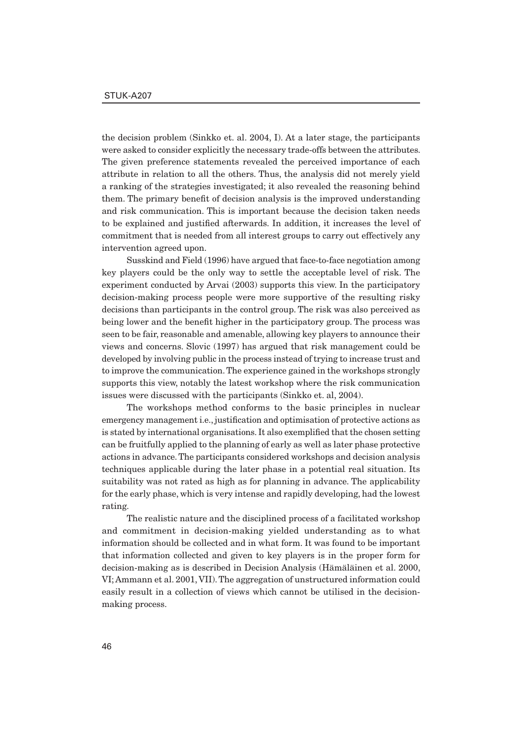the decision problem (Sinkko et. al. 2004, I). At a later stage, the participants were asked to consider explicitly the necessary trade-offs between the attributes. The given preference statements revealed the perceived importance of each attribute in relation to all the others. Thus, the analysis did not merely yield a ranking of the strategies investigated; it also revealed the reasoning behind them. The primary benefit of decision analysis is the improved understanding and risk communication. This is important because the decision taken needs to be explained and justified afterwards. In addition, it increases the level of commitment that is needed from all interest groups to carry out effectively any intervention agreed upon.

Susskind and Field (1996) have argued that face-to-face negotiation among key players could be the only way to settle the acceptable level of risk. The experiment conducted by Arvai (2003) supports this view. In the participatory decision-making process people were more supportive of the resulting risky decisions than participants in the control group. The risk was also perceived as being lower and the benefit higher in the participatory group. The process was seen to be fair, reasonable and amenable, allowing key players to announce their views and concerns. Slovic (1997) has argued that risk management could be developed by involving public in the process instead of trying to increase trust and to improve the communication. The experience gained in the workshops strongly supports this view, notably the latest workshop where the risk communication issues were discussed with the participants (Sinkko et. al, 2004).

The workshops method conforms to the basic principles in nuclear emergency management i.e., justification and optimisation of protective actions as is stated by international organisations. It also exemplified that the chosen setting can be fruitfully applied to the planning of early as well as later phase protective actions in advance. The participants considered workshops and decision analysis techniques applicable during the later phase in a potential real situation. Its suitability was not rated as high as for planning in advance. The applicability for the early phase, which is very intense and rapidly developing, had the lowest rating.

The realistic nature and the disciplined process of a facilitated workshop and commitment in decision-making yielded understanding as to what information should be collected and in what form. It was found to be important that information collected and given to key players is in the proper form for decision-making as is described in Decision Analysis (Hämäläinen et al. 2000, VI; Ammann et al. 2001, VII). The aggregation of unstructured information could easily result in a collection of views which cannot be utilised in the decision-making process.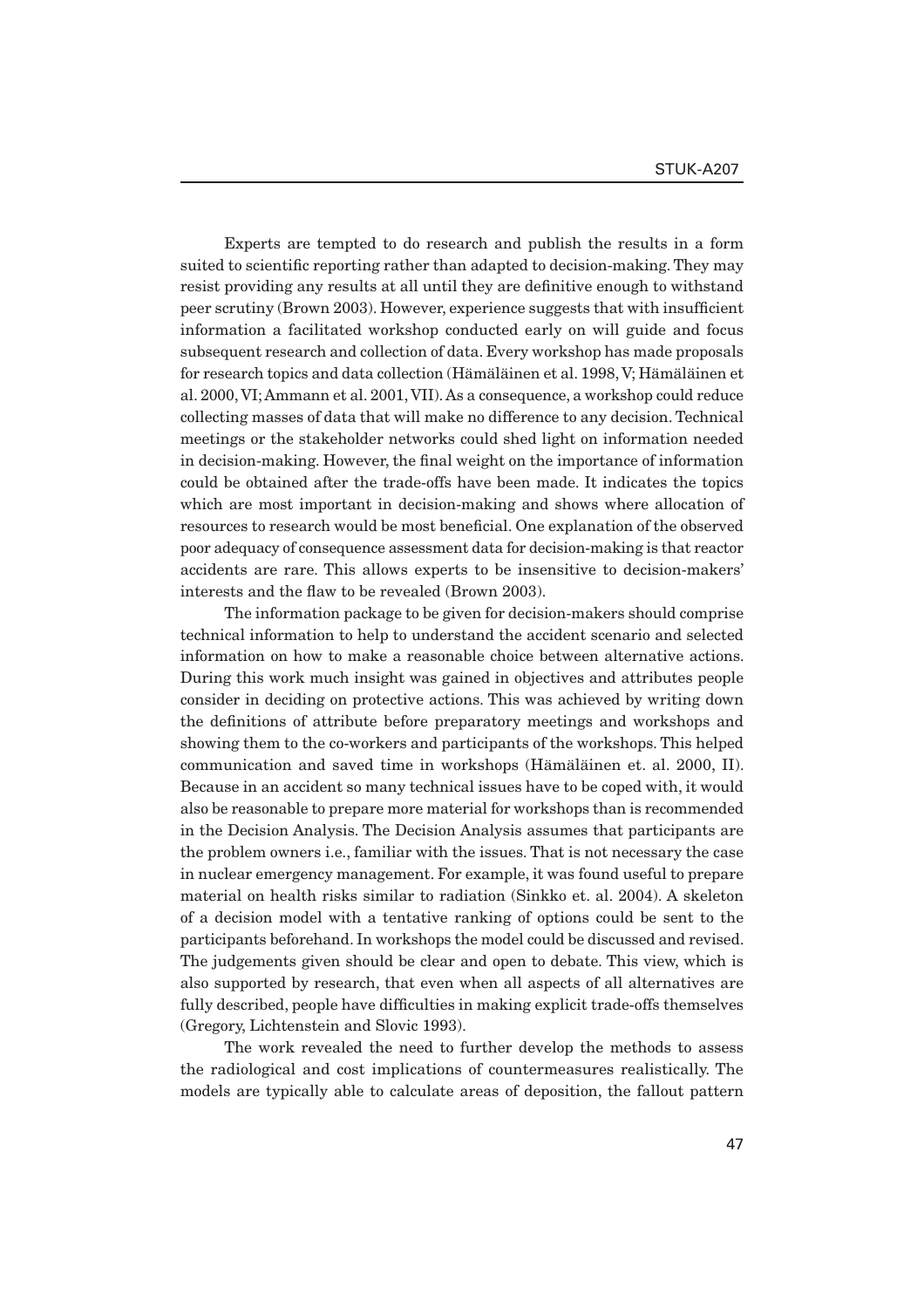Experts are tempted to do research and publish the results in a form suited to scientific reporting rather than adapted to decision-making. They may resist providing any results at all until they are definitive enough to withstand peer scrutiny (Brown 2003). However, experience suggests that with insufficient information a facilitated workshop conducted early on will guide and focus subsequent research and collection of data. Every workshop has made proposals for research topics and data collection (Hämäläinen et al. 1998, V; Hämäläinen et al. 2000, VI; Ammann et al. 2001, VII). As a consequence, a workshop could reduce collecting masses of data that will make no difference to any decision. Technical meetings or the stakeholder networks could shed light on information needed in decision-making. However, the final weight on the importance of information could be obtained after the trade-offs have been made. It indicates the topics which are most important in decision-making and shows where allocation of resources to research would be most beneficial. One explanation of the observed poor adequacy of consequence assessment data for decision-making is that reactor accidents are rare. This allows experts to be insensitive to decision-makers' interests and the flaw to be revealed (Brown 2003).

The information package to be given for decision-makers should comprise technical information to help to understand the accident scenario and selected information on how to make a reasonable choice between alternative actions. During this work much insight was gained in objectives and attributes people consider in deciding on protective actions. This was achieved by writing down the definitions of attribute before preparatory meetings and workshops and showing them to the co-workers and participants of the workshops. This helped communication and saved time in workshops (Hämäläinen et. al. 2000, II). Because in an accident so many technical issues have to be coped with, it would also be reasonable to prepare more material for workshops than is recommended in the Decision Analysis. The Decision Analysis assumes that participants are the problem owners i.e., familiar with the issues. That is not necessary the case in nuclear emergency management. For example, it was found useful to prepare material on health risks similar to radiation (Sinkko et. al. 2004). A skeleton of a decision model with a tentative ranking of options could be sent to the participants beforehand. In workshops the model could be discussed and revised. The judgements given should be clear and open to debate. This view, which is also supported by research, that even when all aspects of all alternatives are fully described, people have difficulties in making explicit trade-offs themselves (Gregory, Lichtenstein and Slovic 1993).

The work revealed the need to further develop the methods to assess the radiological and cost implications of countermeasures realistically. The models are typically able to calculate areas of deposition, the fallout pattern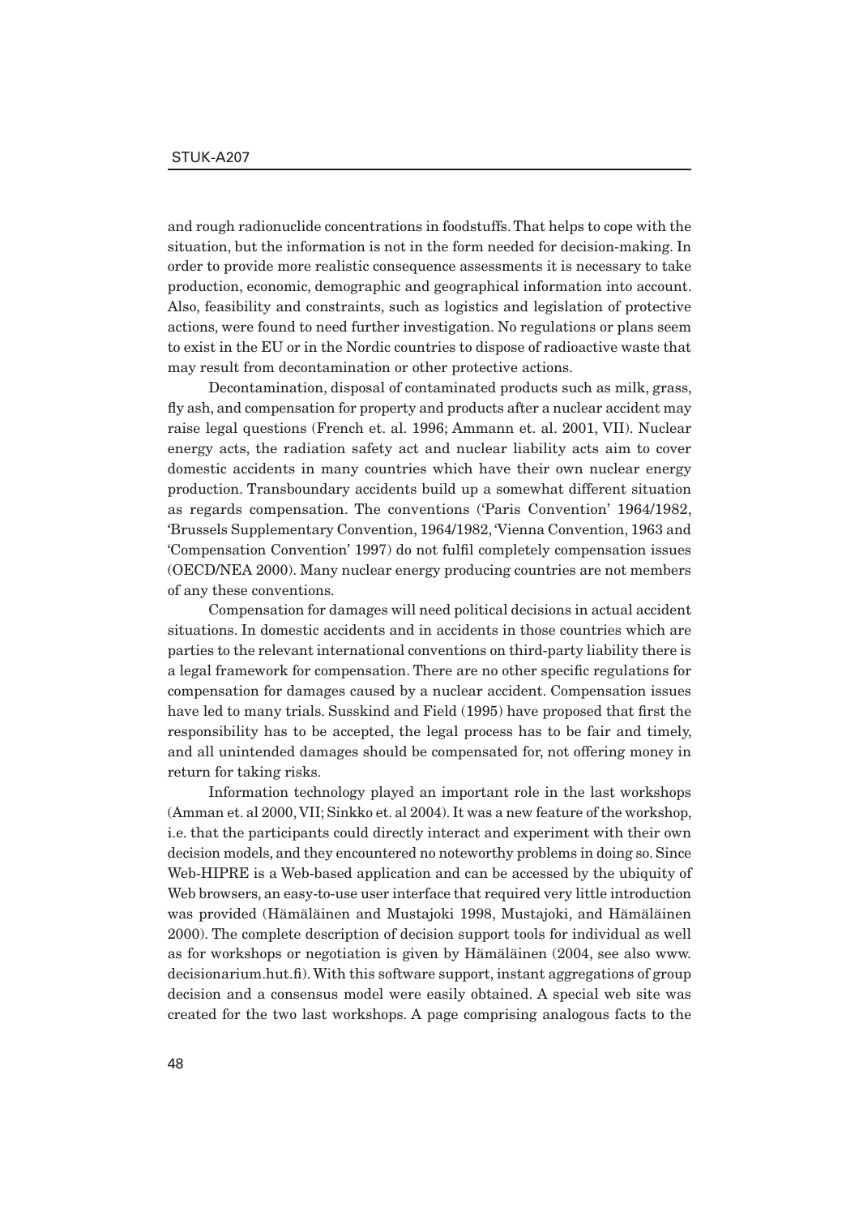and rough radionuclide concentrations in foodstuffs. That helps to cope with the situation, but the information is not in the form needed for decision-making. In order to provide more realistic consequence assessments it is necessary to take production, economic, demographic and geographical information into account. Also, feasibility and constraints, such as logistics and legislation of protective actions, were found to need further investigation. No regulations or plans seem to exist in the EU or in the Nordic countries to dispose of radioactive waste that may result from decontamination or other protective actions.

Decontamination, disposal of contaminated products such as milk, grass, fly ash, and compensation for property and products after a nuclear accident may raise legal questions (French et. al. 1996; Ammann et. al. 2001, VII). Nuclear energy acts, the radiation safety act and nuclear liability acts aim to cover domestic accidents in many countries which have their own nuclear energy production. Transboundary accidents build up a somewhat different situation as regards compensation. The conventions ('Paris Convention' 1964/1982, 'Brussels Supplementary Convention, 1964/1982, 'Vienna Convention, 1963 and 'Compensation Convention' 1997) do not fulfil completely compensation issues (OECD/NEA 2000). Many nuclear energy producing countries are not members of any these conventions.

Compensation for damages will need political decisions in actual accident situations. In domestic accidents and in accidents in those countries which are parties to the relevant international conventions on third-party liability there is a legal framework for compensation. There are no other specific regulations for compensation for damages caused by a nuclear accident. Compensation issues have led to many trials. Susskind and Field (1995) have proposed that first the responsibility has to be accepted, the legal process has to be fair and timely, and all unintended damages should be compensated for, not offering money in return for taking risks.

Information technology played an important role in the last workshops (Amman et. al 2000, VII; Sinkko et. al 2004). It was a new feature of the workshop, i.e. that the participants could directly interact and experiment with their own decision models, and they encountered no noteworthy problems in doing so. Since Web-HIPRE is a Web-based application and can be accessed by the ubiquity of Web browsers, an easy-to-use user interface that required very little introduction was provided (Hämäläinen and Mustajoki 1998, Mustajoki, and Hämäläinen 2000). The complete description of decision support tools for individual as well as for workshops or negotiation is given by Hämäläinen (2004, see also www.decisionarium.hut.fi). With this software support, instant aggregations of group decision and a consensus model were easily obtained. A special web site was created for the two last workshops. A page comprising analogous facts to the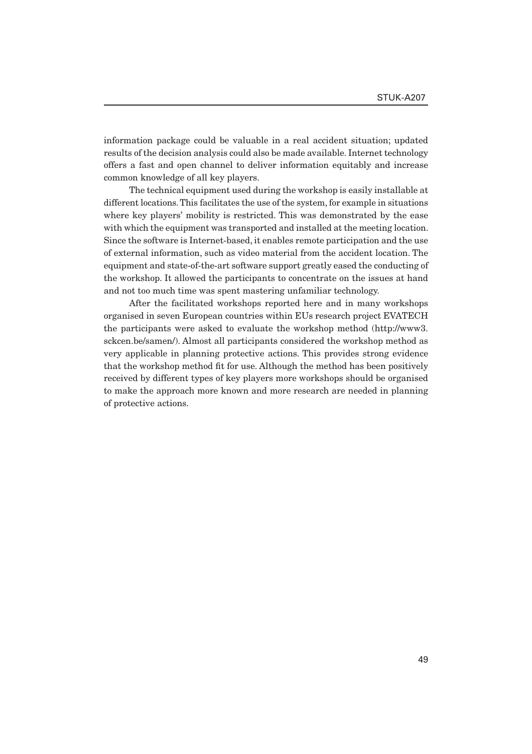information package could be valuable in a real accident situation; updated results of the decision analysis could also be made available. Internet technology offers a fast and open channel to deliver information equitably and increase common knowledge of all key players.

The technical equipment used during the workshop is easily installable at different locations. This facilitates the use of the system, for example in situations where key players' mobility is restricted. This was demonstrated by the ease with which the equipment was transported and installed at the meeting location. Since the software is Internet-based, it enables remote participation and the use of external information, such as video material from the accident location. The equipment and state-of-the-art software support greatly eased the conducting of the workshop. It allowed the participants to concentrate on the issues at hand and not too much time was spent mastering unfamiliar technology.

After the facilitated workshops reported here and in many workshops organised in seven European countries within EUs research project EVATECH the participants were asked to evaluate the workshop method (http://www3.sckcen.be/samen/). Almost all participants considered the workshop method as very applicable in planning protective actions. This provides strong evidence that the workshop method fit for use. Although the method has been positively received by different types of key players more workshops should be organised to make the approach more known and more research are needed in planning of protective actions.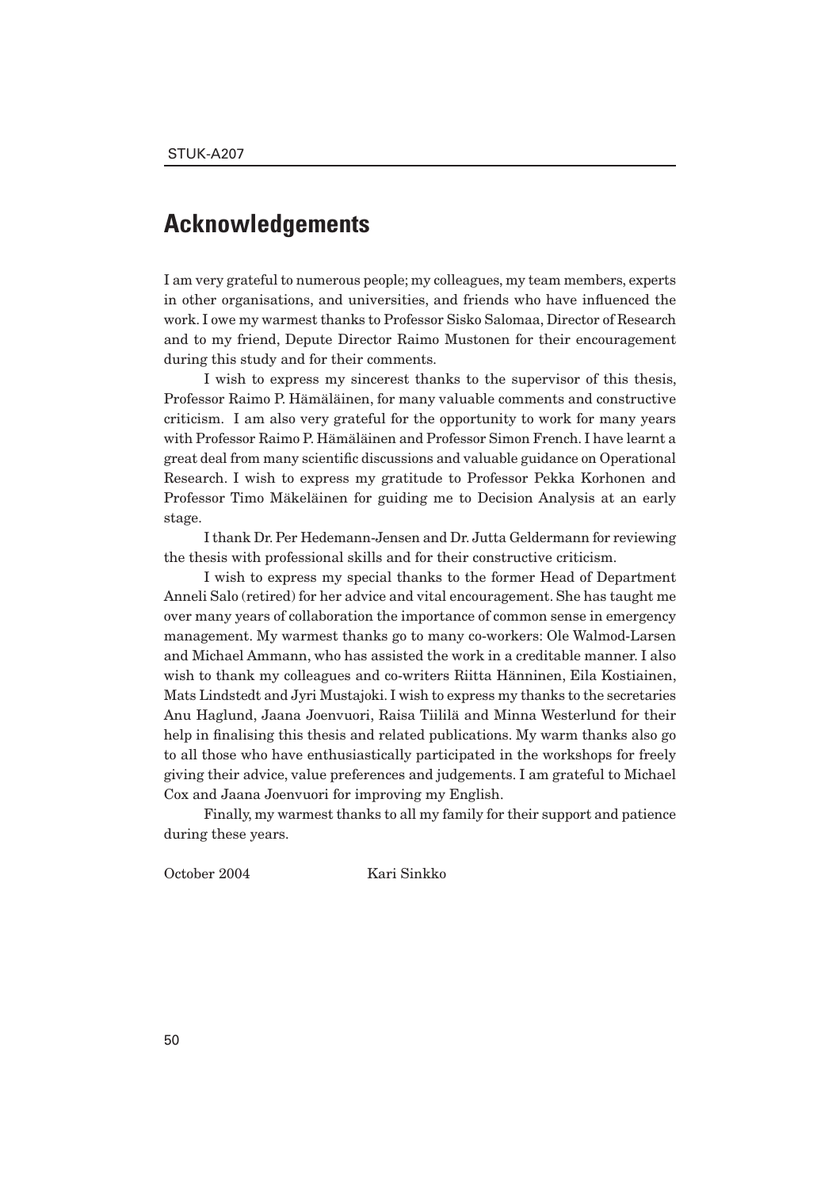# Acknowledgements

I am very grateful to numerous people; my colleagues, my team members, experts in other organisations, and universities, and friends who have influenced the work. I owe my warmest thanks to Professor Sisko Salomaa, Director of Research and to my friend, Depute Director Raimo Mustonen for their encouragement during this study and for their comments.

I wish to express my sincerest thanks to the supervisor of this thesis, Professor Raimo P. Hämäläinen, for many valuable comments and constructive criticism. I am also very grateful for the opportunity to work for many years with Professor Raimo P. Hämäläinen and Professor Simon French. I have learnt a great deal from many scientific discussions and valuable guidance on Operational Research. I wish to express my gratitude to Professor Pekka Korhonen and Professor Timo Mäkeläinen for guiding me to Decision Analysis at an early stage.

I thank Dr. Per Hedemann-Jensen and Dr. Jutta Geldermann for reviewing the thesis with professional skills and for their constructive criticism.

I wish to express my special thanks to the former Head of Department Anneli Salo (retired) for her advice and vital encouragement. She has taught me over many years of collaboration the importance of common sense in emergency management. My warmest thanks go to many co-workers: Ole Walmod-Larsen and Michael Ammann, who has assisted the work in a creditable manner. I also wish to thank my colleagues and co-writers Riitta Hänninen, Eila Kostiainen, Mats Lindstedt and Jyri Mustajoki. I wish to express my thanks to the secretaries Anu Haglund, Jaana Joenvuori, Raisa Tiililä and Minna Westerlund for their help in finalising this thesis and related publications. My warm thanks also go to all those who have enthusiastically participated in the workshops for freely giving their advice, value preferences and judgements. I am grateful to Michael Cox and Jaana Joenvuori for improving my English.

Finally, my warmest thanks to all my family for their support and patience during these years.

October 2004 Kari Sinkko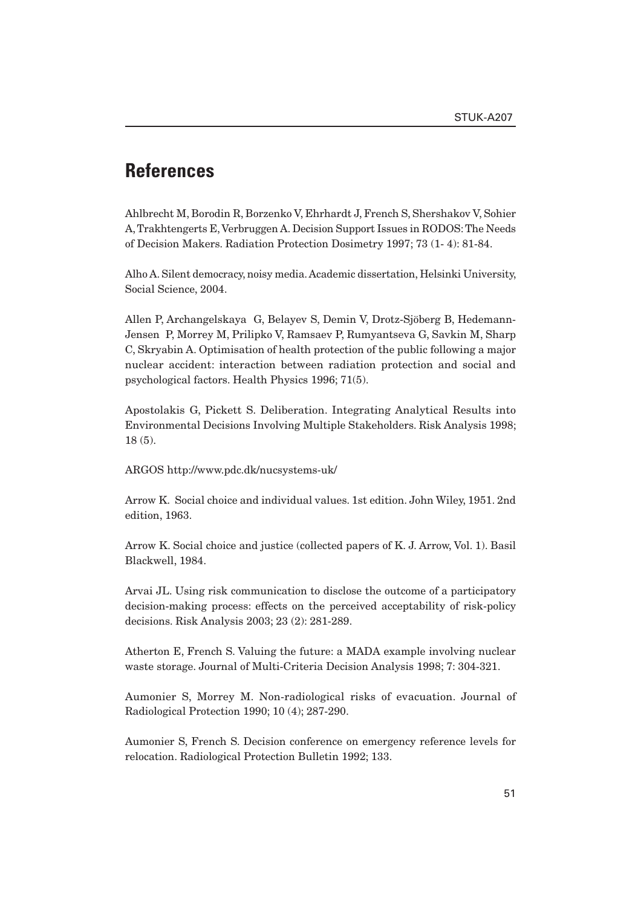# References

Ahlbrecht M, Borodin R, Borzenko V, Ehrhardt J, French S, Shershakov V, Sohier A, Trakhtengerts E, Verbruggen A. Decision Support Issues in RODOS: The Needs of Decision Makers. Radiation Protection Dosimetry 1997; 73 (1- 4): 81-84.

Alho A. Silent democracy, noisy media. Academic dissertation, Helsinki University, Social Science, 2004.

Allen P, Archangelskaya G, Belayev S, Demin V, Drotz-Sjöberg B, Hedemann-Jensen P, Morrey M, Prilipko V, Ramsaev P, Rumyantseva G, Savkin M, Sharp C, Skryabin A. Optimisation of health protection of the public following a major nuclear accident: interaction between radiation protection and social and psychological factors. Health Physics 1996; 71(5).

Apostolakis G, Pickett S. Deliberation. Integrating Analytical Results into Environmental Decisions Involving Multiple Stakeholders. Risk Analysis 1998; 18 (5).

ARGOS http://www.pdc.dk/nucsystems-uk/

Arrow K. Social choice and individual values. 1st edition. John Wiley, 1951. 2nd edition, 1963.

Arrow K. Social choice and justice (collected papers of K. J. Arrow, Vol. 1). Basil Blackwell, 1984.

Arvai JL. Using risk communication to disclose the outcome of a participatory decision-making process: effects on the perceived acceptability of risk-policy decisions. Risk Analysis 2003; 23 (2): 281-289.

Atherton E, French S. Valuing the future: a MADA example involving nuclear waste storage. Journal of Multi-Criteria Decision Analysis 1998; 7: 304-321.

Aumonier S, Morrey M. Non-radiological risks of evacuation. Journal of Radiological Protection 1990; 10 (4); 287-290.

Aumonier S, French S. Decision conference on emergency reference levels for relocation. Radiological Protection Bulletin 1992; 133.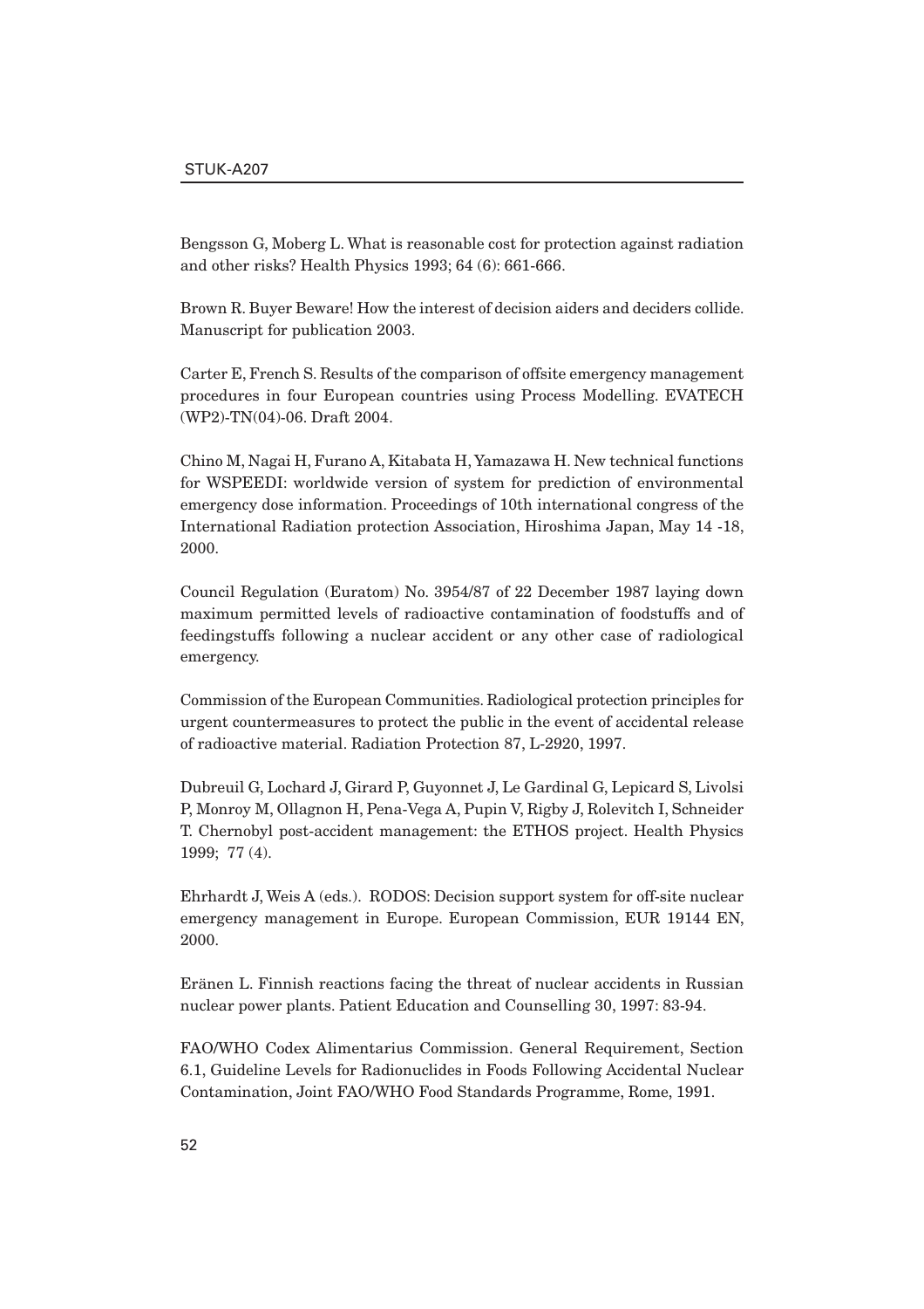Bengsson G, Moberg L. What is reasonable cost for protection against radiation and other risks? Health Physics 1993; 64 (6): 661-666.

Brown R. Buyer Beware! How the interest of decision aiders and deciders collide. Manuscript for publication 2003.

Carter E, French S. Results of the comparison of offsite emergency management procedures in four European countries using Process Modelling. EVATECH (WP2)-TN(04)-06. Draft 2004.

Chino M, Nagai H, Furano A, Kitabata H, Yamazawa H. New technical functions for WSPEEDI: worldwide version of system for prediction of environmental emergency dose information. Proceedings of 10th international congress of the International Radiation protection Association, Hiroshima Japan, May 14 -18, 2000.

Council Regulation (Euratom) No. 3954/87 of 22 December 1987 laying down maximum permitted levels of radioactive contamination of foodstuffs and of feedingstuffs following a nuclear accident or any other case of radiological emergency.

Commission of the European Communities. Radiological protection principles for urgent countermeasures to protect the public in the event of accidental release of radioactive material. Radiation Protection 87, L-2920, 1997.

Dubreuil G, Lochard J, Girard P, Guyonnet J, Le Gardinal G, Lepicard S, Livolsi P, Monroy M, Ollagnon H, Pena-Vega A, Pupin V, Rigby J, Rolevitch I, Schneider T. Chernobyl post-accident management: the ETHOS project. Health Physics 1999; 77 (4).

Ehrhardt J, Weis A (eds.). RODOS: Decision support system for off-site nuclear emergency management in Europe. European Commission, EUR 19144 EN, 2000.

Eränen L. Finnish reactions facing the threat of nuclear accidents in Russian nuclear power plants. Patient Education and Counselling 30, 1997: 83-94.

FAO/WHO Codex Alimentarius Commission. General Requirement, Section 6.1, Guideline Levels for Radionuclides in Foods Following Accidental Nuclear Contamination, Joint FAO/WHO Food Standards Programme, Rome, 1991.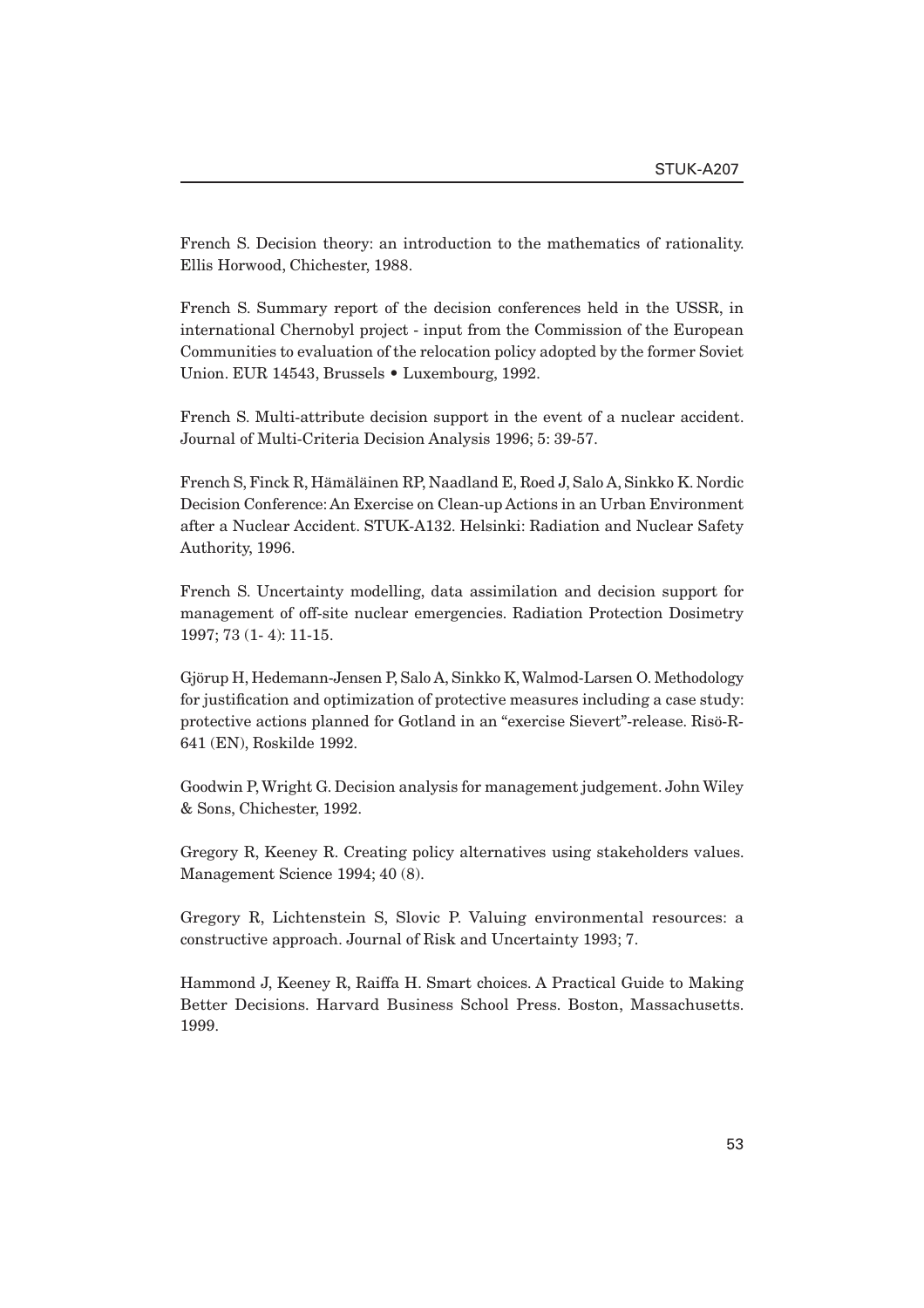French S. Decision theory: an introduction to the mathematics of rationality. Ellis Horwood, Chichester, 1988.

French S. Summary report of the decision conferences held in the USSR, in international Chernobyl project - input from the Commission of the European Communities to evaluation of the relocation policy adopted by the former Soviet Union. EUR 14543, Brussels • Luxembourg, 1992.

French S. Multi-attribute decision support in the event of a nuclear accident. Journal of Multi-Criteria Decision Analysis 1996; 5: 39-57.

French S, Finck R, Hämäläinen RP, Naadland E, Roed J, Salo A, Sinkko K. Nordic Decision Conference: An Exercise on Clean-up Actions in an Urban Environment after a Nuclear Accident. STUK-A132. Helsinki: Radiation and Nuclear Safety Authority, 1996.

French S. Uncertainty modelling, data assimilation and decision support for management of off-site nuclear emergencies. Radiation Protection Dosimetry 1997; 73 (1- 4): 11-15.

Gjörup H, Hedemann-Jensen P, Salo A, Sinkko K, Walmod-Larsen O. Methodology for justification and optimization of protective measures including a case study: protective actions planned for Gotland in an "exercise Sievert"-release. Risö-R-641 (EN), Roskilde 1992.

Goodwin P, Wright G. Decision analysis for management judgement. John Wiley & Sons, Chichester, 1992.

Gregory R, Keeney R. Creating policy alternatives using stakeholders values. Management Science 1994; 40 (8).

Gregory R, Lichtenstein S, Slovic P. Valuing environmental resources: a constructive approach. Journal of Risk and Uncertainty 1993; 7.

Hammond J, Keeney R, Raiffa H. Smart choices. A Practical Guide to Making Better Decisions. Harvard Business School Press. Boston, Massachusetts. 1999.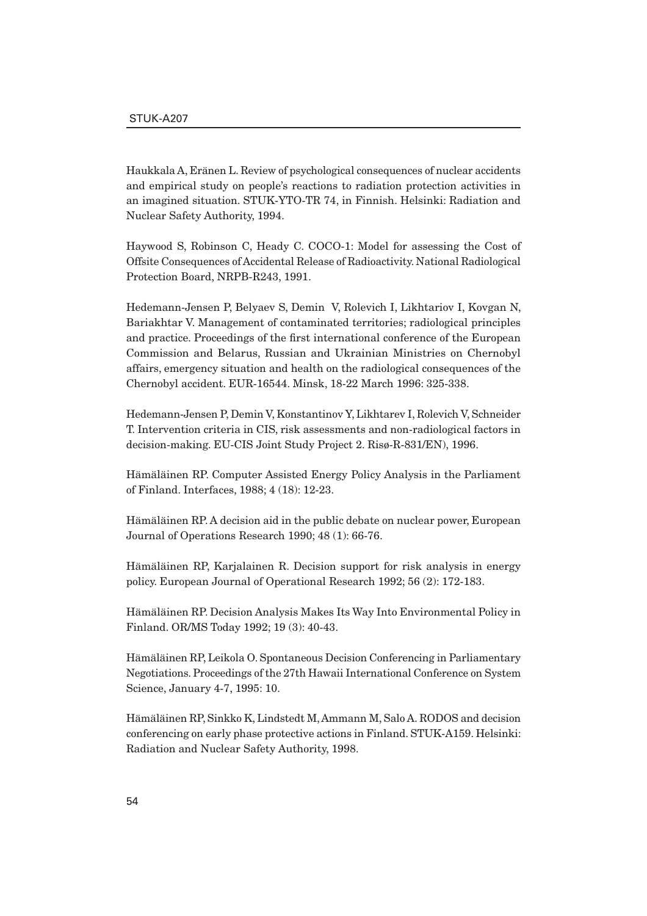Haukkala A, Eränen L. Review of psychological consequences of nuclear accidents and empirical study on people's reactions to radiation protection activities in an imagined situation. STUK-YTO-TR 74, in Finnish. Helsinki: Radiation and Nuclear Safety Authority, 1994.

Haywood S, Robinson C, Heady C. COCO-1: Model for assessing the Cost of Offsite Consequences of Accidental Release of Radioactivity. National Radiological Protection Board, NRPB-R243, 1991.

Hedemann-Jensen P, Belyaev S, Demin V, Rolevich I, Likhtariov I, Kovgan N, Bariakhtar V. Management of contaminated territories; radiological principles and practice. Proceedings of the first international conference of the European Commission and Belarus, Russian and Ukrainian Ministries on Chernobyl affairs, emergency situation and health on the radiological consequences of the Chernobyl accident. EUR-16544. Minsk, 18-22 March 1996: 325-338.

Hedemann-Jensen P, Demin V, Konstantinov Y, Likhtarev I, Rolevich V, Schneider T. Intervention criteria in CIS, risk assessments and non-radiological factors in decision-making. EU-CIS Joint Study Project 2. Risø-R-831/EN), 1996.

Hämäläinen RP. Computer Assisted Energy Policy Analysis in the Parliament of Finland. Interfaces, 1988; 4 (18): 12-23.

Hämäläinen RP. A decision aid in the public debate on nuclear power, European Journal of Operations Research 1990; 48 (1): 66-76.

Hämäläinen RP, Karjalainen R. Decision support for risk analysis in energy policy. European Journal of Operational Research 1992; 56 (2): 172-183.

Hämäläinen RP. Decision Analysis Makes Its Way Into Environmental Policy in Finland. OR/MS Today 1992; 19 (3): 40-43.

Hämäläinen RP, Leikola O. Spontaneous Decision Conferencing in Parliamentary Negotiations. Proceedings of the 27th Hawaii International Conference on System Science, January 4-7, 1995: 10.

Hämäläinen RP, Sinkko K, Lindstedt M, Ammann M, Salo A. RODOS and decision conferencing on early phase protective actions in Finland. STUK-A159. Helsinki: Radiation and Nuclear Safety Authority, 1998.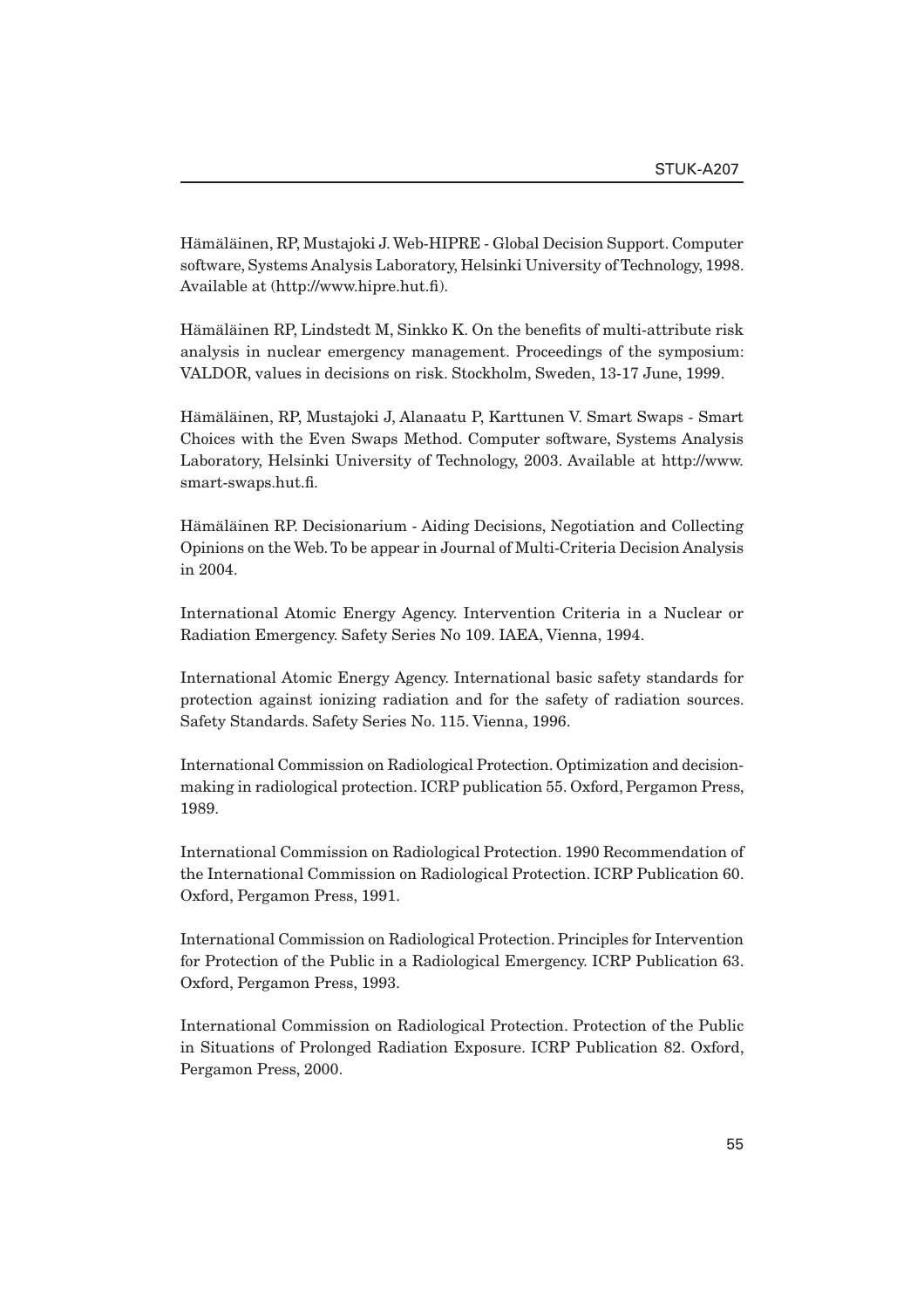Hämäläinen, RP, Mustajoki J. Web-HIPRE - Global Decision Support. Computer software, Systems Analysis Laboratory, Helsinki University of Technology, 1998. Available at (http://www.hipre.hut.fi).

Hämäläinen RP, Lindstedt M, Sinkko K. On the benefits of multi-attribute risk analysis in nuclear emergency management. Proceedings of the symposium: VALDOR, values in decisions on risk. Stockholm, Sweden, 13-17 June, 1999.

Hämäläinen, RP, Mustajoki J, Alanaatu P, Karttunen V. Smart Swaps - Smart Choices with the Even Swaps Method. Computer software, Systems Analysis Laboratory, Helsinki University of Technology, 2003. Available at http://www.smart-swaps.hut.fi.

Hämäläinen RP. Decisionarium - Aiding Decisions, Negotiation and Collecting Opinions on the Web. To be appear in Journal of Multi-Criteria Decision Analysis in 2004.

International Atomic Energy Agency. Intervention Criteria in a Nuclear or Radiation Emergency. Safety Series No 109. IAEA, Vienna, 1994.

International Atomic Energy Agency. International basic safety standards for protection against ionizing radiation and for the safety of radiation sources. Safety Standards. Safety Series No. 115. Vienna, 1996.

International Commission on Radiological Protection. Optimization and decision-making in radiological protection. ICRP publication 55. Oxford, Pergamon Press, 1989.

International Commission on Radiological Protection. 1990 Recommendation of the International Commission on Radiological Protection. ICRP Publication 60. Oxford, Pergamon Press, 1991.

International Commission on Radiological Protection. Principles for Intervention for Protection of the Public in a Radiological Emergency. ICRP Publication 63. Oxford, Pergamon Press, 1993.

International Commission on Radiological Protection. Protection of the Public in Situations of Prolonged Radiation Exposure. ICRP Publication 82. Oxford, Pergamon Press, 2000.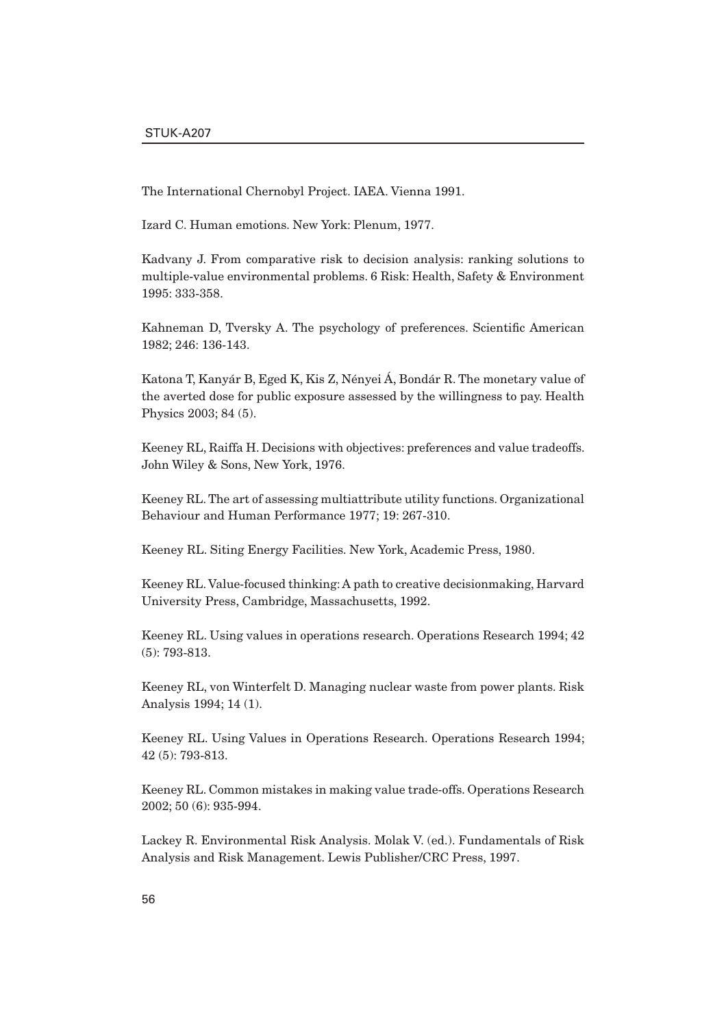The International Chernobyl Project. IAEA. Vienna 1991.

Izard C. Human emotions. New York: Plenum, 1977.

Kadvany J. From comparative risk to decision analysis: ranking solutions to multiple-value environmental problems. 6 Risk: Health, Safety & Environment 1995: 333-358.

Kahneman D, Tversky A. The psychology of preferences. Scientific American 1982; 246: 136-143.

Katona T, Kanyár B, Eged K, Kis Z, Nényei Á, Bondár R. The monetary value of the averted dose for public exposure assessed by the willingness to pay. Health Physics 2003; 84 (5).

Keeney RL, Raiffa H. Decisions with objectives: preferences and value tradeoffs. John Wiley & Sons, New York, 1976.

Keeney RL. The art of assessing multiattribute utility functions. Organizational Behaviour and Human Performance 1977; 19: 267-310.

Keeney RL. Siting Energy Facilities. New York, Academic Press, 1980.

Keeney RL. Value-focused thinking: A path to creative decisionmaking, Harvard University Press, Cambridge, Massachusetts, 1992.

Keeney RL. Using values in operations research. Operations Research 1994; 42 (5): 793-813.

Keeney RL, von Winterfelt D. Managing nuclear waste from power plants. Risk Analysis 1994; 14 (1).

Keeney RL. Using Values in Operations Research. Operations Research 1994; 42 (5): 793-813.

Keeney RL. Common mistakes in making value trade-offs. Operations Research 2002; 50 (6): 935-994.

Lackey R. Environmental Risk Analysis. Molak V. (ed.). Fundamentals of Risk Analysis and Risk Management. Lewis Publisher/CRC Press, 1997.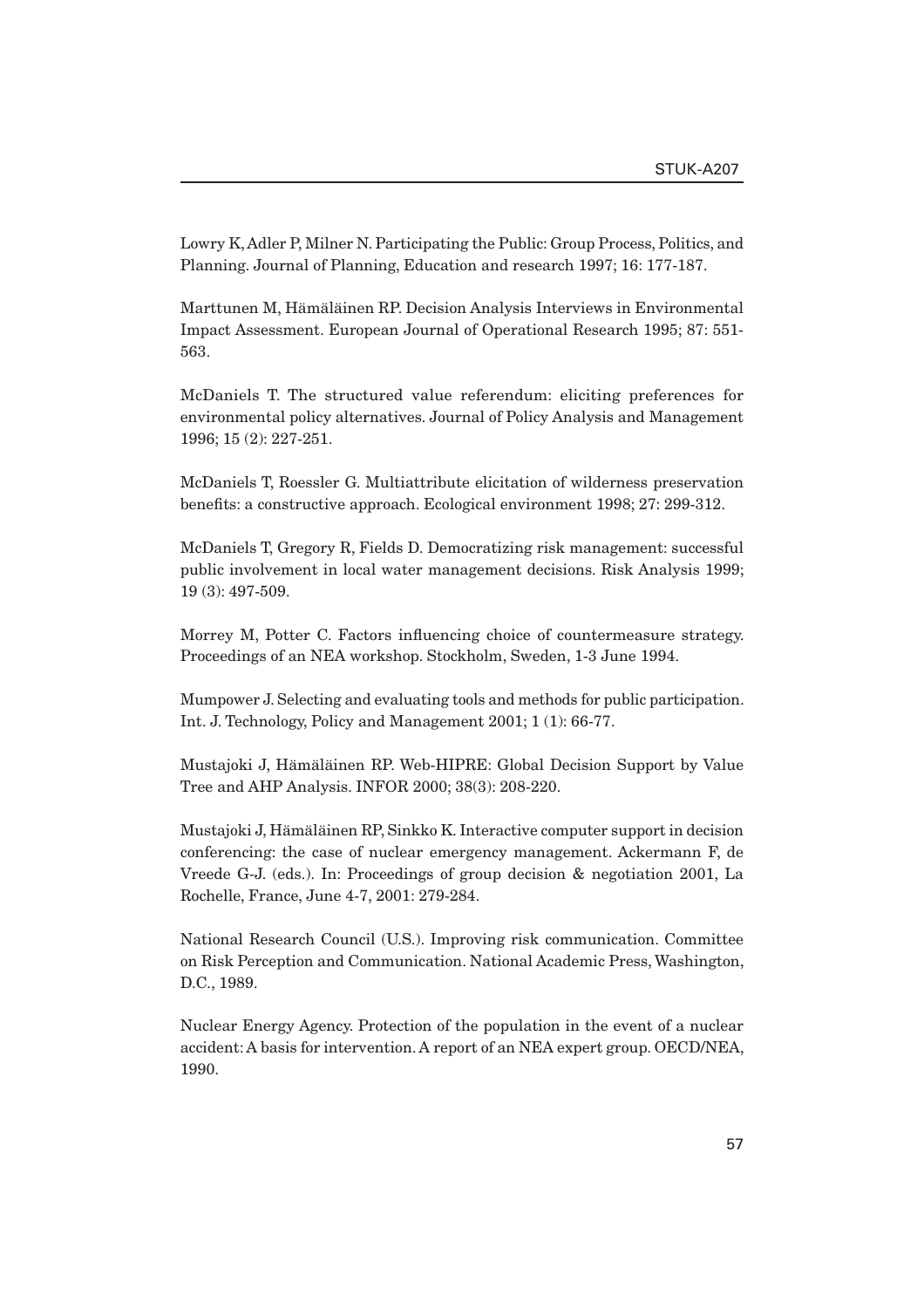Lowry K, Adler P, Milner N. Participating the Public: Group Process, Politics, and Planning. Journal of Planning, Education and research 1997; 16: 177-187.

Marttunen M, Hämäläinen RP. Decision Analysis Interviews in Environmental Impact Assessment. European Journal of Operational Research 1995; 87: 551-563.

McDaniels T. The structured value referendum: eliciting preferences for environmental policy alternatives. Journal of Policy Analysis and Management 1996; 15 (2): 227-251.

McDaniels T, Roessler G. Multiattribute elicitation of wilderness preservation benefits: a constructive approach. Ecological environment 1998; 27: 299-312.

McDaniels T, Gregory R, Fields D. Democratizing risk management: successful public involvement in local water management decisions. Risk Analysis 1999; 19 (3): 497-509.

Morrey M, Potter C. Factors influencing choice of countermeasure strategy. Proceedings of an NEA workshop. Stockholm, Sweden, 1-3 June 1994.

Mumpower J. Selecting and evaluating tools and methods for public participation. Int. J. Technology, Policy and Management 2001; 1 (1): 66-77.

Mustajoki J, Hämäläinen RP. Web-HIPRE: Global Decision Support by Value Tree and AHP Analysis. INFOR 2000; 38(3): 208-220.

Mustajoki J, Hämäläinen RP, Sinkko K. Interactive computer support in decision conferencing: the case of nuclear emergency management. Ackermann F, de Vreede G-J. (eds.). In: Proceedings of group decision & negotiation 2001, La Rochelle, France, June 4-7, 2001: 279-284.

National Research Council (U.S.). Improving risk communication. Committee on Risk Perception and Communication. National Academic Press, Washington, D.C., 1989.

Nuclear Energy Agency. Protection of the population in the event of a nuclear accident: A basis for intervention. A report of an NEA expert group. OECD/NEA, 1990.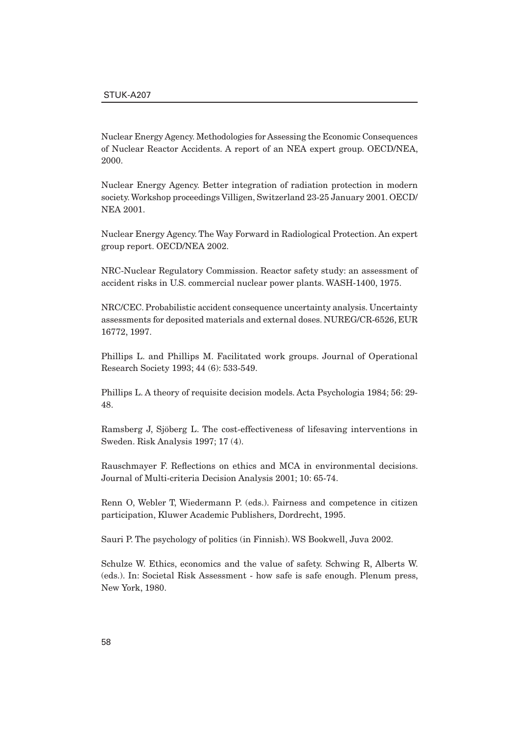Nuclear Energy Agency. Methodologies for Assessing the Economic Consequences of Nuclear Reactor Accidents. A report of an NEA expert group. OECD/NEA, 2000.

Nuclear Energy Agency. Better integration of radiation protection in modern society. Workshop proceedings Villigen, Switzerland 23-25 January 2001. OECD/NEA 2001.

Nuclear Energy Agency. The Way Forward in Radiological Protection. An expert group report. OECD/NEA 2002.

NRC-Nuclear Regulatory Commission. Reactor safety study: an assessment of accident risks in U.S. commercial nuclear power plants. WASH-1400, 1975.

NRC/CEC. Probabilistic accident consequence uncertainty analysis. Uncertainty assessments for deposited materials and external doses. NUREG/CR-6526, EUR 16772, 1997.

Phillips L. and Phillips M. Facilitated work groups. Journal of Operational Research Society 1993; 44 (6): 533-549.

Phillips L. A theory of requisite decision models. Acta Psychologia 1984; 56: 29-48.

Ramsberg J, Sjöberg L. The cost-effectiveness of lifesaving interventions in Sweden. Risk Analysis 1997; 17 (4).

Rauschmayer F. Reflections on ethics and MCA in environmental decisions. Journal of Multi-criteria Decision Analysis 2001; 10: 65-74.

Renn O, Webler T, Wiedermann P. (eds.). Fairness and competence in citizen participation, Kluwer Academic Publishers, Dordrecht, 1995.

Sauri P. The psychology of politics (in Finnish). WS Bookwell, Juva 2002.

Schulze W. Ethics, economics and the value of safety. Schwing R, Alberts W. (eds.). In: Societal Risk Assessment - how safe is safe enough. Plenum press, New York, 1980.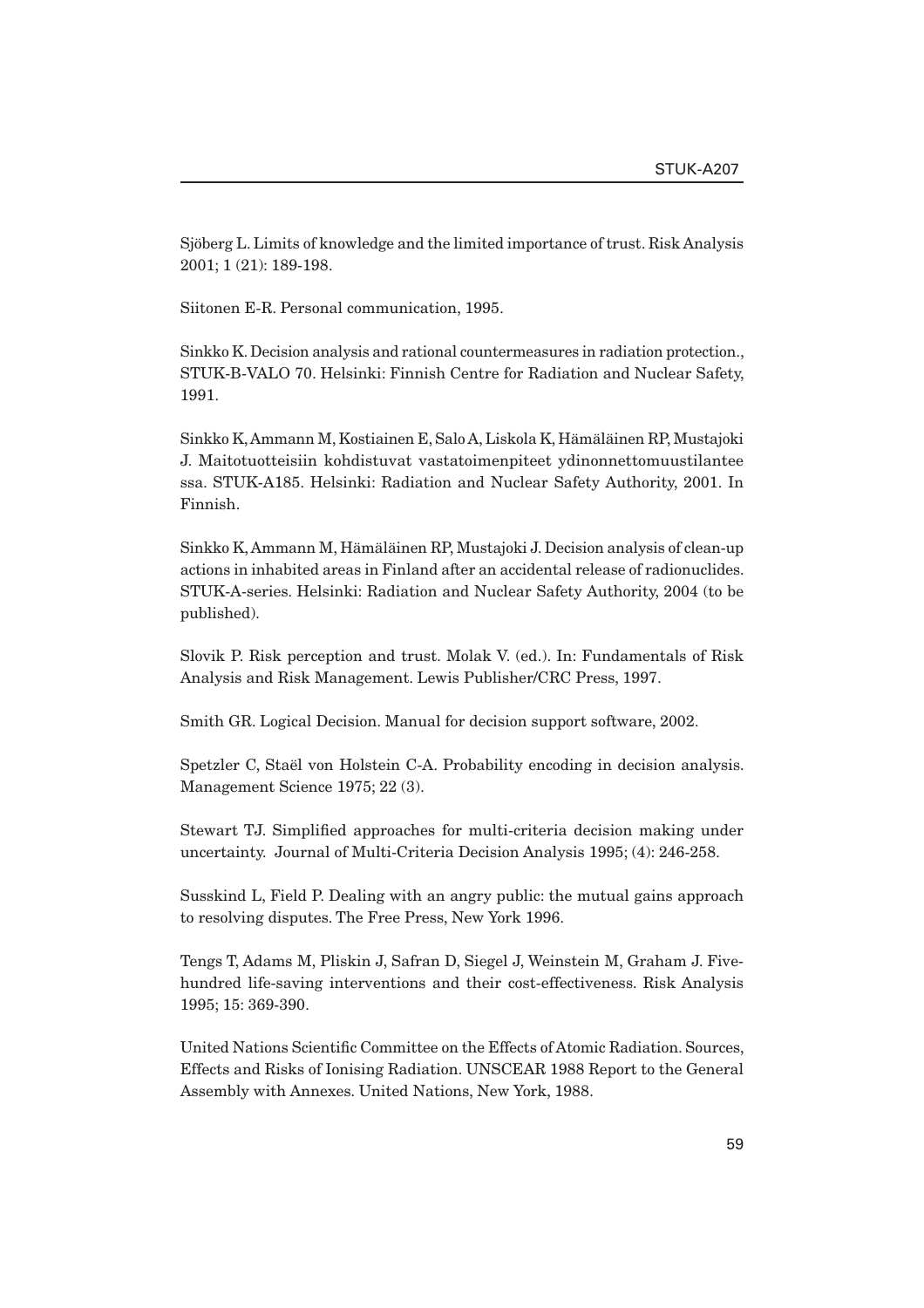Sjöberg L. Limits of knowledge and the limited importance of trust. Risk Analysis 2001; 1 (21): 189-198.

Siitonen E-R. Personal communication, 1995.

Sinkko K. Decision analysis and rational countermeasures in radiation protection., STUK-B-VALO 70. Helsinki: Finnish Centre for Radiation and Nuclear Safety, 1991.

Sinkko K, Ammann M, Kostiainen E, Salo A, Liskola K, Hämäläinen RP, Mustajoki J. Maitotuotteisiin kohdistuvat vastatoimenpiteet ydinonnettomuustilantee ssa. STUK-A185. Helsinki: Radiation and Nuclear Safety Authority, 2001. In Finnish.

Sinkko K, Ammann M, Hämäläinen RP, Mustajoki J. Decision analysis of clean-up actions in inhabited areas in Finland after an accidental release of radionuclides. STUK-A-series. Helsinki: Radiation and Nuclear Safety Authority, 2004 (to be published).

Slovik P. Risk perception and trust. Molak V. (ed.). In: Fundamentals of Risk Analysis and Risk Management. Lewis Publisher/CRC Press, 1997.

Smith GR. Logical Decision. Manual for decision support software, 2002.

Spetzler C, Staël von Holstein C-A. Probability encoding in decision analysis. Management Science 1975; 22 (3).

Stewart TJ. Simplified approaches for multi-criteria decision making under uncertainty. Journal of Multi-Criteria Decision Analysis 1995; (4): 246-258.

Susskind L, Field P. Dealing with an angry public: the mutual gains approach to resolving disputes. The Free Press, New York 1996.

Tengs T, Adams M, Pliskin J, Safran D, Siegel J, Weinstein M, Graham J. Five-hundred life-saving interventions and their cost-effectiveness. Risk Analysis 1995; 15: 369-390.

United Nations Scientific Committee on the Effects of Atomic Radiation. Sources, Effects and Risks of Ionising Radiation. UNSCEAR 1988 Report to the General Assembly with Annexes. United Nations, New York, 1988.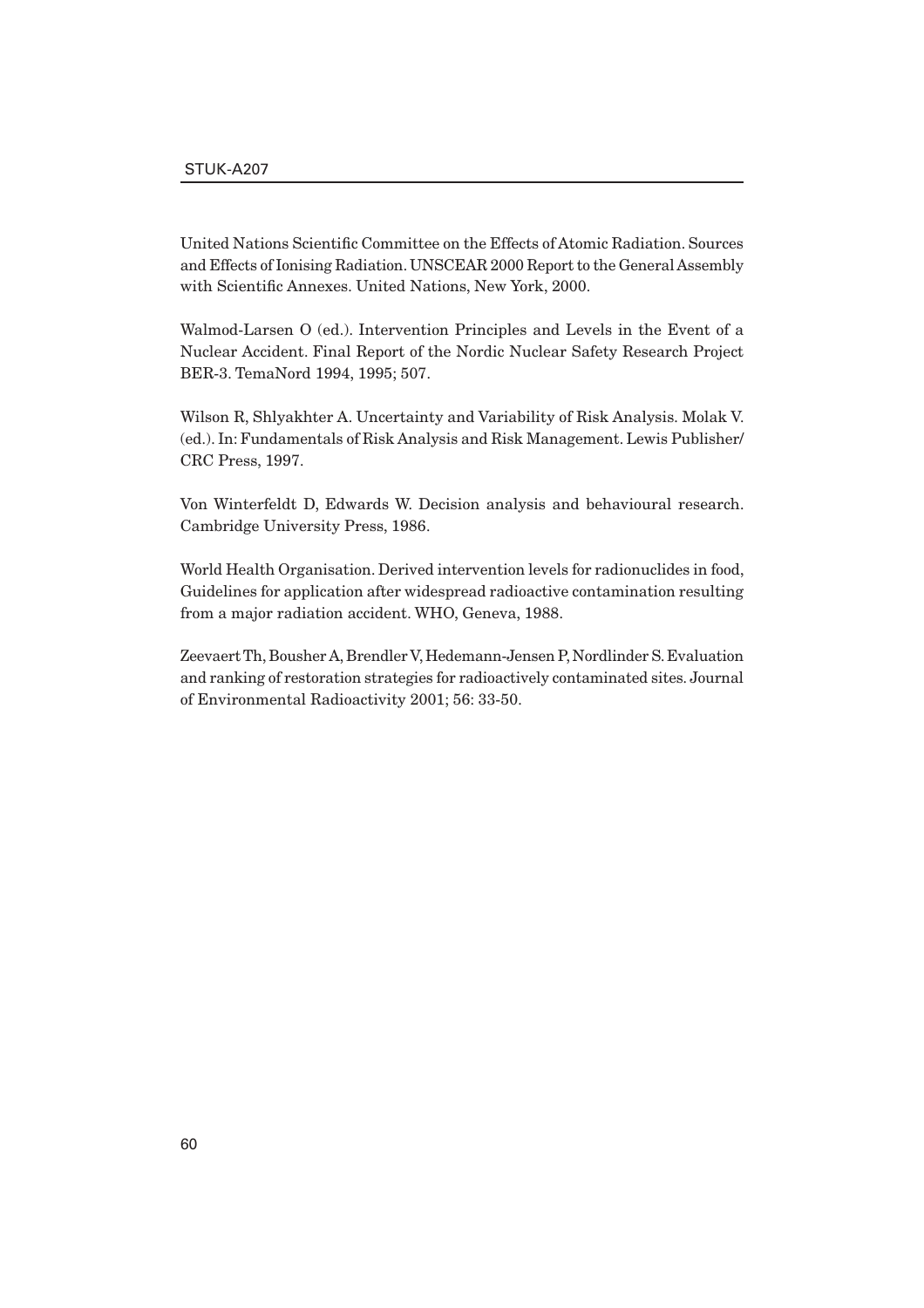United Nations Scientific Committee on the Effects of Atomic Radiation. Sources and Effects of Ionising Radiation. UNSCEAR 2000 Report to the General Assembly with Scientific Annexes. United Nations, New York, 2000.

Walmod-Larsen O (ed.). Intervention Principles and Levels in the Event of a Nuclear Accident. Final Report of the Nordic Nuclear Safety Research Project BER-3. TemaNord 1994, 1995; 507.

Wilson R, Shlyakhter A. Uncertainty and Variability of Risk Analysis. Molak V. (ed.). In: Fundamentals of Risk Analysis and Risk Management. Lewis Publisher/ CRC Press, 1997.

Von Winterfeldt D, Edwards W. Decision analysis and behavioural research. Cambridge University Press, 1986.

World Health Organisation. Derived intervention levels for radionuclides in food, Guidelines for application after widespread radioactive contamination resulting from a major radiation accident. WHO, Geneva, 1988.

Zeevaert Th, Bousher A, Brendler V, Hedemann-Jensen P, Nordlinder S. Evaluation and ranking of restoration strategies for radioactively contaminated sites. Journal of Environmental Radioactivity 2001; 56: 33-50.